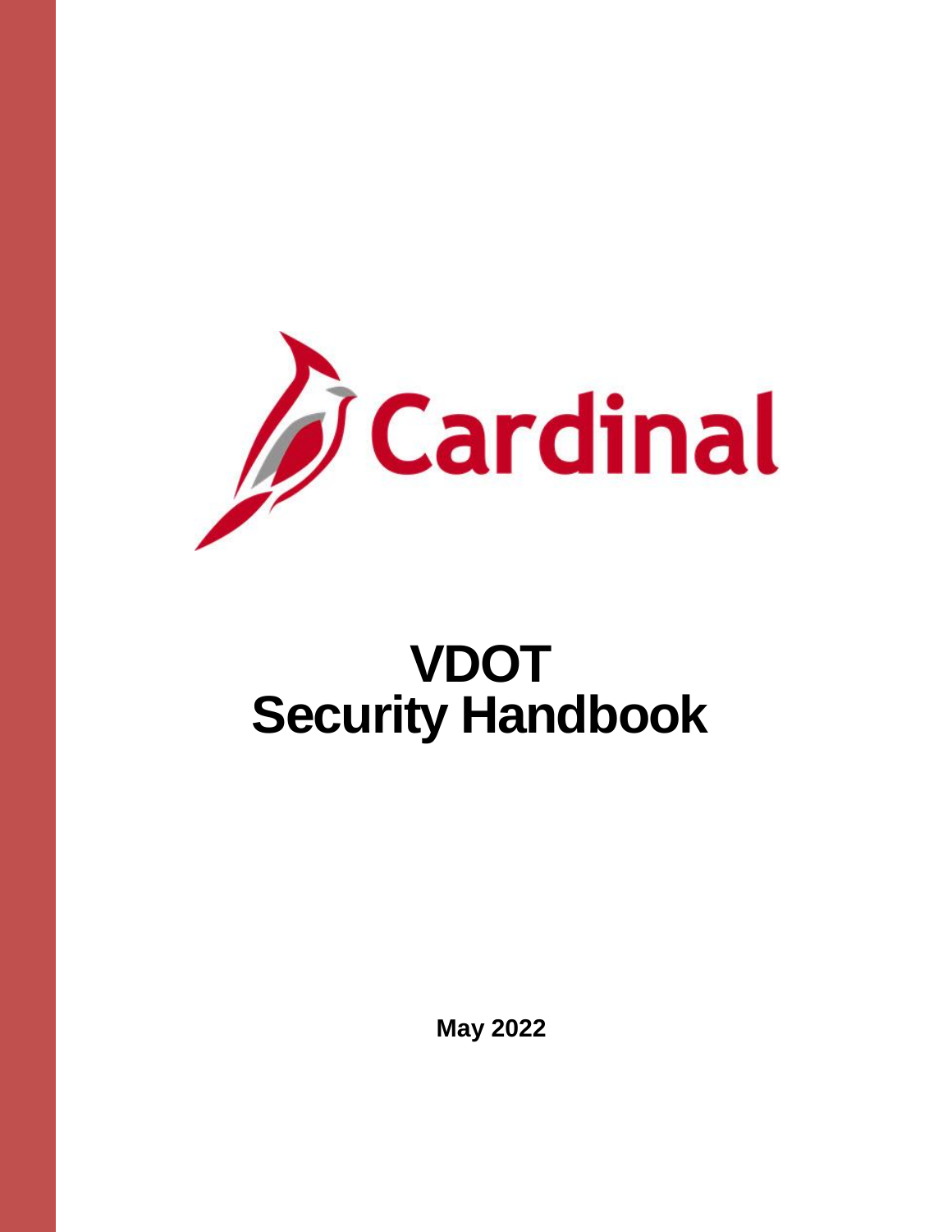Cardinal

# VDOT Security Handbook

**May 2022**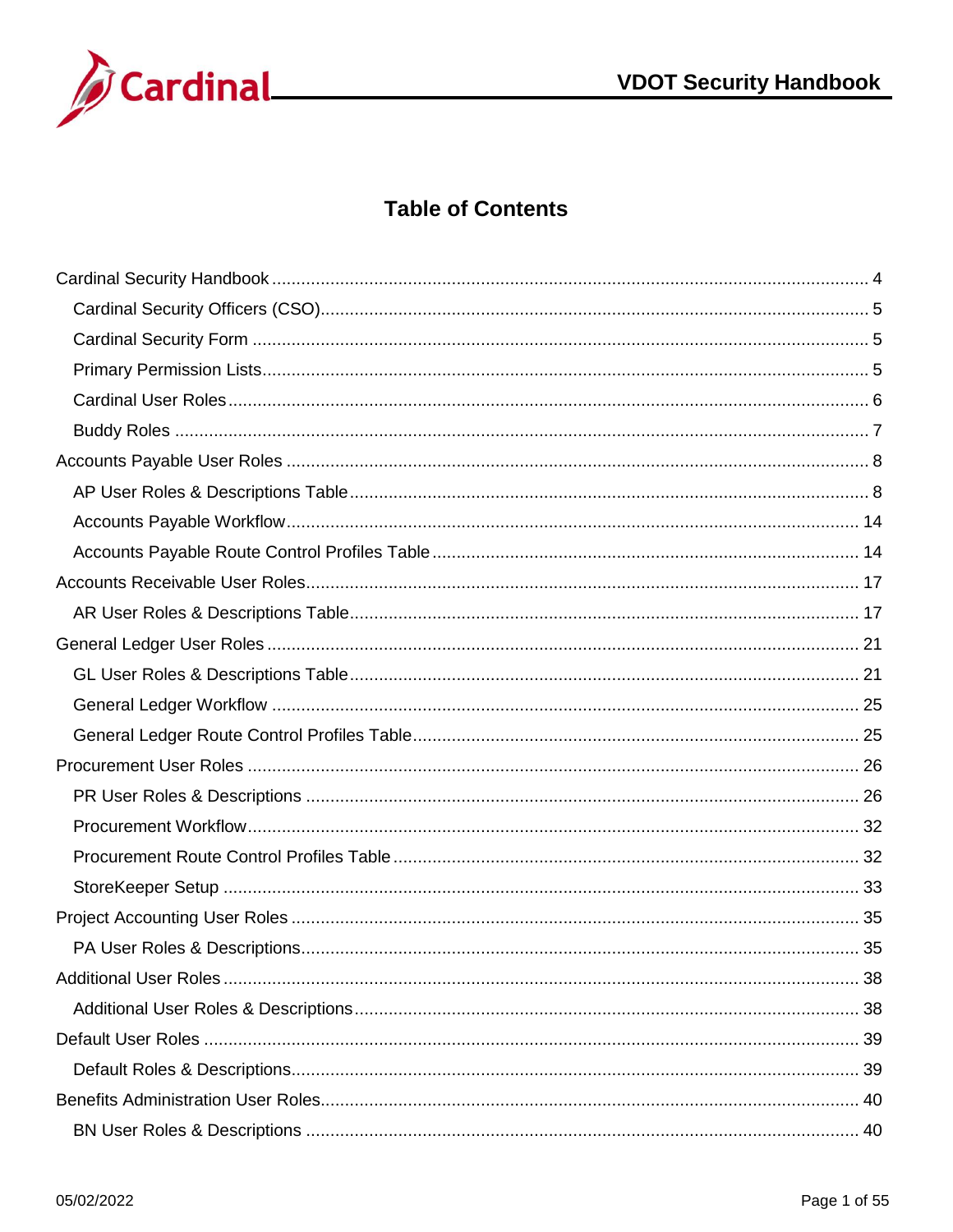# Table of Contents

- Cardinal Security Handbook .......... 4
  - Cardinal Security Officers (CSO) .......... 5
  - Cardinal Security Form .......... 5
  - Primary Permission Lists .......... 5
  - Cardinal User Roles .......... 6
  - Buddy Roles .......... 7
- Accounts Payable User Roles .......... 8
  - AP User Roles & Descriptions Table .......... 8
  - Accounts Payable Workflow .......... 14
  - Accounts Payable Route Control Profiles Table .......... 14
- Accounts Receivable User Roles .......... 17
  - AR User Roles & Descriptions Table .......... 17
- General Ledger User Roles .......... 21
  - GL User Roles & Descriptions Table .......... 21
  - General Ledger Workflow .......... 25
  - General Ledger Route Control Profiles Table .......... 25
- Procurement User Roles .......... 26
  - PR User Roles & Descriptions .......... 26
  - Procurement Workflow .......... 32
  - Procurement Route Control Profiles Table .......... 32
  - StoreKeeper Setup .......... 33
- Project Accounting User Roles .......... 35
  - PA User Roles & Descriptions .......... 35
- Additional User Roles .......... 38
  - Additional User Roles & Descriptions .......... 38
- Default User Roles .......... 39
  - Default Roles & Descriptions .......... 39
- Benefits Administration User Roles .......... 40
  - BN User Roles & Descriptions .......... 40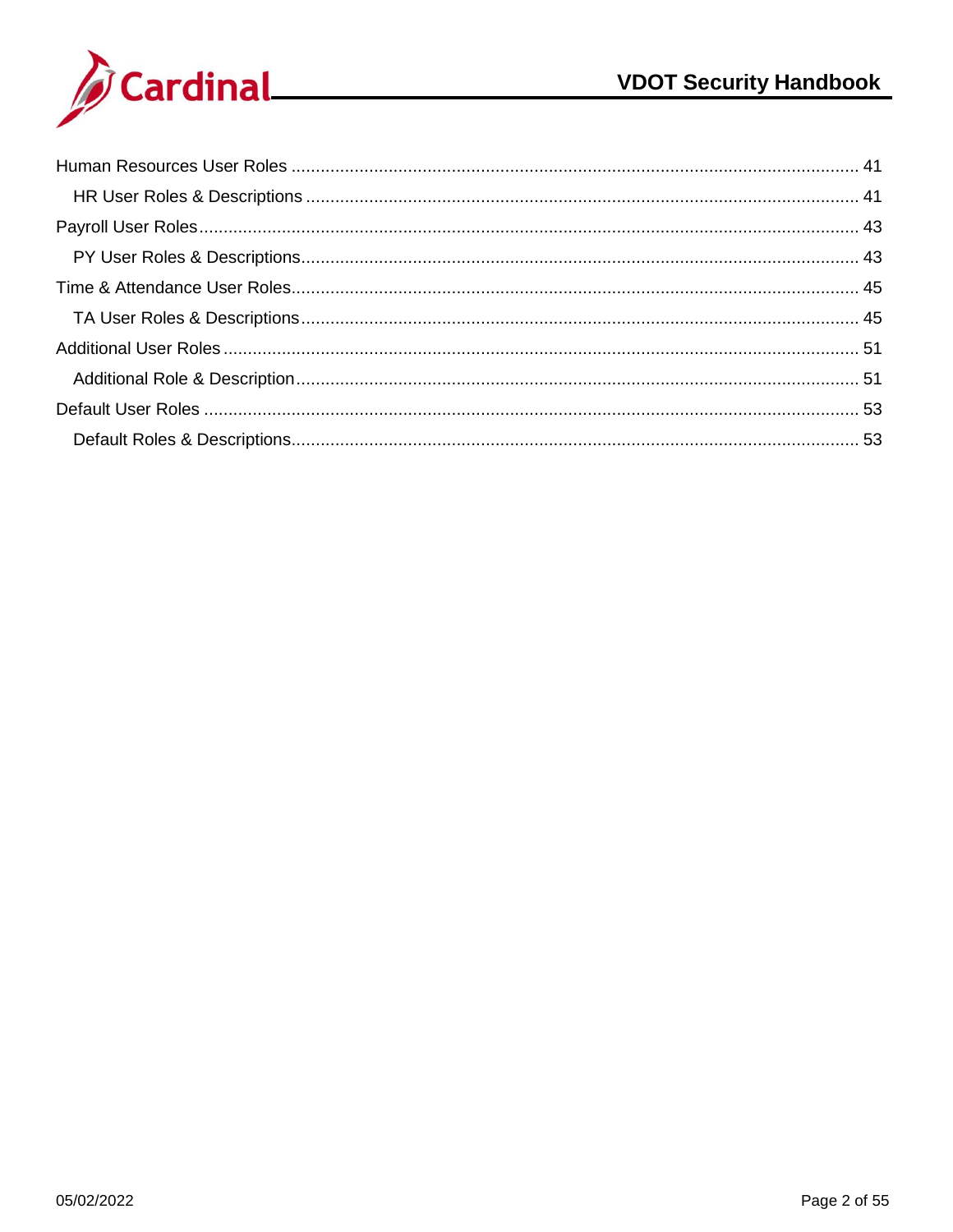Human Resources User Roles .................................................................................................................... 41

- HR User Roles & Descriptions ................................................................................................................. 41

Payroll User Roles....................................................................................................................................... 43

- PY User Roles & Descriptions.................................................................................................................. 43

Time & Attendance User Roles.................................................................................................................... 45

- TA User Roles & Descriptions.................................................................................................................. 45

Additional User Roles .................................................................................................................................. 51

- Additional Role & Description................................................................................................................... 51

Default User Roles ....................................................................................................................................... 53

- Default Roles & Descriptions.................................................................................................................... 53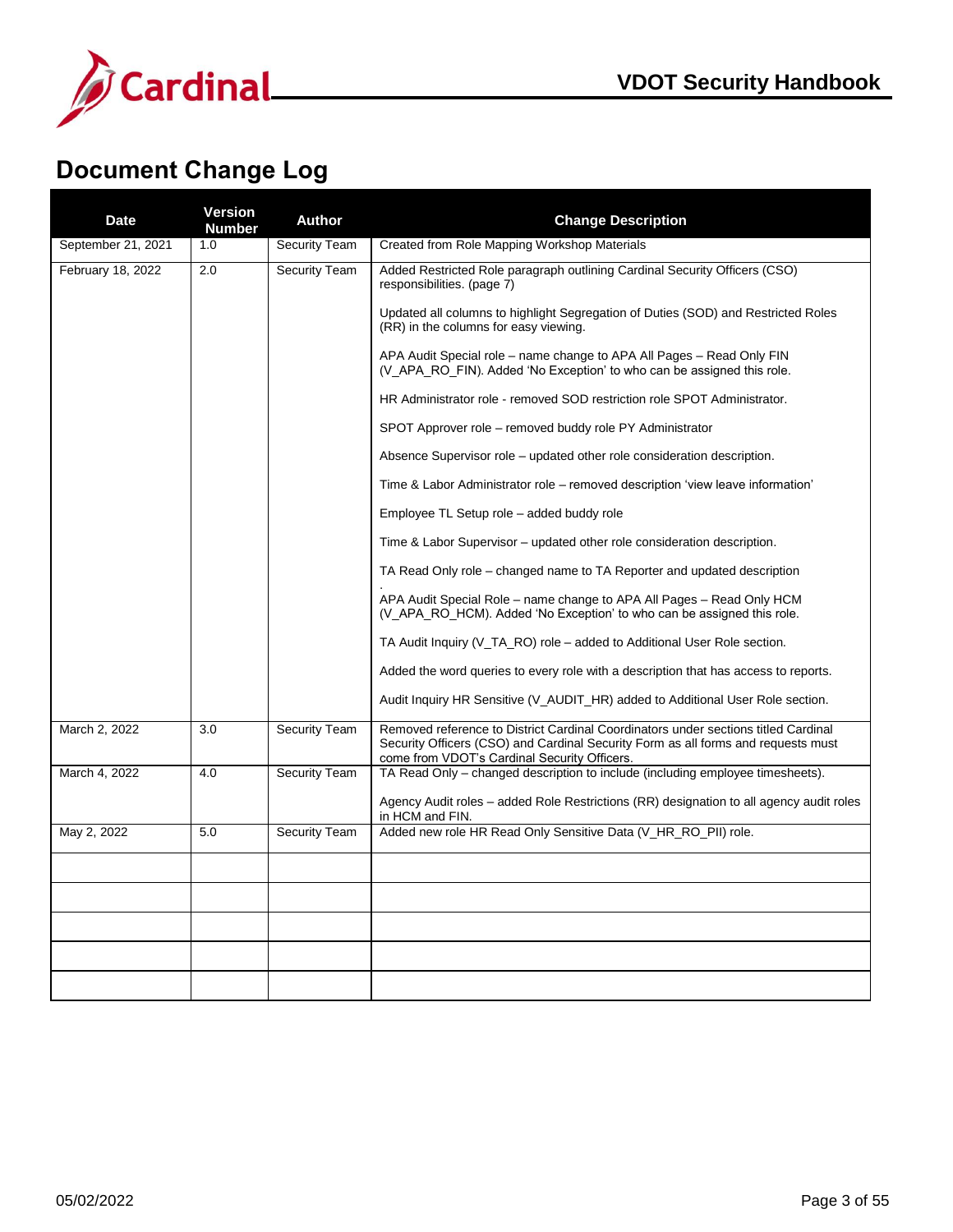# Document Change Log

| Date | Version Number | Author | Change Description |
|---|---|---|---|
| September 21, 2021 | 1.0 | Security Team | Created from Role Mapping Workshop Materials |
| February 18, 2022 | 2.0 | Security Team | Added Restricted Role paragraph outlining Cardinal Security Officers (CSO) responsibilities. (page 7)<br><br>Updated all columns to highlight Segregation of Duties (SOD) and Restricted Roles (RR) in the columns for easy viewing.<br><br>APA Audit Special role – name change to APA All Pages – Read Only FIN (V_APA_RO_FIN). Added 'No Exception' to who can be assigned this role.<br><br>HR Administrator role - removed SOD restriction role SPOT Administrator.<br><br>SPOT Approver role – removed buddy role PY Administrator<br><br>Absence Supervisor role – updated other role consideration description.<br><br>Time & Labor Administrator role – removed description 'view leave information'<br><br>Employee TL Setup role – added buddy role<br><br>Time & Labor Supervisor – updated other role consideration description.<br><br>TA Read Only role – changed name to TA Reporter and updated description<br>.<br>APA Audit Special Role – name change to APA All Pages – Read Only HCM (V_APA_RO_HCM). Added 'No Exception' to who can be assigned this role.<br><br>TA Audit Inquiry (V_TA_RO) role – added to Additional User Role section.<br><br>Added the word queries to every role with a description that has access to reports.<br><br>Audit Inquiry HR Sensitive (V_AUDIT_HR) added to Additional User Role section. |
| March 2, 2022 | 3.0 | Security Team | Removed reference to District Cardinal Coordinators under sections titled Cardinal Security Officers (CSO) and Cardinal Security Form as all forms and requests must come from VDOT's Cardinal Security Officers. |
| March 4, 2022 | 4.0 | Security Team | TA Read Only – changed description to include (including employee timesheets).<br><br>Agency Audit roles – added Role Restrictions (RR) designation to all agency audit roles in HCM and FIN. |
| May 2, 2022 | 5.0 | Security Team | Added new role HR Read Only Sensitive Data (V_HR_RO_PII) role. |
| | | | |
| | | | |
| | | | |
| | | | |
| | | | |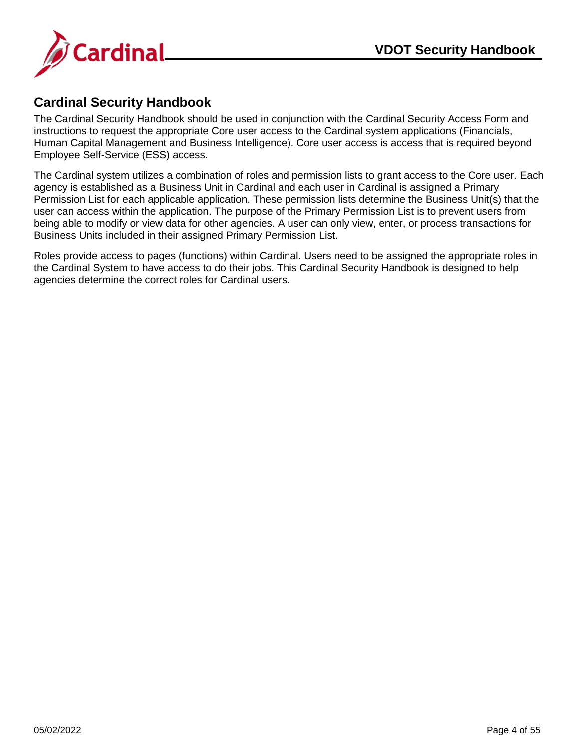## Cardinal Security Handbook

The Cardinal Security Handbook should be used in conjunction with the Cardinal Security Access Form and instructions to request the appropriate Core user access to the Cardinal system applications (Financials, Human Capital Management and Business Intelligence). Core user access is access that is required beyond Employee Self-Service (ESS) access.

The Cardinal system utilizes a combination of roles and permission lists to grant access to the Core user. Each agency is established as a Business Unit in Cardinal and each user in Cardinal is assigned a Primary Permission List for each applicable application. These permission lists determine the Business Unit(s) that the user can access within the application. The purpose of the Primary Permission List is to prevent users from being able to modify or view data for other agencies. A user can only view, enter, or process transactions for Business Units included in their assigned Primary Permission List.

Roles provide access to pages (functions) within Cardinal. Users need to be assigned the appropriate roles in the Cardinal System to have access to do their jobs. This Cardinal Security Handbook is designed to help agencies determine the correct roles for Cardinal users.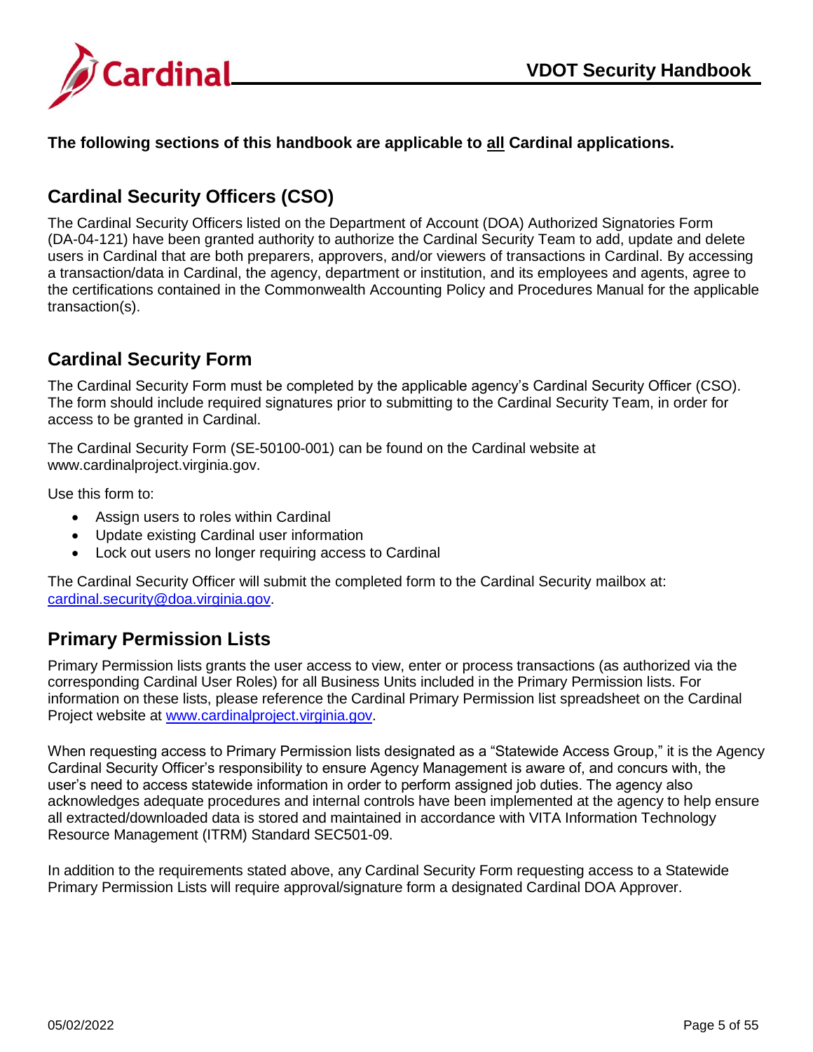**The following sections of this handbook are applicable to all Cardinal applications.**

## Cardinal Security Officers (CSO)

The Cardinal Security Officers listed on the Department of Account (DOA) Authorized Signatories Form (DA-04-121) have been granted authority to authorize the Cardinal Security Team to add, update and delete users in Cardinal that are both preparers, approvers, and/or viewers of transactions in Cardinal. By accessing a transaction/data in Cardinal, the agency, department or institution, and its employees and agents, agree to the certifications contained in the Commonwealth Accounting Policy and Procedures Manual for the applicable transaction(s).

## Cardinal Security Form

The Cardinal Security Form must be completed by the applicable agency's Cardinal Security Officer (CSO). The form should include required signatures prior to submitting to the Cardinal Security Team, in order for access to be granted in Cardinal.

The Cardinal Security Form (SE-50100-001) can be found on the Cardinal website at www.cardinalproject.virginia.gov.

Use this form to:

- Assign users to roles within Cardinal
- Update existing Cardinal user information
- Lock out users no longer requiring access to Cardinal

The Cardinal Security Officer will submit the completed form to the Cardinal Security mailbox at: cardinal.security@doa.virginia.gov.

## Primary Permission Lists

Primary Permission lists grants the user access to view, enter or process transactions (as authorized via the corresponding Cardinal User Roles) for all Business Units included in the Primary Permission lists. For information on these lists, please reference the Cardinal Primary Permission list spreadsheet on the Cardinal Project website at www.cardinalproject.virginia.gov.

When requesting access to Primary Permission lists designated as a "Statewide Access Group," it is the Agency Cardinal Security Officer's responsibility to ensure Agency Management is aware of, and concurs with, the user's need to access statewide information in order to perform assigned job duties. The agency also acknowledges adequate procedures and internal controls have been implemented at the agency to help ensure all extracted/downloaded data is stored and maintained in accordance with VITA Information Technology Resource Management (ITRM) Standard SEC501-09.

In addition to the requirements stated above, any Cardinal Security Form requesting access to a Statewide Primary Permission Lists will require approval/signature form a designated Cardinal DOA Approver.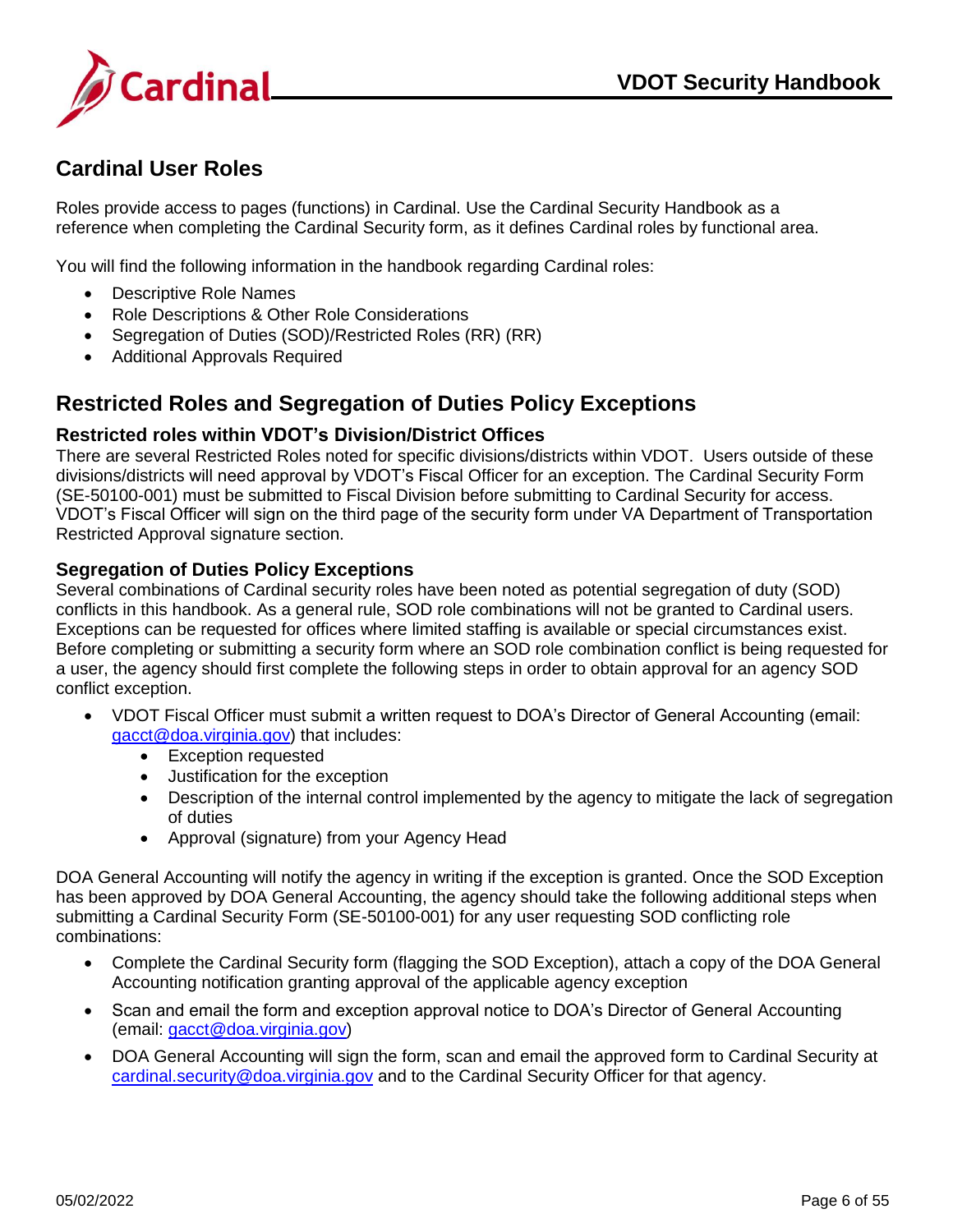## Cardinal User Roles

Roles provide access to pages (functions) in Cardinal. Use the Cardinal Security Handbook as a reference when completing the Cardinal Security form, as it defines Cardinal roles by functional area.

You will find the following information in the handbook regarding Cardinal roles:

- Descriptive Role Names
- Role Descriptions & Other Role Considerations
- Segregation of Duties (SOD)/Restricted Roles (RR) (RR)
- Additional Approvals Required

## Restricted Roles and Segregation of Duties Policy Exceptions

### Restricted roles within VDOT's Division/District Offices

There are several Restricted Roles noted for specific divisions/districts within VDOT. Users outside of these divisions/districts will need approval by VDOT's Fiscal Officer for an exception. The Cardinal Security Form (SE-50100-001) must be submitted to Fiscal Division before submitting to Cardinal Security for access. VDOT's Fiscal Officer will sign on the third page of the security form under VA Department of Transportation Restricted Approval signature section.

### Segregation of Duties Policy Exceptions

Several combinations of Cardinal security roles have been noted as potential segregation of duty (SOD) conflicts in this handbook. As a general rule, SOD role combinations will not be granted to Cardinal users. Exceptions can be requested for offices where limited staffing is available or special circumstances exist. Before completing or submitting a security form where an SOD role combination conflict is being requested for a user, the agency should first complete the following steps in order to obtain approval for an agency SOD conflict exception.

- VDOT Fiscal Officer must submit a written request to DOA's Director of General Accounting (email: gacct@doa.virginia.gov) that includes:
  - Exception requested
  - Justification for the exception
  - Description of the internal control implemented by the agency to mitigate the lack of segregation of duties
  - Approval (signature) from your Agency Head

DOA General Accounting will notify the agency in writing if the exception is granted. Once the SOD Exception has been approved by DOA General Accounting, the agency should take the following additional steps when submitting a Cardinal Security Form (SE-50100-001) for any user requesting SOD conflicting role combinations:

- Complete the Cardinal Security form (flagging the SOD Exception), attach a copy of the DOA General Accounting notification granting approval of the applicable agency exception
- Scan and email the form and exception approval notice to DOA's Director of General Accounting (email: gacct@doa.virginia.gov)
- DOA General Accounting will sign the form, scan and email the approved form to Cardinal Security at cardinal.security@doa.virginia.gov and to the Cardinal Security Officer for that agency.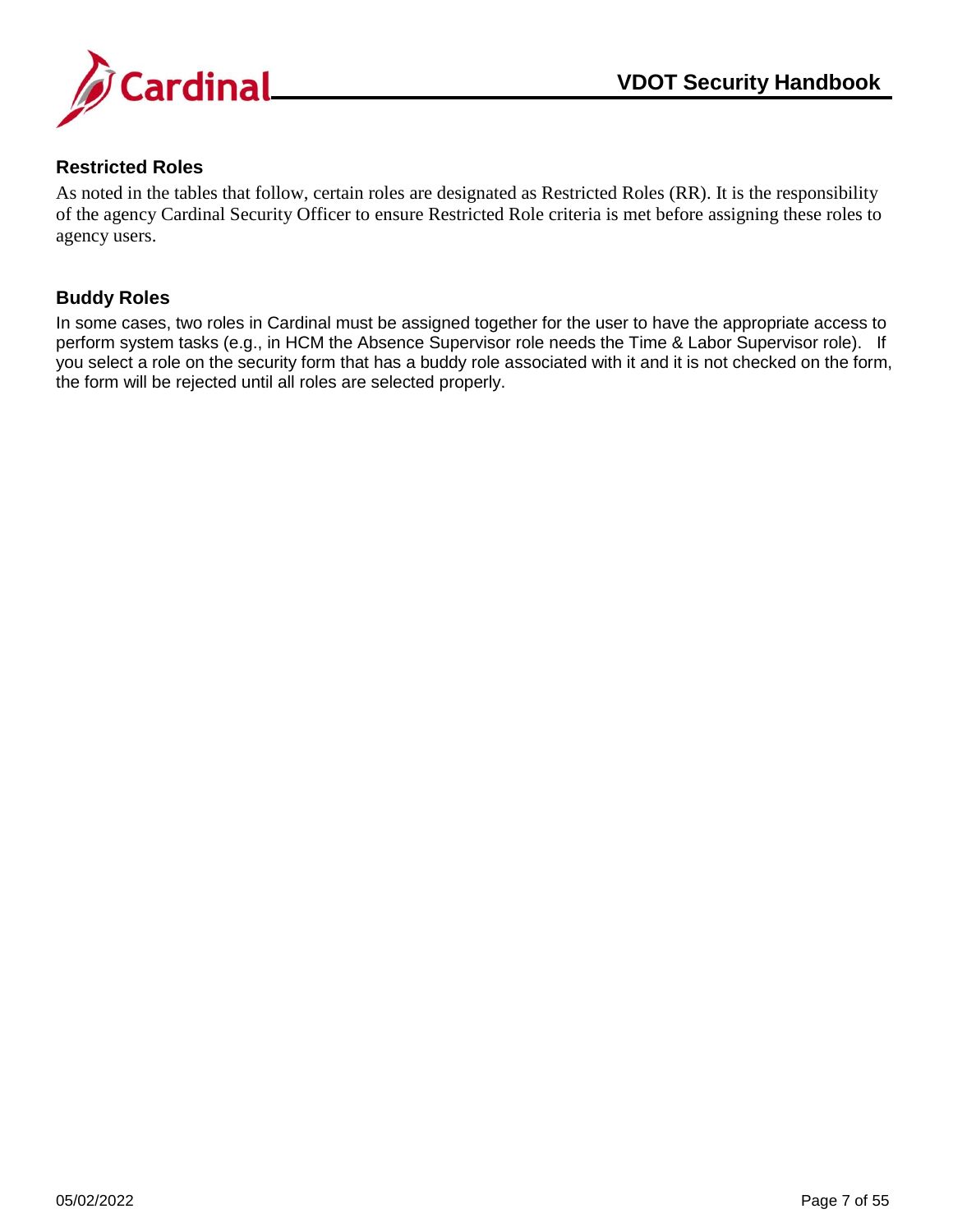## Restricted Roles

As noted in the tables that follow, certain roles are designated as Restricted Roles (RR). It is the responsibility of the agency Cardinal Security Officer to ensure Restricted Role criteria is met before assigning these roles to agency users.

## Buddy Roles

In some cases, two roles in Cardinal must be assigned together for the user to have the appropriate access to perform system tasks (e.g., in HCM the Absence Supervisor role needs the Time & Labor Supervisor role). If you select a role on the security form that has a buddy role associated with it and it is not checked on the form, the form will be rejected until all roles are selected properly.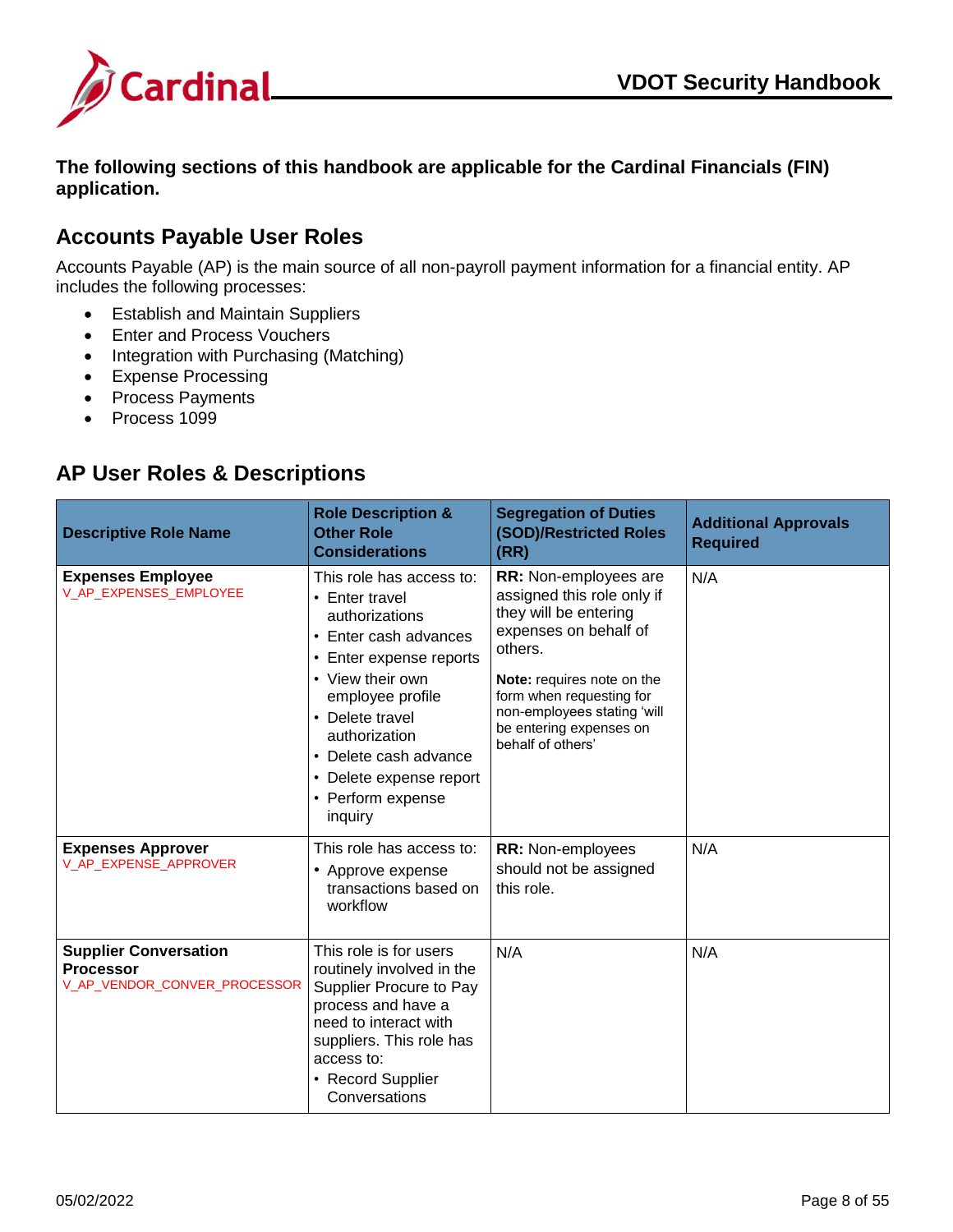**The following sections of this handbook are applicable for the Cardinal Financials (FIN) application.**

## Accounts Payable User Roles

Accounts Payable (AP) is the main source of all non-payroll payment information for a financial entity. AP includes the following processes:

- Establish and Maintain Suppliers
- Enter and Process Vouchers
- Integration with Purchasing (Matching)
- Expense Processing
- Process Payments
- Process 1099

## AP User Roles & Descriptions

| Descriptive Role Name | Role Description & Other Role Considerations | Segregation of Duties (SOD)/Restricted Roles (RR) | Additional Approvals Required |
|---|---|---|---|
| **Expenses Employee**<br>V_AP_EXPENSES_EMPLOYEE | This role has access to:<br>• Enter travel authorizations<br>• Enter cash advances<br>• Enter expense reports<br>• View their own employee profile<br>• Delete travel authorization<br>• Delete cash advance<br>• Delete expense report<br>• Perform expense inquiry | **RR:** Non-employees are assigned this role only if they will be entering expenses on behalf of others.<br>**Note:** requires note on the form when requesting for non-employees stating 'will be entering expenses on behalf of others' | N/A |
| **Expenses Approver**<br>V_AP_EXPENSE_APPROVER | This role has access to:<br>• Approve expense transactions based on workflow | **RR:** Non-employees should not be assigned this role. | N/A |
| **Supplier Conversation Processor**<br>V_AP_VENDOR_CONVER_PROCESSOR | This role is for users routinely involved in the Supplier Procure to Pay process and have a need to interact with suppliers. This role has access to:<br>• Record Supplier Conversations | N/A | N/A |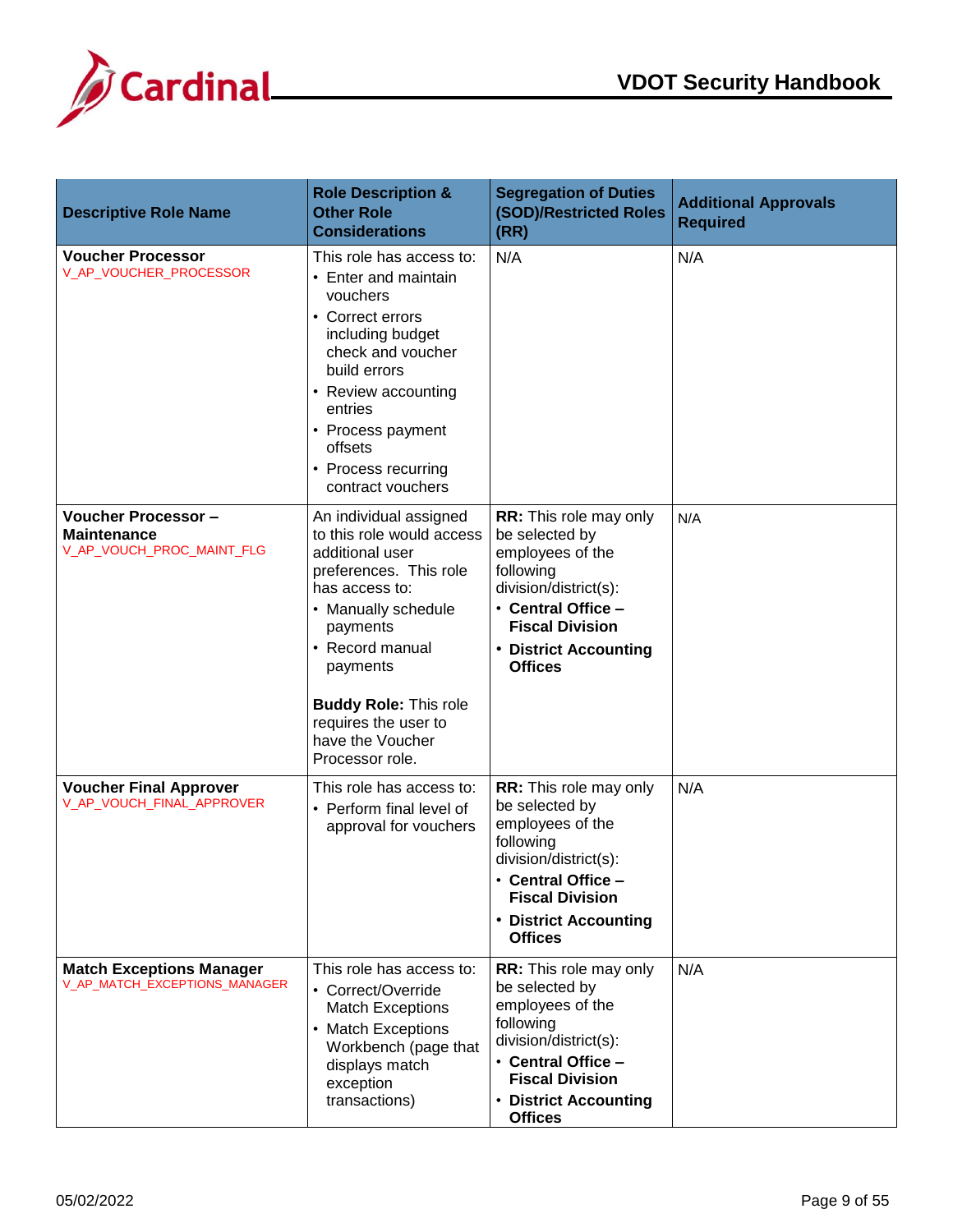| Descriptive Role Name | Role Description & Other Role Considerations | Segregation of Duties (SOD)/Restricted Roles (RR) | Additional Approvals Required |
|---|---|---|---|
| **Voucher Processor** V_AP_VOUCHER_PROCESSOR | This role has access to: • Enter and maintain vouchers • Correct errors including budget check and voucher build errors • Review accounting entries • Process payment offsets • Process recurring contract vouchers | N/A | N/A |
| **Voucher Processor – Maintenance** V_AP_VOUCH_PROC_MAINT_FLG | An individual assigned to this role would access additional user preferences. This role has access to: • Manually schedule payments • Record manual payments<br><br>**Buddy Role:** This role requires the user to have the Voucher Processor role. | **RR:** This role may only be selected by employees of the following division/district(s): • **Central Office – Fiscal Division** • **District Accounting Offices** | N/A |
| **Voucher Final Approver** V_AP_VOUCH_FINAL_APPROVER | This role has access to: • Perform final level of approval for vouchers | **RR:** This role may only be selected by employees of the following division/district(s): • **Central Office – Fiscal Division** • **District Accounting Offices** | N/A |
| **Match Exceptions Manager** V_AP_MATCH_EXCEPTIONS_MANAGER | This role has access to: • Correct/Override Match Exceptions • Match Exceptions Workbench (page that displays match exception transactions) | **RR:** This role may only be selected by employees of the following division/district(s): • **Central Office – Fiscal Division** • **District Accounting Offices** | N/A |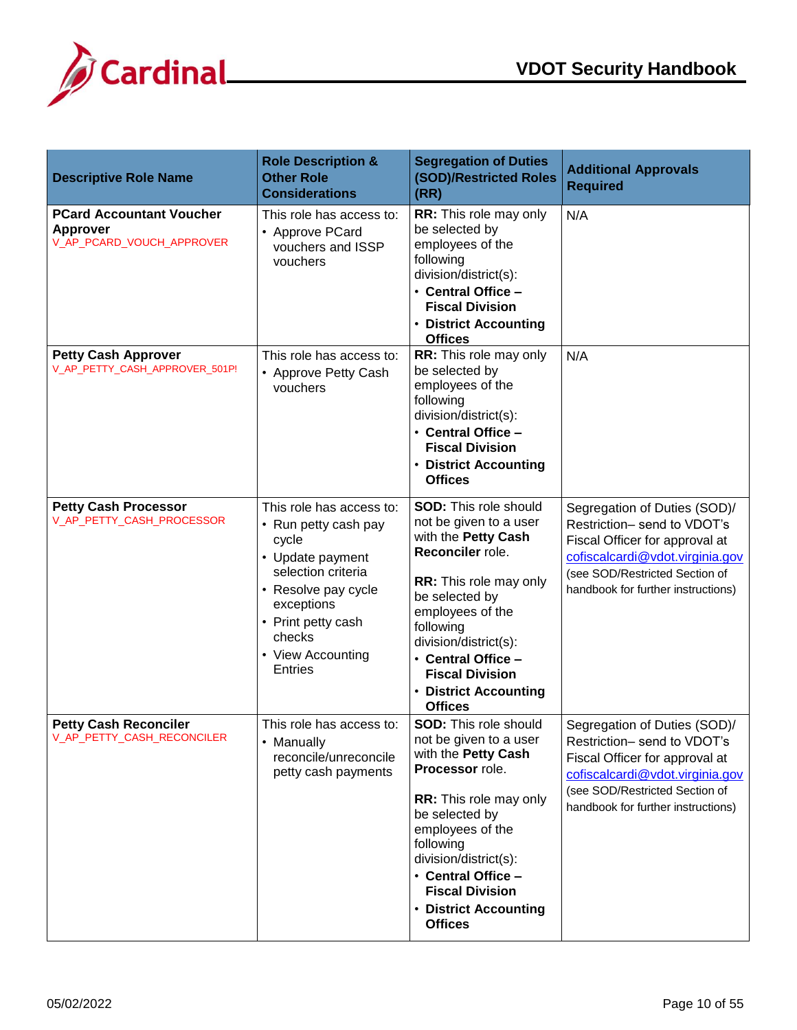| Descriptive Role Name | Role Description & Other Role Considerations | Segregation of Duties (SOD)/Restricted Roles (RR) | Additional Approvals Required |
|---|---|---|---|
| **PCard Accountant Voucher Approver**<br>V_AP_PCARD_VOUCH_APPROVER | This role has access to:<br>• Approve PCard vouchers and ISSP vouchers | **RR:** This role may only be selected by employees of the following division/district(s):<br>• **Central Office – Fiscal Division**<br>• **District Accounting Offices** | N/A |
| **Petty Cash Approver**<br>V_AP_PETTY_CASH_APPROVER_501P! | This role has access to:<br>• Approve Petty Cash vouchers | **RR:** This role may only be selected by employees of the following division/district(s):<br>• **Central Office – Fiscal Division**<br>• **District Accounting Offices** | N/A |
| **Petty Cash Processor**<br>V_AP_PETTY_CASH_PROCESSOR | This role has access to:<br>• Run petty cash pay cycle<br>• Update payment selection criteria<br>• Resolve pay cycle exceptions<br>• Print petty cash checks<br>• View Accounting Entries | **SOD:** This role should not be given to a user with the **Petty Cash Reconciler** role.<br><br>**RR:** This role may only be selected by employees of the following division/district(s):<br>• **Central Office – Fiscal Division**<br>• **District Accounting Offices** | Segregation of Duties (SOD)/ Restriction– send to VDOT's Fiscal Officer for approval at cofiscalcardi@vdot.virginia.gov (see SOD/Restricted Section of handbook for further instructions) |
| **Petty Cash Reconciler**<br>V_AP_PETTY_CASH_RECONCILER | This role has access to:<br>• Manually reconcile/unreconcile petty cash payments | **SOD:** This role should not be given to a user with the **Petty Cash Processor** role.<br><br>**RR:** This role may only be selected by employees of the following division/district(s):<br>• **Central Office – Fiscal Division**<br>• **District Accounting Offices** | Segregation of Duties (SOD)/ Restriction– send to VDOT's Fiscal Officer for approval at cofiscalcardi@vdot.virginia.gov (see SOD/Restricted Section of handbook for further instructions) |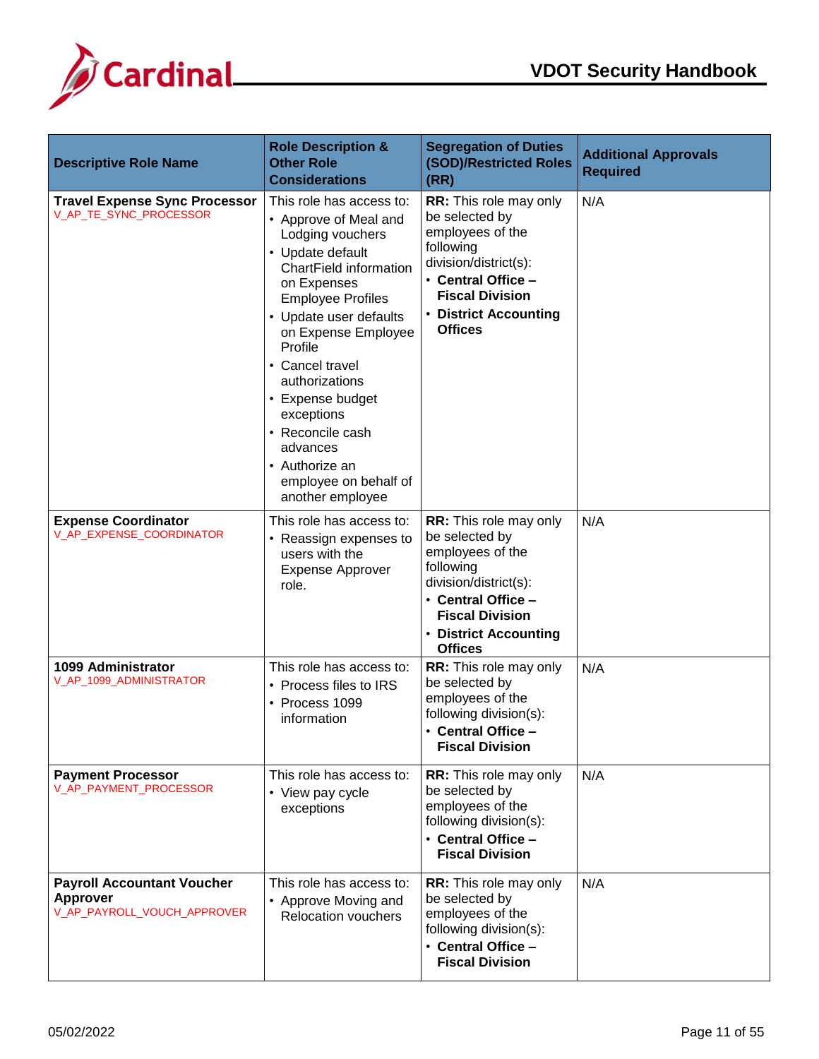| Descriptive Role Name | Role Description & Other Role Considerations | Segregation of Duties (SOD)/Restricted Roles (RR) | Additional Approvals Required |
|---|---|---|---|
| **Travel Expense Sync Processor** V_AP_TE_SYNC_PROCESSOR | This role has access to: • Approve of Meal and Lodging vouchers • Update default ChartField information on Expenses Employee Profiles • Update user defaults on Expense Employee Profile • Cancel travel authorizations • Expense budget exceptions • Reconcile cash advances • Authorize an employee on behalf of another employee | **RR:** This role may only be selected by employees of the following division/district(s): • **Central Office – Fiscal Division** • **District Accounting Offices** | N/A |
| **Expense Coordinator** V_AP_EXPENSE_COORDINATOR | This role has access to: • Reassign expenses to users with the Expense Approver role. | **RR:** This role may only be selected by employees of the following division/district(s): • **Central Office – Fiscal Division** • **District Accounting Offices** | N/A |
| **1099 Administrator** V_AP_1099_ADMINISTRATOR | This role has access to: • Process files to IRS • Process 1099 information | **RR:** This role may only be selected by employees of the following division(s): • **Central Office – Fiscal Division** | N/A |
| **Payment Processor** V_AP_PAYMENT_PROCESSOR | This role has access to: • View pay cycle exceptions | **RR:** This role may only be selected by employees of the following division(s): • **Central Office – Fiscal Division** | N/A |
| **Payroll Accountant Voucher Approver** V_AP_PAYROLL_VOUCH_APPROVER | This role has access to: • Approve Moving and Relocation vouchers | **RR:** This role may only be selected by employees of the following division(s): • **Central Office – Fiscal Division** | N/A |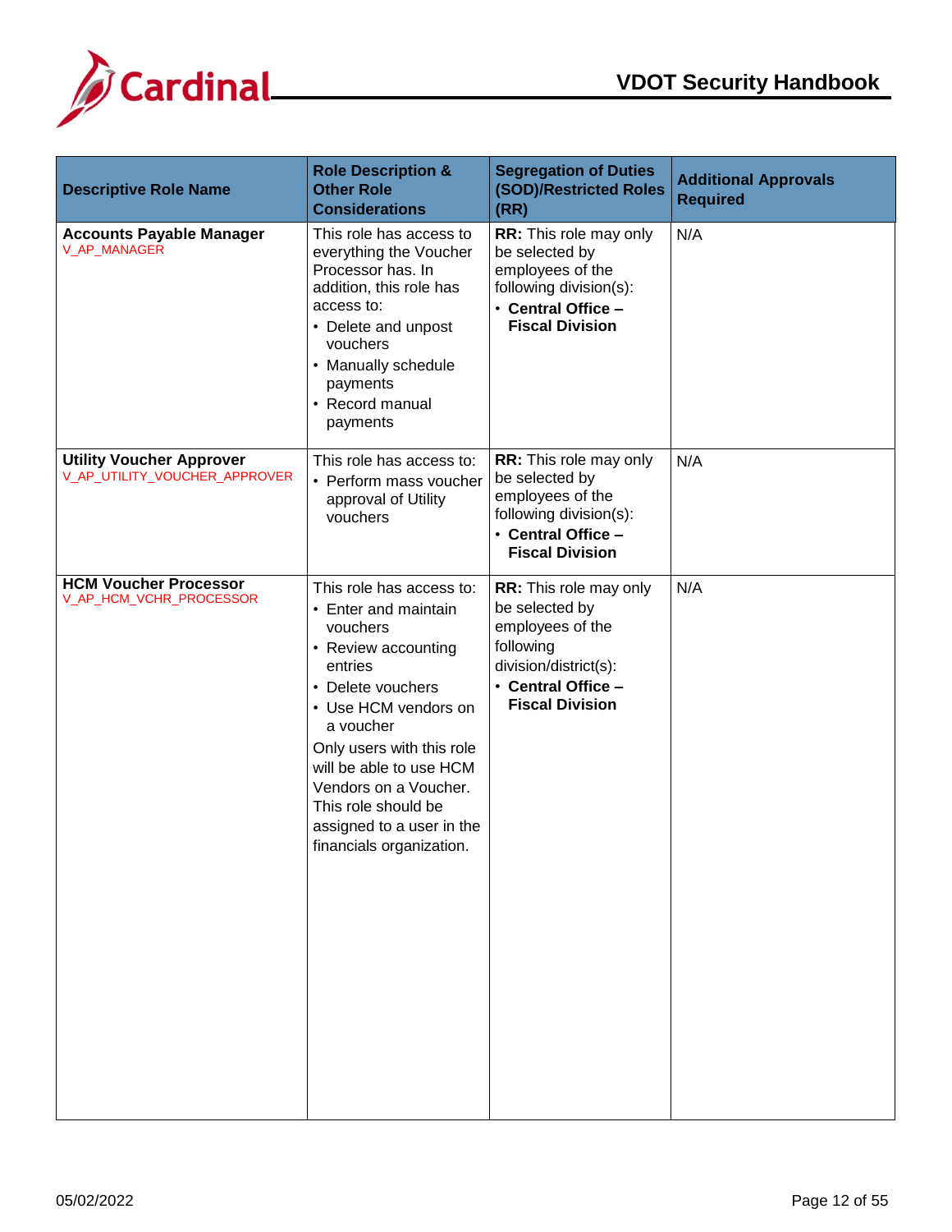| Descriptive Role Name | Role Description & Other Role Considerations | Segregation of Duties (SOD)/Restricted Roles (RR) | Additional Approvals Required |
|---|---|---|---|
| **Accounts Payable Manager**<br>V_AP_MANAGER | This role has access to everything the Voucher Processor has. In addition, this role has access to:<br>• Delete and unpost vouchers<br>• Manually schedule payments<br>• Record manual payments | **RR:** This role may only be selected by employees of the following division(s):<br>• **Central Office – Fiscal Division** | N/A |
| **Utility Voucher Approver**<br>V_AP_UTILITY_VOUCHER_APPROVER | This role has access to:<br>• Perform mass voucher approval of Utility vouchers | **RR:** This role may only be selected by employees of the following division(s):<br>• **Central Office – Fiscal Division** | N/A |
| **HCM Voucher Processor**<br>V_AP_HCM_VCHR_PROCESSOR | This role has access to:<br>• Enter and maintain vouchers<br>• Review accounting entries<br>• Delete vouchers<br>• Use HCM vendors on a voucher<br>Only users with this role will be able to use HCM Vendors on a Voucher. This role should be assigned to a user in the financials organization. | **RR:** This role may only be selected by employees of the following division/district(s):<br>• **Central Office – Fiscal Division** | N/A |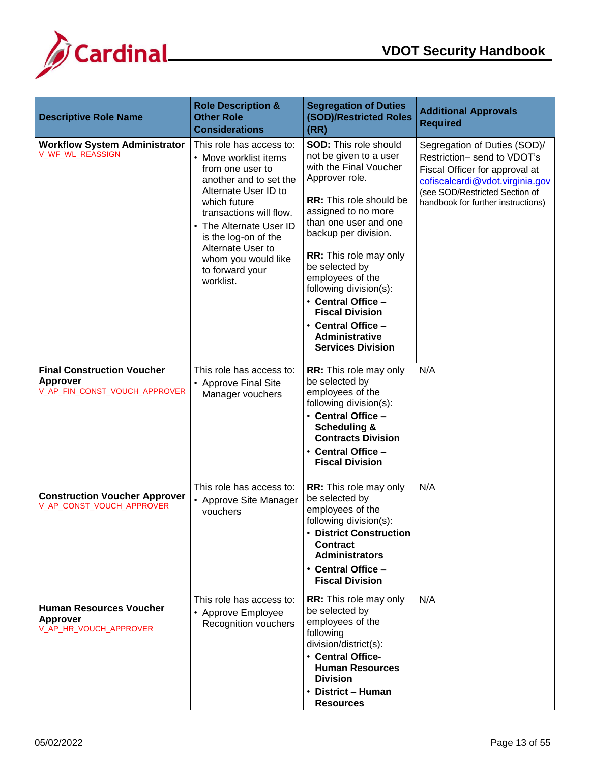| Descriptive Role Name | Role Description & Other Role Considerations | Segregation of Duties (SOD)/Restricted Roles (RR) | Additional Approvals Required |
|---|---|---|---|
| **Workflow System Administrator**<br>V_WF_WL_REASSIGN | This role has access to:<br>• Move worklist items from one user to another and to set the Alternate User ID to which future transactions will flow.<br>• The Alternate User ID is the log-on of the Alternate User to whom you would like to forward your worklist. | **SOD:** This role should not be given to a user with the Final Voucher Approver role.<br><br>**RR:** This role should be assigned to no more than one user and one backup per division.<br><br>**RR:** This role may only be selected by employees of the following division(s):<br>• **Central Office – Fiscal Division**<br>• **Central Office – Administrative Services Division** | Segregation of Duties (SOD)/ Restriction– send to VDOT's Fiscal Officer for approval at cofiscalcardi@vdot.virginia.gov (see SOD/Restricted Section of handbook for further instructions) |
| **Final Construction Voucher Approver**<br>V_AP_FIN_CONST_VOUCH_APPROVER | This role has access to:<br>• Approve Final Site Manager vouchers | **RR:** This role may only be selected by employees of the following division(s):<br>• **Central Office – Scheduling & Contracts Division**<br>• **Central Office – Fiscal Division** | N/A |
| **Construction Voucher Approver**<br>V_AP_CONST_VOUCH_APPROVER | This role has access to:<br>• Approve Site Manager vouchers | **RR:** This role may only be selected by employees of the following division(s):<br>• **District Construction Contract Administrators**<br>• **Central Office – Fiscal Division** | N/A |
| **Human Resources Voucher Approver**<br>V_AP_HR_VOUCH_APPROVER | This role has access to:<br>• Approve Employee Recognition vouchers | **RR:** This role may only be selected by employees of the following division/district(s):<br>• **Central Office- Human Resources Division**<br>• **District – Human Resources** | N/A |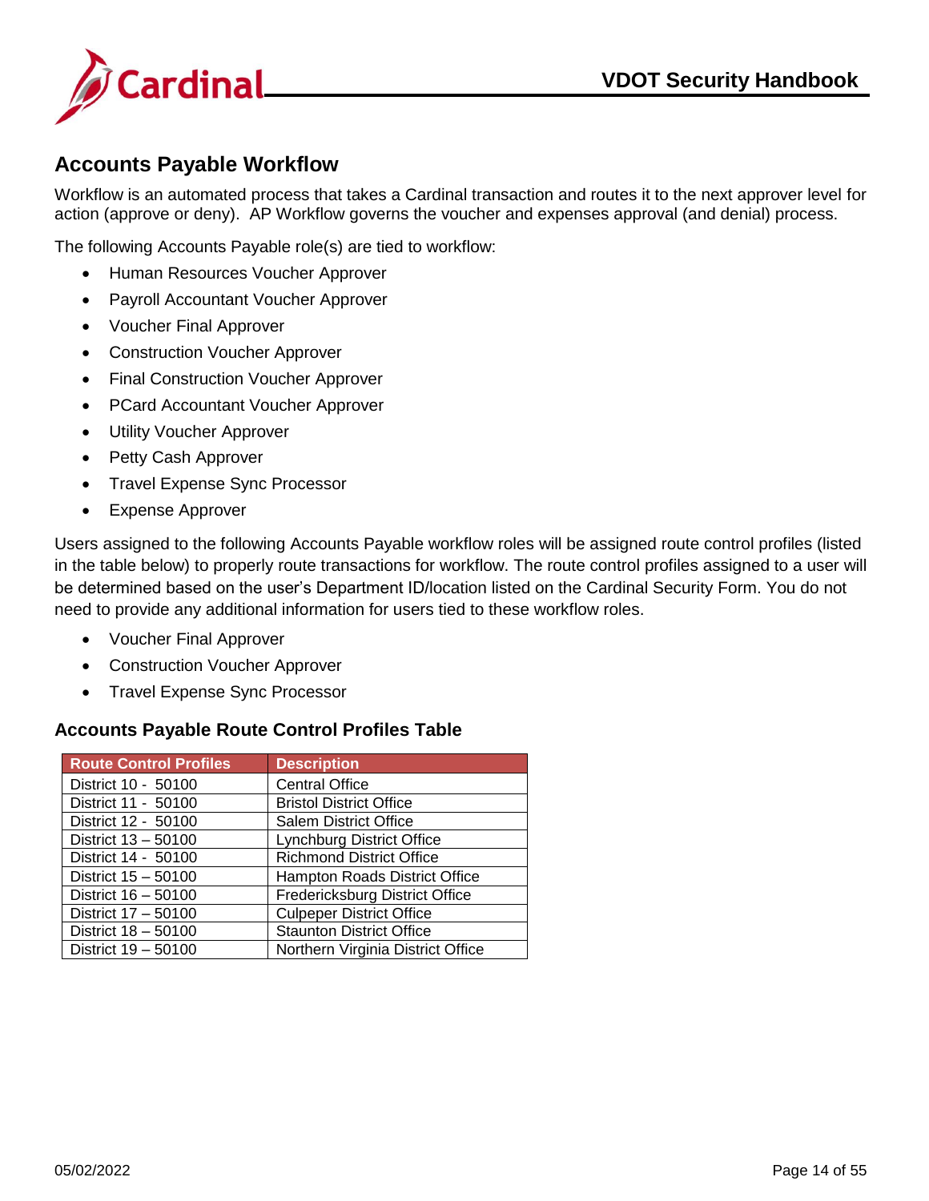## Accounts Payable Workflow

Workflow is an automated process that takes a Cardinal transaction and routes it to the next approver level for action (approve or deny). AP Workflow governs the voucher and expenses approval (and denial) process.

The following Accounts Payable role(s) are tied to workflow:

- Human Resources Voucher Approver
- Payroll Accountant Voucher Approver
- Voucher Final Approver
- Construction Voucher Approver
- Final Construction Voucher Approver
- PCard Accountant Voucher Approver
- Utility Voucher Approver
- Petty Cash Approver
- Travel Expense Sync Processor
- Expense Approver

Users assigned to the following Accounts Payable workflow roles will be assigned route control profiles (listed in the table below) to properly route transactions for workflow. The route control profiles assigned to a user will be determined based on the user's Department ID/location listed on the Cardinal Security Form. You do not need to provide any additional information for users tied to these workflow roles.

- Voucher Final Approver
- Construction Voucher Approver
- Travel Expense Sync Processor

### Accounts Payable Route Control Profiles Table

| Route Control Profiles | Description |
|---|---|
| District 10 - 50100 | Central Office |
| District 11 - 50100 | Bristol District Office |
| District 12 - 50100 | Salem District Office |
| District 13 – 50100 | Lynchburg District Office |
| District 14 - 50100 | Richmond District Office |
| District 15 – 50100 | Hampton Roads District Office |
| District 16 – 50100 | Fredericksburg District Office |
| District 17 – 50100 | Culpeper District Office |
| District 18 – 50100 | Staunton District Office |
| District 19 – 50100 | Northern Virginia District Office |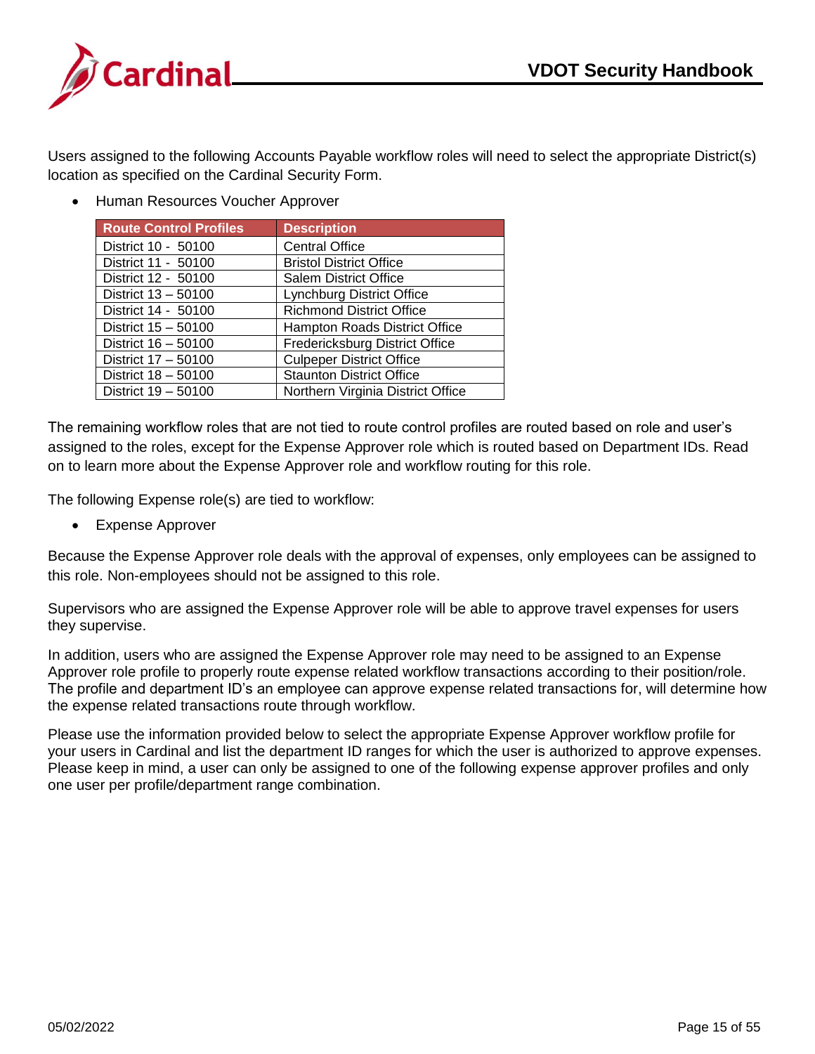Users assigned to the following Accounts Payable workflow roles will need to select the appropriate District(s) location as specified on the Cardinal Security Form.

- Human Resources Voucher Approver

| Route Control Profiles | Description |
|---|---|
| District 10 -  50100 | Central Office |
| District 11 -  50100 | Bristol District Office |
| District 12 -  50100 | Salem District Office |
| District 13 – 50100 | Lynchburg District Office |
| District 14 -  50100 | Richmond District Office |
| District 15 – 50100 | Hampton Roads District Office |
| District 16 – 50100 | Fredericksburg District Office |
| District 17 – 50100 | Culpeper District Office |
| District 18 – 50100 | Staunton District Office |
| District 19 – 50100 | Northern Virginia District Office |

The remaining workflow roles that are not tied to route control profiles are routed based on role and user's assigned to the roles, except for the Expense Approver role which is routed based on Department IDs. Read on to learn more about the Expense Approver role and workflow routing for this role.

The following Expense role(s) are tied to workflow:

- Expense Approver

Because the Expense Approver role deals with the approval of expenses, only employees can be assigned to this role. Non-employees should not be assigned to this role.

Supervisors who are assigned the Expense Approver role will be able to approve travel expenses for users they supervise.

In addition, users who are assigned the Expense Approver role may need to be assigned to an Expense Approver role profile to properly route expense related workflow transactions according to their position/role. The profile and department ID's an employee can approve expense related transactions for, will determine how the expense related transactions route through workflow.

Please use the information provided below to select the appropriate Expense Approver workflow profile for your users in Cardinal and list the department ID ranges for which the user is authorized to approve expenses. Please keep in mind, a user can only be assigned to one of the following expense approver profiles and only one user per profile/department range combination.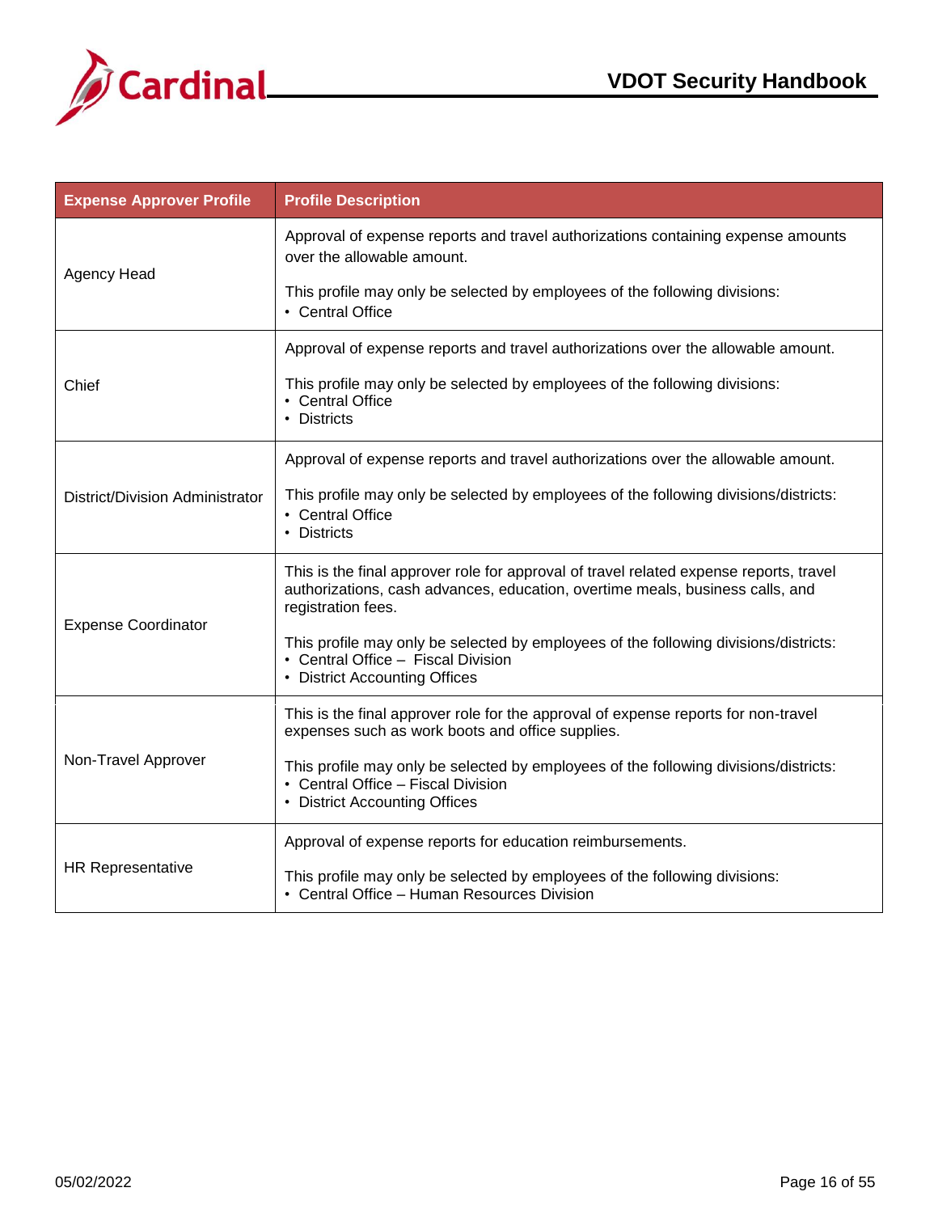| Expense Approver Profile | Profile Description |
| --- | --- |
| Agency Head | Approval of expense reports and travel authorizations containing expense amounts over the allowable amount.<br><br>This profile may only be selected by employees of the following divisions:<br>• Central Office |
| Chief | Approval of expense reports and travel authorizations over the allowable amount.<br><br>This profile may only be selected by employees of the following divisions:<br>• Central Office<br>• Districts |
| District/Division Administrator | Approval of expense reports and travel authorizations over the allowable amount.<br><br>This profile may only be selected by employees of the following divisions/districts:<br>• Central Office<br>• Districts |
| Expense Coordinator | This is the final approver role for approval of travel related expense reports, travel authorizations, cash advances, education, overtime meals, business calls, and registration fees.<br><br>This profile may only be selected by employees of the following divisions/districts:<br>• Central Office – Fiscal Division<br>• District Accounting Offices |
| Non-Travel Approver | This is the final approver role for the approval of expense reports for non-travel expenses such as work boots and office supplies.<br><br>This profile may only be selected by employees of the following divisions/districts:<br>• Central Office – Fiscal Division<br>• District Accounting Offices |
| HR Representative | Approval of expense reports for education reimbursements.<br><br>This profile may only be selected by employees of the following divisions:<br>• Central Office – Human Resources Division |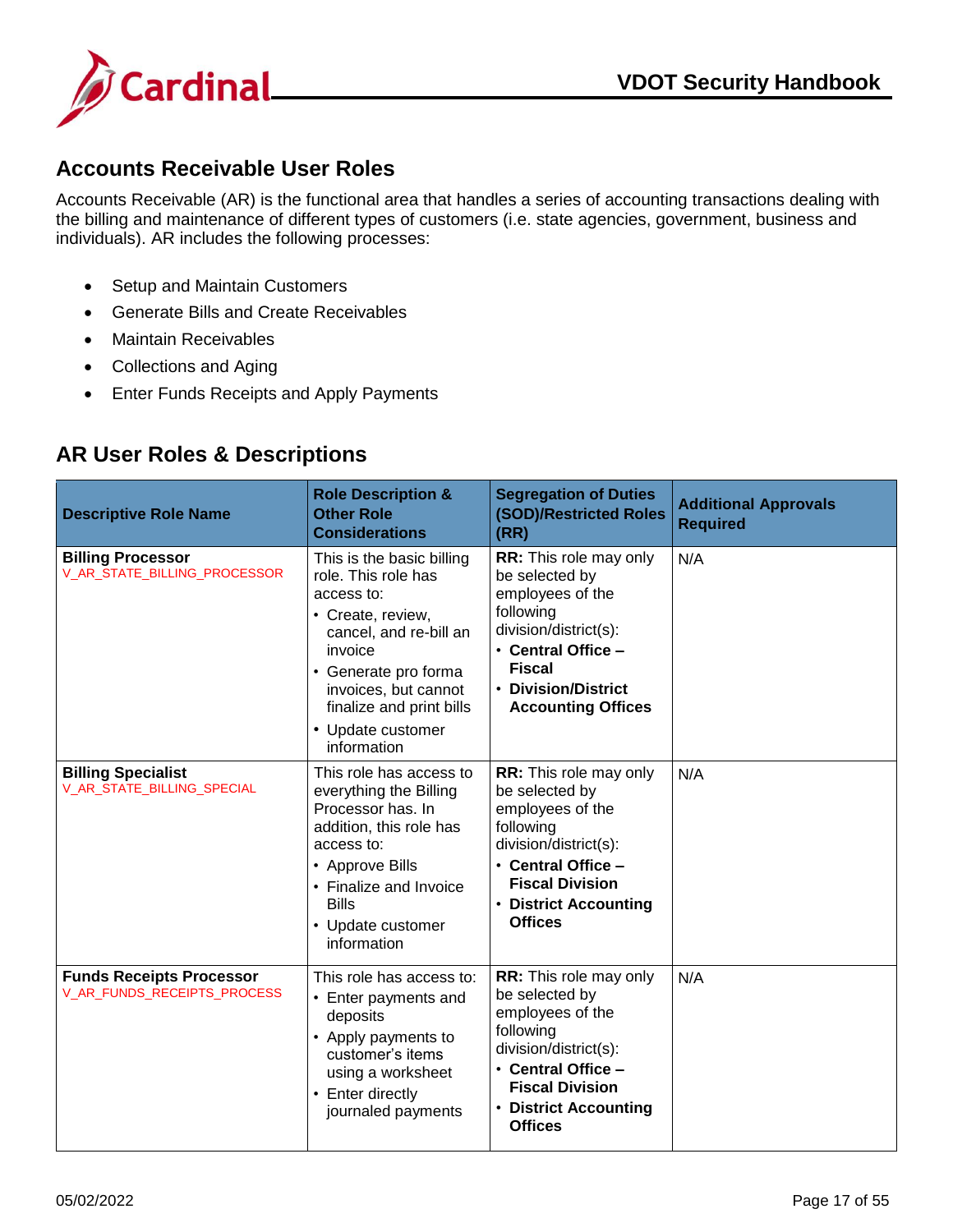## Accounts Receivable User Roles

Accounts Receivable (AR) is the functional area that handles a series of accounting transactions dealing with the billing and maintenance of different types of customers (i.e. state agencies, government, business and individuals). AR includes the following processes:

- Setup and Maintain Customers
- Generate Bills and Create Receivables
- Maintain Receivables
- Collections and Aging
- Enter Funds Receipts and Apply Payments

## AR User Roles & Descriptions

| Descriptive Role Name | Role Description & Other Role Considerations | Segregation of Duties (SOD)/Restricted Roles (RR) | Additional Approvals Required |
|---|---|---|---|
| **Billing Processor** V_AR_STATE_BILLING_PROCESSOR | This is the basic billing role. This role has access to: • Create, review, cancel, and re-bill an invoice • Generate pro forma invoices, but cannot finalize and print bills • Update customer information | **RR:** This role may only be selected by employees of the following division/district(s): • **Central Office – Fiscal** • **Division/District Accounting Offices** | N/A |
| **Billing Specialist** V_AR_STATE_BILLING_SPECIAL | This role has access to everything the Billing Processor has. In addition, this role has access to: • Approve Bills • Finalize and Invoice Bills • Update customer information | **RR:** This role may only be selected by employees of the following division/district(s): • **Central Office – Fiscal Division** • **District Accounting Offices** | N/A |
| **Funds Receipts Processor** V_AR_FUNDS_RECEIPTS_PROCESS | This role has access to: • Enter payments and deposits • Apply payments to customer's items using a worksheet • Enter directly journaled payments | **RR:** This role may only be selected by employees of the following division/district(s): • **Central Office – Fiscal Division** • **District Accounting Offices** | N/A |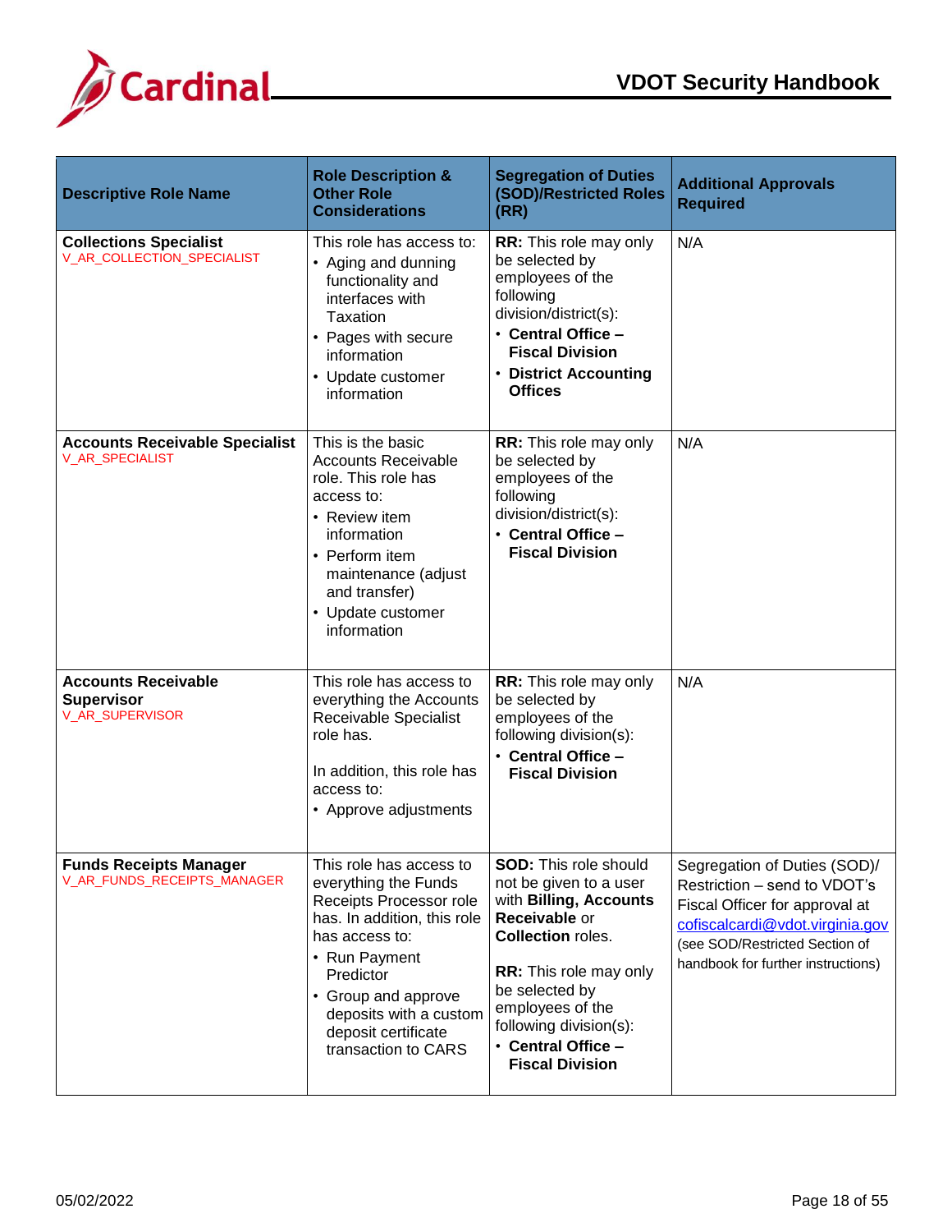| Descriptive Role Name | Role Description & Other Role Considerations | Segregation of Duties (SOD)/Restricted Roles (RR) | Additional Approvals Required |
|---|---|---|---|
| **Collections Specialist**<br>V_AR_COLLECTION_SPECIALIST | This role has access to:<br>• Aging and dunning functionality and interfaces with Taxation<br>• Pages with secure information<br>• Update customer information | **RR:** This role may only be selected by employees of the following division/district(s):<br>• **Central Office – Fiscal Division**<br>• **District Accounting Offices** | N/A |
| **Accounts Receivable Specialist**<br>V_AR_SPECIALIST | This is the basic Accounts Receivable role. This role has access to:<br>• Review item information<br>• Perform item maintenance (adjust and transfer)<br>• Update customer information | **RR:** This role may only be selected by employees of the following division/district(s):<br>• **Central Office – Fiscal Division** | N/A |
| **Accounts Receivable Supervisor**<br>V_AR_SUPERVISOR | This role has access to everything the Accounts Receivable Specialist role has.<br><br>In addition, this role has access to:<br>• Approve adjustments | **RR:** This role may only be selected by employees of the following division(s):<br>• **Central Office – Fiscal Division** | N/A |
| **Funds Receipts Manager**<br>V_AR_FUNDS_RECEIPTS_MANAGER | This role has access to everything the Funds Receipts Processor role has. In addition, this role has access to:<br>• Run Payment Predictor<br>• Group and approve deposits with a custom deposit certificate transaction to CARS | **SOD:** This role should not be given to a user with **Billing, Accounts Receivable** or **Collection** roles.<br><br>**RR:** This role may only be selected by employees of the following division(s):<br>• **Central Office – Fiscal Division** | Segregation of Duties (SOD)/ Restriction – send to VDOT's Fiscal Officer for approval at cofiscalcardi@vdot.virginia.gov (see SOD/Restricted Section of handbook for further instructions) |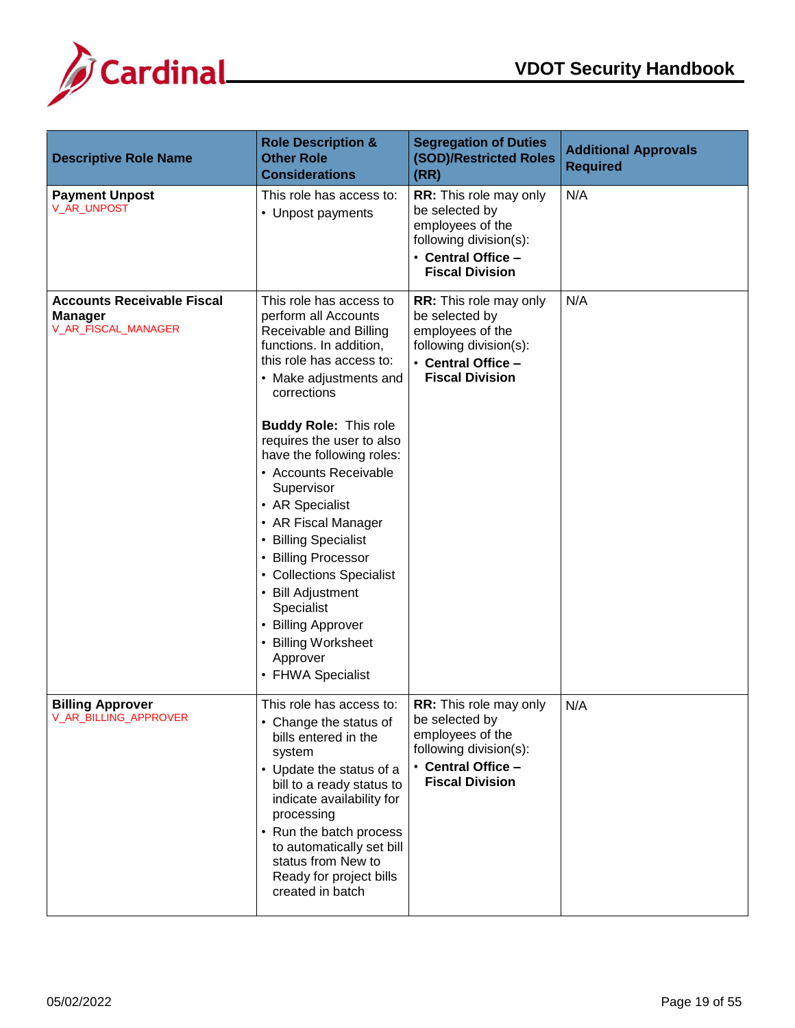| Descriptive Role Name | Role Description & Other Role Considerations | Segregation of Duties (SOD)/Restricted Roles (RR) | Additional Approvals Required |
|---|---|---|---|
| **Payment Unpost**<br>V_AR_UNPOST | This role has access to:<br>• Unpost payments | **RR:** This role may only be selected by employees of the following division(s):<br>• **Central Office – Fiscal Division** | N/A |
| **Accounts Receivable Fiscal Manager**<br>V_AR_FISCAL_MANAGER | This role has access to perform all Accounts Receivable and Billing functions. In addition, this role has access to:<br>• Make adjustments and corrections<br><br>**Buddy Role:** This role requires the user to also have the following roles:<br>• Accounts Receivable Supervisor<br>• AR Specialist<br>• AR Fiscal Manager<br>• Billing Specialist<br>• Billing Processor<br>• Collections Specialist<br>• Bill Adjustment Specialist<br>• Billing Approver<br>• Billing Worksheet Approver<br>• FHWA Specialist | **RR:** This role may only be selected by employees of the following division(s):<br>• **Central Office – Fiscal Division** | N/A |
| **Billing Approver**<br>V_AR_BILLING_APPROVER | This role has access to:<br>• Change the status of bills entered in the system<br>• Update the status of a bill to a ready status to indicate availability for processing<br>• Run the batch process to automatically set bill status from New to Ready for project bills created in batch | **RR:** This role may only be selected by employees of the following division(s):<br>• **Central Office – Fiscal Division** | N/A |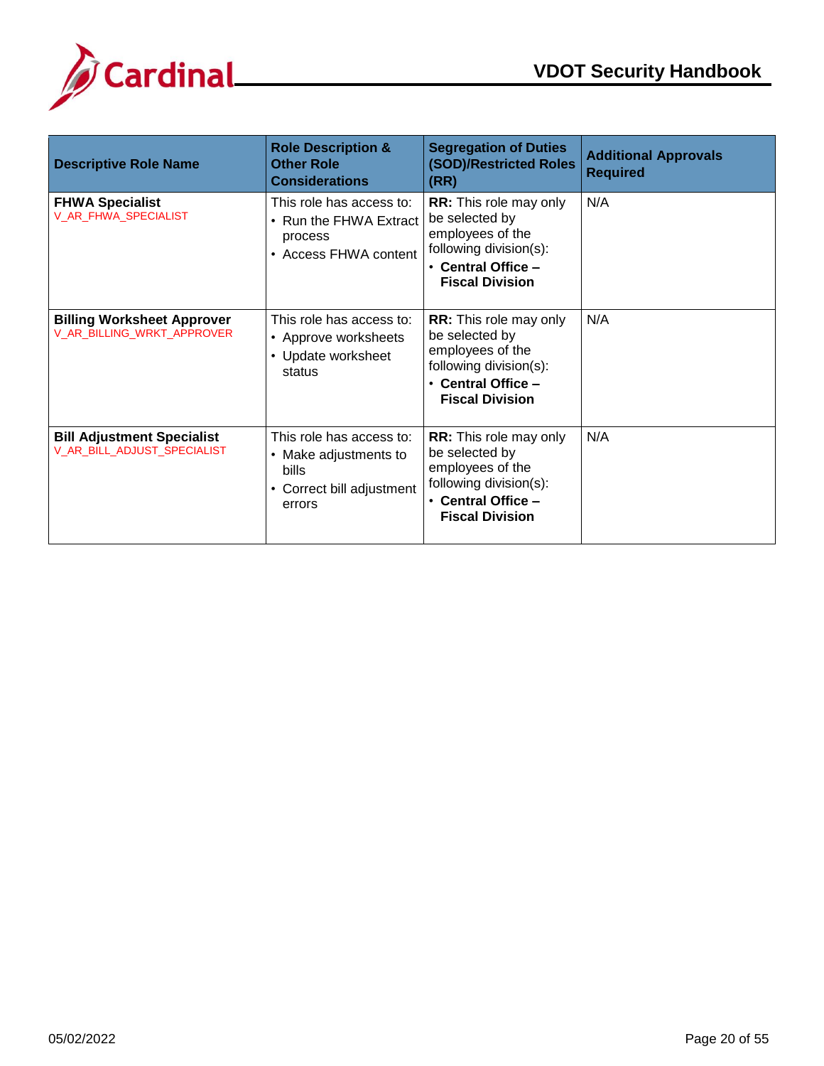| Descriptive Role Name | Role Description & Other Role Considerations | Segregation of Duties (SOD)/Restricted Roles (RR) | Additional Approvals Required |
|---|---|---|---|
| **FHWA Specialist**<br>V_AR_FHWA_SPECIALIST | This role has access to:<br>• Run the FHWA Extract process<br>• Access FHWA content | **RR:** This role may only be selected by employees of the following division(s):<br>• **Central Office – Fiscal Division** | N/A |
| **Billing Worksheet Approver**<br>V_AR_BILLING_WRKT_APPROVER | This role has access to:<br>• Approve worksheets<br>• Update worksheet status | **RR:** This role may only be selected by employees of the following division(s):<br>• **Central Office – Fiscal Division** | N/A |
| **Bill Adjustment Specialist**<br>V_AR_BILL_ADJUST_SPECIALIST | This role has access to:<br>• Make adjustments to bills<br>• Correct bill adjustment errors | **RR:** This role may only be selected by employees of the following division(s):<br>• **Central Office – Fiscal Division** | N/A |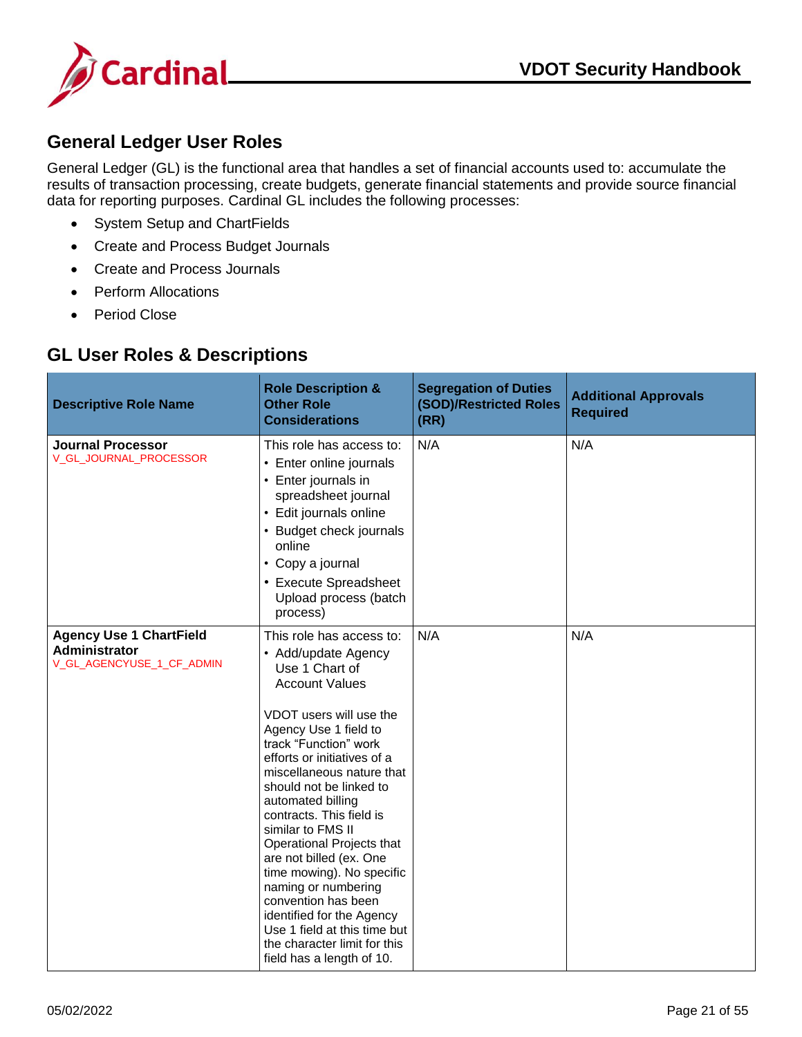## General Ledger User Roles

General Ledger (GL) is the functional area that handles a set of financial accounts used to: accumulate the results of transaction processing, create budgets, generate financial statements and provide source financial data for reporting purposes. Cardinal GL includes the following processes:

- System Setup and ChartFields
- Create and Process Budget Journals
- Create and Process Journals
- Perform Allocations
- Period Close

## GL User Roles & Descriptions

| Descriptive Role Name | Role Description & Other Role Considerations | Segregation of Duties (SOD)/Restricted Roles (RR) | Additional Approvals Required |
|---|---|---|---|
| **Journal Processor**<br>V_GL_JOURNAL_PROCESSOR | This role has access to:<br>• Enter online journals<br>• Enter journals in spreadsheet journal<br>• Edit journals online<br>• Budget check journals online<br>• Copy a journal<br>• Execute Spreadsheet Upload process (batch process) | N/A | N/A |
| **Agency Use 1 ChartField Administrator**<br>V_GL_AGENCYUSE_1_CF_ADMIN | This role has access to:<br>• Add/update Agency Use 1 Chart of Account Values<br><br>VDOT users will use the Agency Use 1 field to track "Function" work efforts or initiatives of a miscellaneous nature that should not be linked to automated billing contracts. This field is similar to FMS II Operational Projects that are not billed (ex. One time mowing). No specific naming or numbering convention has been identified for the Agency Use 1 field at this time but the character limit for this field has a length of 10. | N/A | N/A |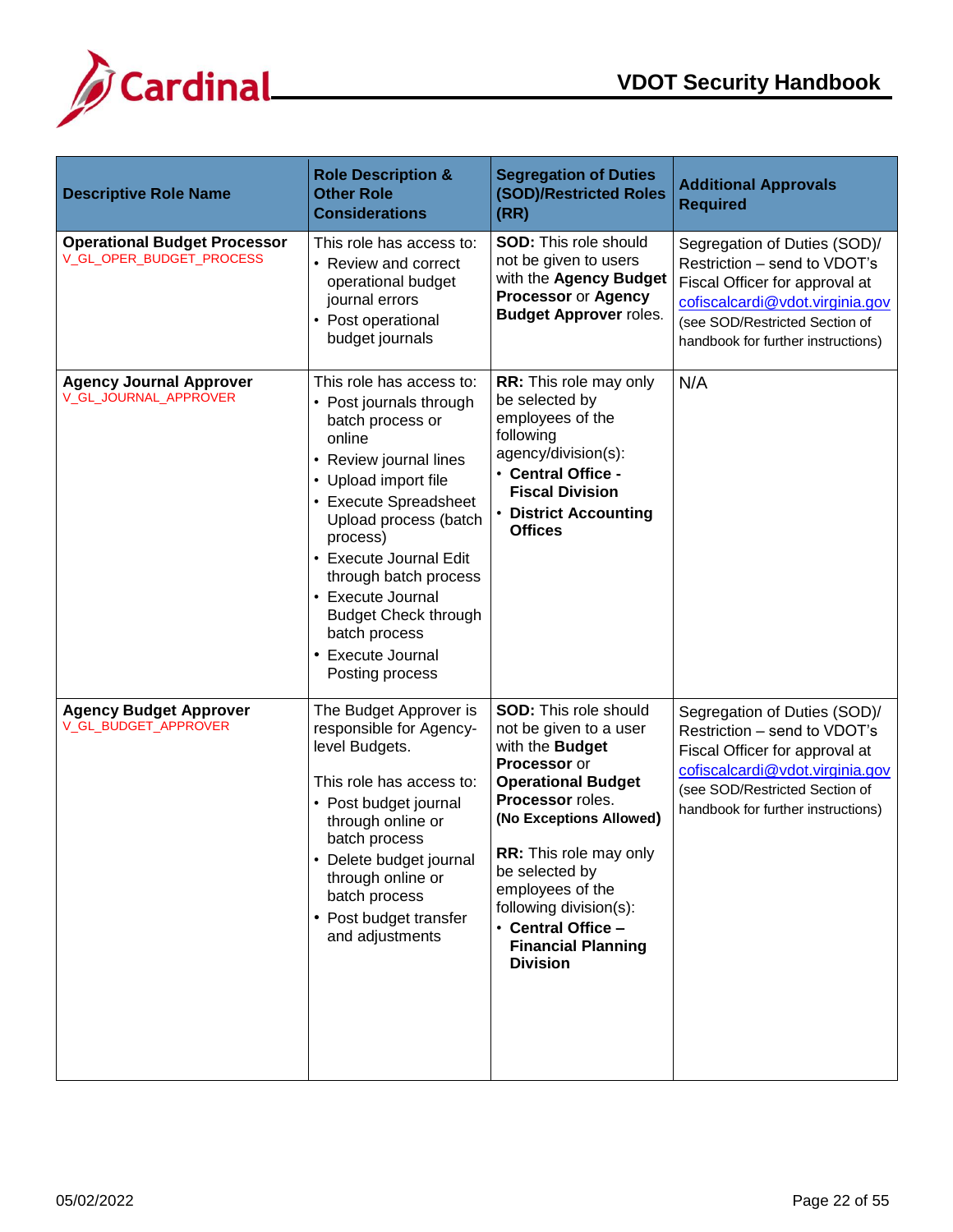| Descriptive Role Name | Role Description & Other Role Considerations | Segregation of Duties (SOD)/Restricted Roles (RR) | Additional Approvals Required |
|---|---|---|---|
| **Operational Budget Processor**<br>V_GL_OPER_BUDGET_PROCESS | This role has access to:<br>• Review and correct operational budget journal errors<br>• Post operational budget journals | **SOD:** This role should not be given to users with the **Agency Budget Processor** or **Agency Budget Approver** roles. | Segregation of Duties (SOD)/ Restriction – send to VDOT's Fiscal Officer for approval at cofiscalcardi@vdot.virginia.gov (see SOD/Restricted Section of handbook for further instructions) |
| **Agency Journal Approver**<br>V_GL_JOURNAL_APPROVER | This role has access to:<br>• Post journals through batch process or online<br>• Review journal lines<br>• Upload import file<br>• Execute Spreadsheet Upload process (batch process)<br>• Execute Journal Edit through batch process<br>• Execute Journal Budget Check through batch process<br>• Execute Journal Posting process | **RR:** This role may only be selected by employees of the following agency/division(s):<br>• **Central Office - Fiscal Division**<br>• **District Accounting Offices** | N/A |
| **Agency Budget Approver**<br>V_GL_BUDGET_APPROVER | The Budget Approver is responsible for Agency-level Budgets.<br><br>This role has access to:<br>• Post budget journal through online or batch process<br>• Delete budget journal through online or batch process<br>• Post budget transfer and adjustments | **SOD:** This role should not be given to a user with the **Budget Processor** or **Operational Budget Processor** roles.<br>**(No Exceptions Allowed)**<br><br>**RR:** This role may only be selected by employees of the following division(s):<br>• **Central Office – Financial Planning Division** | Segregation of Duties (SOD)/ Restriction – send to VDOT's Fiscal Officer for approval at cofiscalcardi@vdot.virginia.gov (see SOD/Restricted Section of handbook for further instructions) |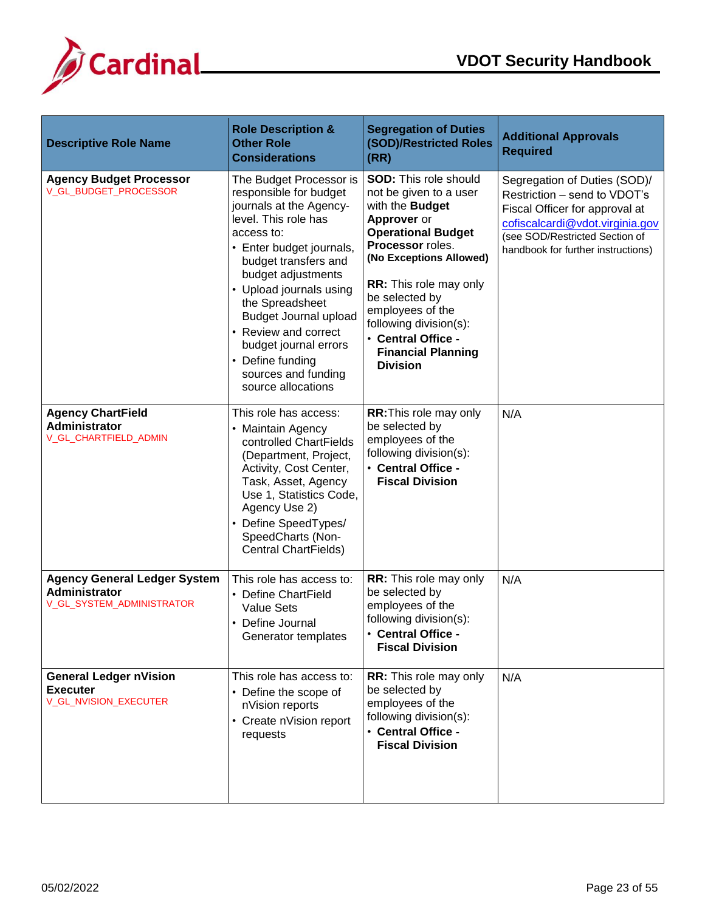| Descriptive Role Name | Role Description & Other Role Considerations | Segregation of Duties (SOD)/Restricted Roles (RR) | Additional Approvals Required |
|---|---|---|---|
| **Agency Budget Processor**<br>V_GL_BUDGET_PROCESSOR | The Budget Processor is responsible for budget journals at the Agency-level. This role has access to:<br>• Enter budget journals, budget transfers and budget adjustments<br>• Upload journals using the Spreadsheet Budget Journal upload<br>• Review and correct budget journal errors<br>• Define funding sources and funding source allocations | **SOD:** This role should not be given to a user with the **Budget Approver** or **Operational Budget Processor** roles.<br>**(No Exceptions Allowed)**<br><br>**RR:** This role may only be selected by employees of the following division(s):<br>• **Central Office - Financial Planning Division** | Segregation of Duties (SOD)/ Restriction – send to VDOT's Fiscal Officer for approval at cofiscalcardi@vdot.virginia.gov (see SOD/Restricted Section of handbook for further instructions) |
| **Agency ChartField Administrator**<br>V_GL_CHARTFIELD_ADMIN | This role has access:<br>• Maintain Agency controlled ChartFields (Department, Project, Activity, Cost Center, Task, Asset, Agency Use 1, Statistics Code, Agency Use 2)<br>• Define SpeedTypes/ SpeedCharts (Non-Central ChartFields) | **RR:**This role may only be selected by employees of the following division(s):<br>• **Central Office - Fiscal Division** | N/A |
| **Agency General Ledger System Administrator**<br>V_GL_SYSTEM_ADMINISTRATOR | This role has access to:<br>• Define ChartField Value Sets<br>• Define Journal Generator templates | **RR:** This role may only be selected by employees of the following division(s):<br>• **Central Office - Fiscal Division** | N/A |
| **General Ledger nVision Executer**<br>V_GL_NVISION_EXECUTER | This role has access to:<br>• Define the scope of nVision reports<br>• Create nVision report requests | **RR:** This role may only be selected by employees of the following division(s):<br>• **Central Office - Fiscal Division** | N/A |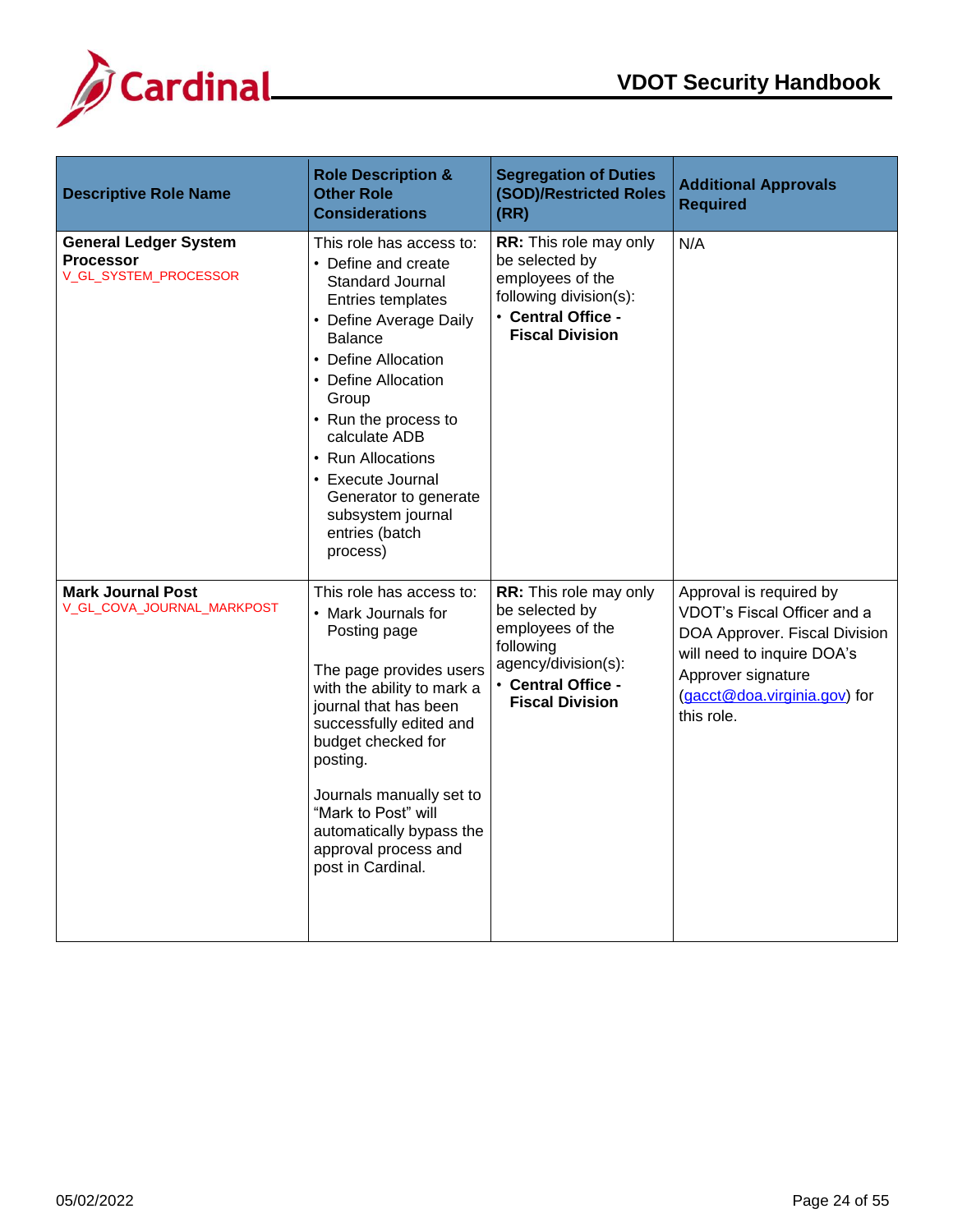| Descriptive Role Name | Role Description & Other Role Considerations | Segregation of Duties (SOD)/Restricted Roles (RR) | Additional Approvals Required |
|---|---|---|---|
| **General Ledger System Processor**<br>V_GL_SYSTEM_PROCESSOR | This role has access to:<br>• Define and create Standard Journal Entries templates<br>• Define Average Daily Balance<br>• Define Allocation<br>• Define Allocation Group<br>• Run the process to calculate ADB<br>• Run Allocations<br>• Execute Journal Generator to generate subsystem journal entries (batch process) | **RR:** This role may only be selected by employees of the following division(s):<br>• **Central Office - Fiscal Division** | N/A |
| **Mark Journal Post**<br>V_GL_COVA_JOURNAL_MARKPOST | This role has access to:<br>• Mark Journals for Posting page<br><br>The page provides users with the ability to mark a journal that has been successfully edited and budget checked for posting.<br><br>Journals manually set to "Mark to Post" will automatically bypass the approval process and post in Cardinal. | **RR:** This role may only be selected by employees of the following agency/division(s):<br>• **Central Office - Fiscal Division** | Approval is required by VDOT's Fiscal Officer and a DOA Approver. Fiscal Division will need to inquire DOA's Approver signature (gacct@doa.virginia.gov) for this role. |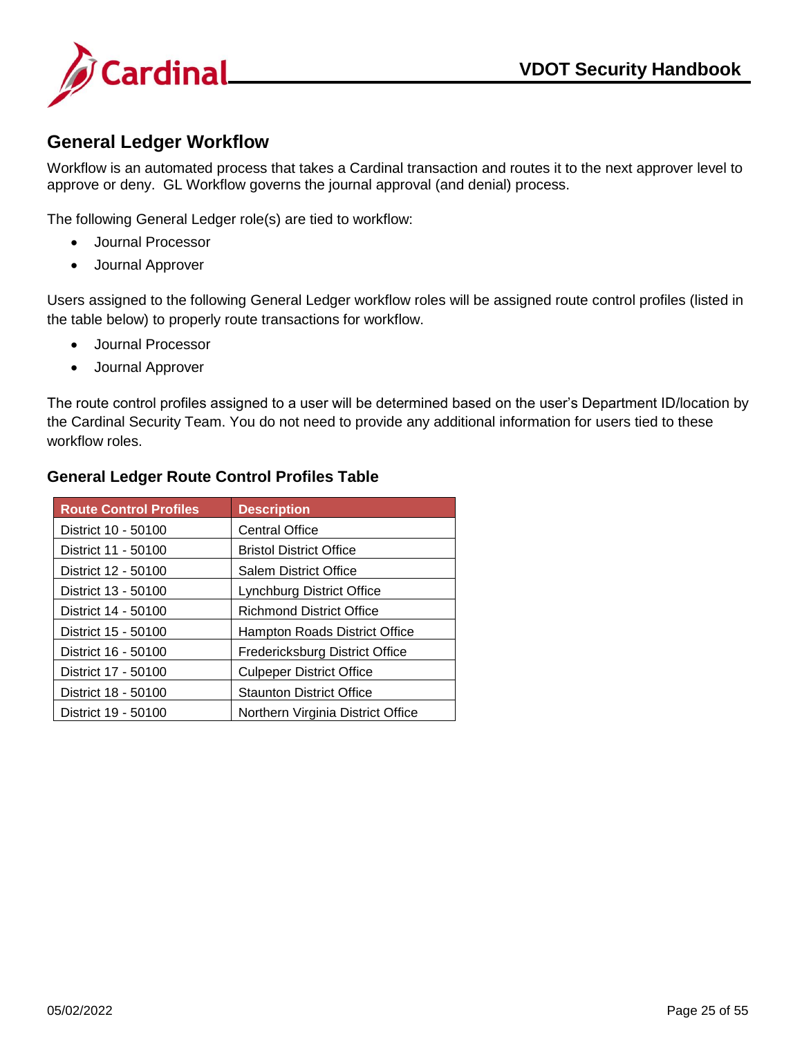## General Ledger Workflow

Workflow is an automated process that takes a Cardinal transaction and routes it to the next approver level to approve or deny. GL Workflow governs the journal approval (and denial) process.

The following General Ledger role(s) are tied to workflow:

- Journal Processor
- Journal Approver

Users assigned to the following General Ledger workflow roles will be assigned route control profiles (listed in the table below) to properly route transactions for workflow.

- Journal Processor
- Journal Approver

The route control profiles assigned to a user will be determined based on the user's Department ID/location by the Cardinal Security Team. You do not need to provide any additional information for users tied to these workflow roles.

### General Ledger Route Control Profiles Table

| Route Control Profiles | Description |
|---|---|
| District 10 - 50100 | Central Office |
| District 11 - 50100 | Bristol District Office |
| District 12 - 50100 | Salem District Office |
| District 13 - 50100 | Lynchburg District Office |
| District 14 - 50100 | Richmond District Office |
| District 15 - 50100 | Hampton Roads District Office |
| District 16 - 50100 | Fredericksburg District Office |
| District 17 - 50100 | Culpeper District Office |
| District 18 - 50100 | Staunton District Office |
| District 19 - 50100 | Northern Virginia District Office |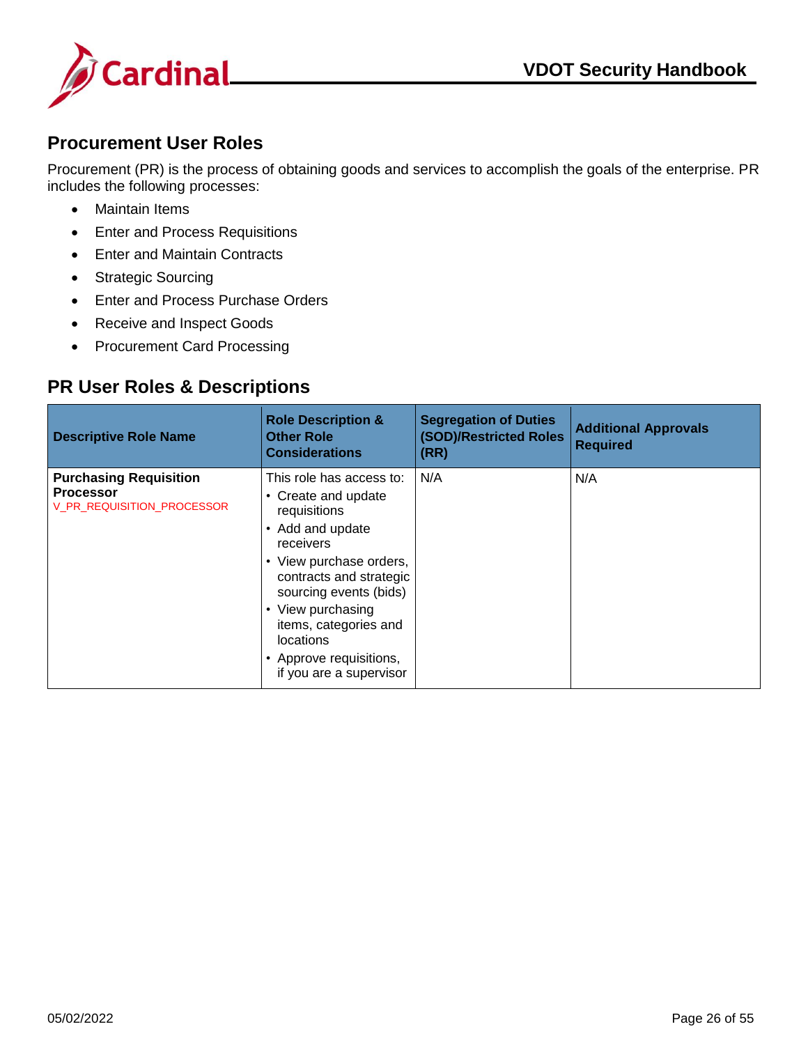## Procurement User Roles

Procurement (PR) is the process of obtaining goods and services to accomplish the goals of the enterprise. PR includes the following processes:

- Maintain Items
- Enter and Process Requisitions
- Enter and Maintain Contracts
- Strategic Sourcing
- Enter and Process Purchase Orders
- Receive and Inspect Goods
- Procurement Card Processing

## PR User Roles & Descriptions

| Descriptive Role Name | Role Description & Other Role Considerations | Segregation of Duties (SOD)/Restricted Roles (RR) | Additional Approvals Required |
|---|---|---|---|
| **Purchasing Requisition Processor**<br>V_PR_REQUISITION_PROCESSOR | This role has access to:<br>• Create and update requisitions<br>• Add and update receivers<br>• View purchase orders, contracts and strategic sourcing events (bids)<br>• View purchasing items, categories and locations<br>• Approve requisitions, if you are a supervisor | N/A | N/A |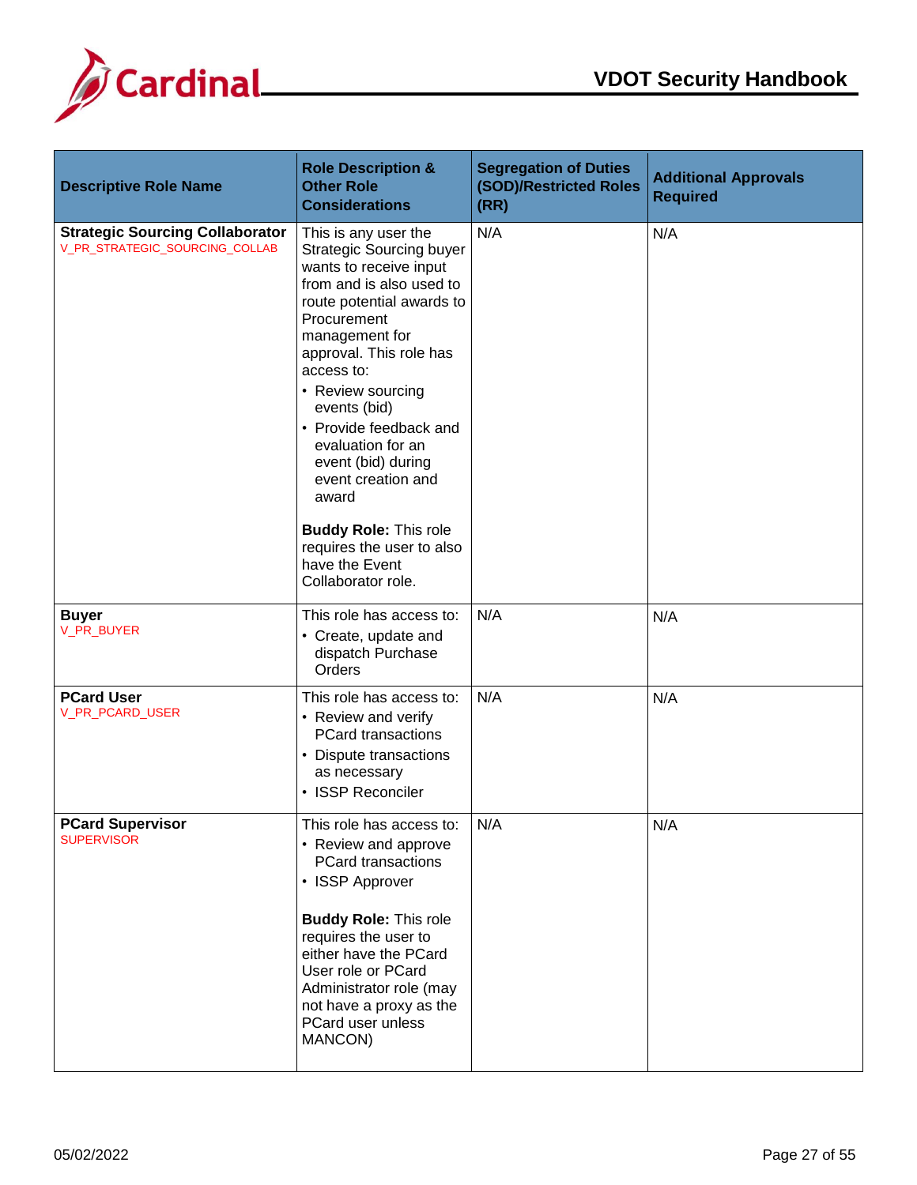| Descriptive Role Name | Role Description & Other Role Considerations | Segregation of Duties (SOD)/Restricted Roles (RR) | Additional Approvals Required |
|---|---|---|---|
| **Strategic Sourcing Collaborator** V_PR_STRATEGIC_SOURCING_COLLAB | This is any user the Strategic Sourcing buyer wants to receive input from and is also used to route potential awards to Procurement management for approval. This role has access to: <br>• Review sourcing events (bid) <br>• Provide feedback and evaluation for an event (bid) during event creation and award <br><br>**Buddy Role:** This role requires the user to also have the Event Collaborator role. | N/A | N/A |
| **Buyer** V_PR_BUYER | This role has access to: <br>• Create, update and dispatch Purchase Orders | N/A | N/A |
| **PCard User** V_PR_PCARD_USER | This role has access to: <br>• Review and verify PCard transactions <br>• Dispute transactions as necessary <br>• ISSP Reconciler | N/A | N/A |
| **PCard Supervisor** SUPERVISOR | This role has access to: <br>• Review and approve PCard transactions <br>• ISSP Approver <br><br>**Buddy Role:** This role requires the user to either have the PCard User role or PCard Administrator role (may not have a proxy as the PCard user unless MANCON) | N/A | N/A |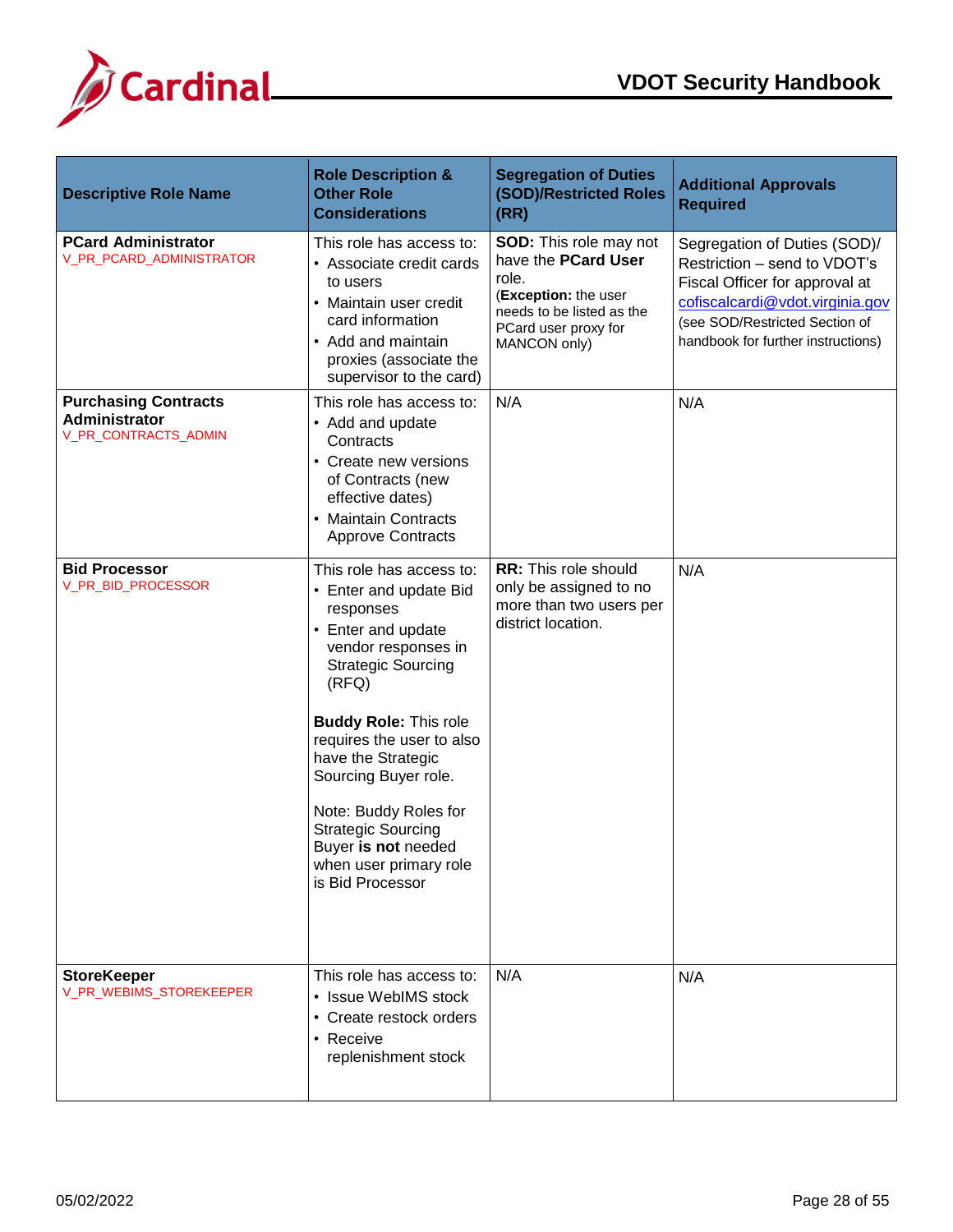| Descriptive Role Name | Role Description & Other Role Considerations | Segregation of Duties (SOD)/Restricted Roles (RR) | Additional Approvals Required |
| --- | --- | --- | --- |
| **PCard Administrator**<br>V_PR_PCARD_ADMINISTRATOR | This role has access to:<br>• Associate credit cards to users<br>• Maintain user credit card information<br>• Add and maintain proxies (associate the supervisor to the card) | **SOD:** This role may not have the **PCard User** role.<br>(**Exception:** the user needs to be listed as the PCard user proxy for MANCON only) | Segregation of Duties (SOD)/ Restriction – send to VDOT's Fiscal Officer for approval at cofiscalcardi@vdot.virginia.gov<br>(see SOD/Restricted Section of handbook for further instructions) |
| **Purchasing Contracts Administrator**<br>V_PR_CONTRACTS_ADMIN | This role has access to:<br>• Add and update Contracts<br>• Create new versions of Contracts (new effective dates)<br>• Maintain Contracts Approve Contracts | N/A | N/A |
| **Bid Processor**<br>V_PR_BID_PROCESSOR | This role has access to:<br>• Enter and update Bid responses<br>• Enter and update vendor responses in Strategic Sourcing (RFQ)<br><br>**Buddy Role:** This role requires the user to also have the Strategic Sourcing Buyer role.<br><br>Note: Buddy Roles for Strategic Sourcing Buyer **is not** needed when user primary role is Bid Processor | **RR:** This role should only be assigned to no more than two users per district location. | N/A |
| **StoreKeeper**<br>V_PR_WEBIMS_STOREKEEPER | This role has access to:<br>• Issue WebIMS stock<br>• Create restock orders<br>• Receive replenishment stock | N/A | N/A |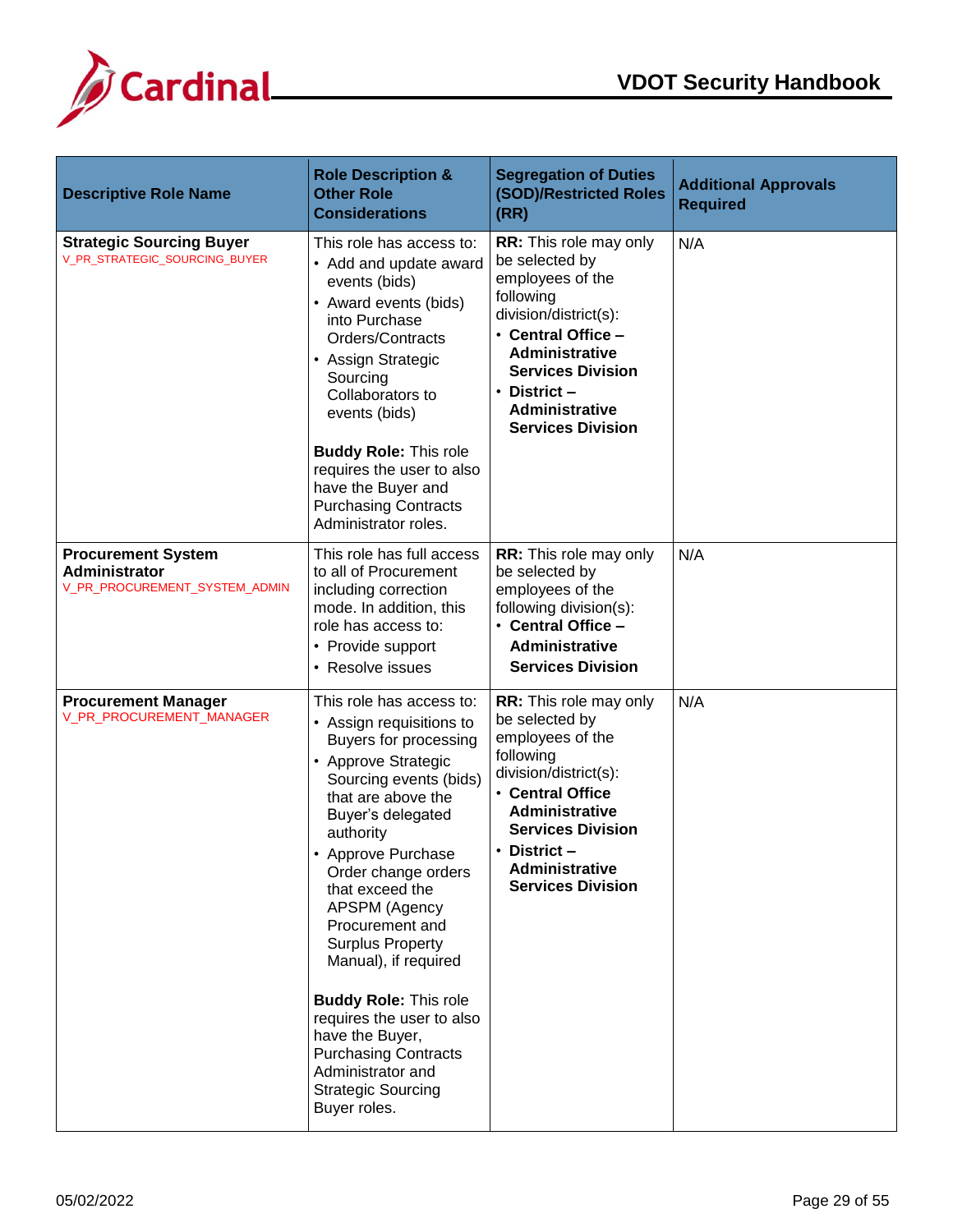| Descriptive Role Name | Role Description & Other Role Considerations | Segregation of Duties (SOD)/Restricted Roles (RR) | Additional Approvals Required |
|---|---|---|---|
| **Strategic Sourcing Buyer**<br>V_PR_STRATEGIC_SOURCING_BUYER | This role has access to:<br>• Add and update award events (bids)<br>• Award events (bids) into Purchase Orders/Contracts<br>• Assign Strategic Sourcing Collaborators to events (bids)<br><br>**Buddy Role:** This role requires the user to also have the Buyer and Purchasing Contracts Administrator roles. | **RR:** This role may only be selected by employees of the following division/district(s):<br>• **Central Office – Administrative Services Division**<br>• **District – Administrative Services Division** | N/A |
| **Procurement System Administrator**<br>V_PR_PROCUREMENT_SYSTEM_ADMIN | This role has full access to all of Procurement including correction mode. In addition, this role has access to:<br>• Provide support<br>• Resolve issues | **RR:** This role may only be selected by employees of the following division(s):<br>• **Central Office – Administrative Services Division** | N/A |
| **Procurement Manager**<br>V_PR_PROCUREMENT_MANAGER | This role has access to:<br>• Assign requisitions to Buyers for processing<br>• Approve Strategic Sourcing events (bids) that are above the Buyer's delegated authority<br>• Approve Purchase Order change orders that exceed the APSPM (Agency Procurement and Surplus Property Manual), if required<br><br>**Buddy Role:** This role requires the user to also have the Buyer, Purchasing Contracts Administrator and Strategic Sourcing Buyer roles. | **RR:** This role may only be selected by employees of the following division/district(s):<br>• **Central Office Administrative Services Division**<br>• **District – Administrative Services Division** | N/A |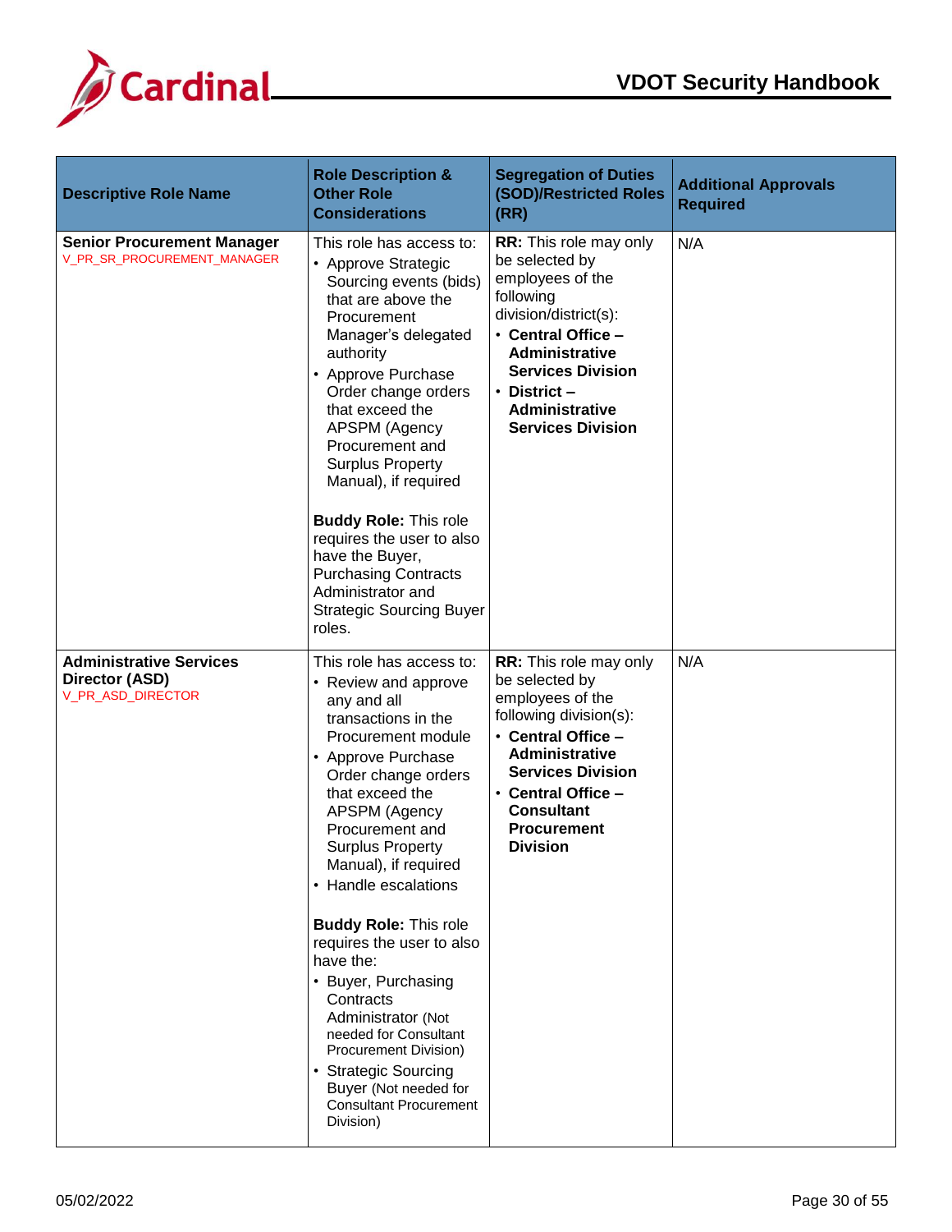| Descriptive Role Name | Role Description & Other Role Considerations | Segregation of Duties (SOD)/Restricted Roles (RR) | Additional Approvals Required |
|---|---|---|---|
| **Senior Procurement Manager**<br>V_PR_SR_PROCUREMENT_MANAGER | This role has access to:<br>• Approve Strategic Sourcing events (bids) that are above the Procurement Manager's delegated authority<br>• Approve Purchase Order change orders that exceed the APSPM (Agency Procurement and Surplus Property Manual), if required<br><br>**Buddy Role:** This role requires the user to also have the Buyer, Purchasing Contracts Administrator and Strategic Sourcing Buyer roles. | **RR:** This role may only be selected by employees of the following division/district(s):<br>• **Central Office – Administrative Services Division**<br>• **District – Administrative Services Division** | N/A |
| **Administrative Services Director (ASD)**<br>V_PR_ASD_DIRECTOR | This role has access to:<br>• Review and approve any and all transactions in the Procurement module<br>• Approve Purchase Order change orders that exceed the APSPM (Agency Procurement and Surplus Property Manual), if required<br>• Handle escalations<br><br>**Buddy Role:** This role requires the user to also have the:<br>• Buyer, Purchasing Contracts Administrator (Not needed for Consultant Procurement Division)<br>• Strategic Sourcing Buyer (Not needed for Consultant Procurement Division) | **RR:** This role may only be selected by employees of the following division(s):<br>• **Central Office – Administrative Services Division**<br>• **Central Office – Consultant Procurement Division** | N/A |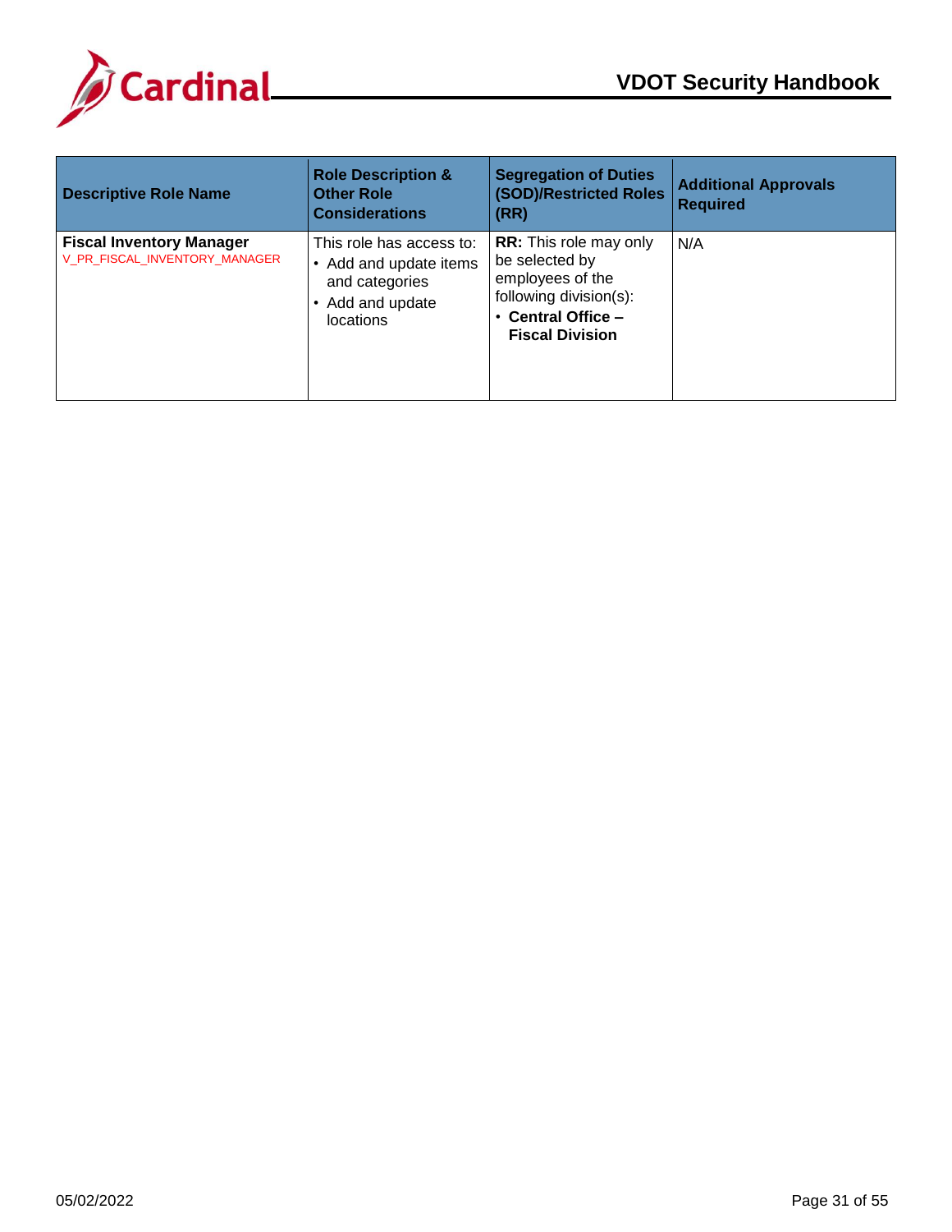| Descriptive Role Name | Role Description & Other Role Considerations | Segregation of Duties (SOD)/Restricted Roles (RR) | Additional Approvals Required |
|---|---|---|---|
| **Fiscal Inventory Manager**<br>V_PR_FISCAL_INVENTORY_MANAGER | This role has access to:<br>• Add and update items and categories<br>• Add and update locations | **RR:** This role may only be selected by employees of the following division(s):<br>• **Central Office – Fiscal Division** | N/A |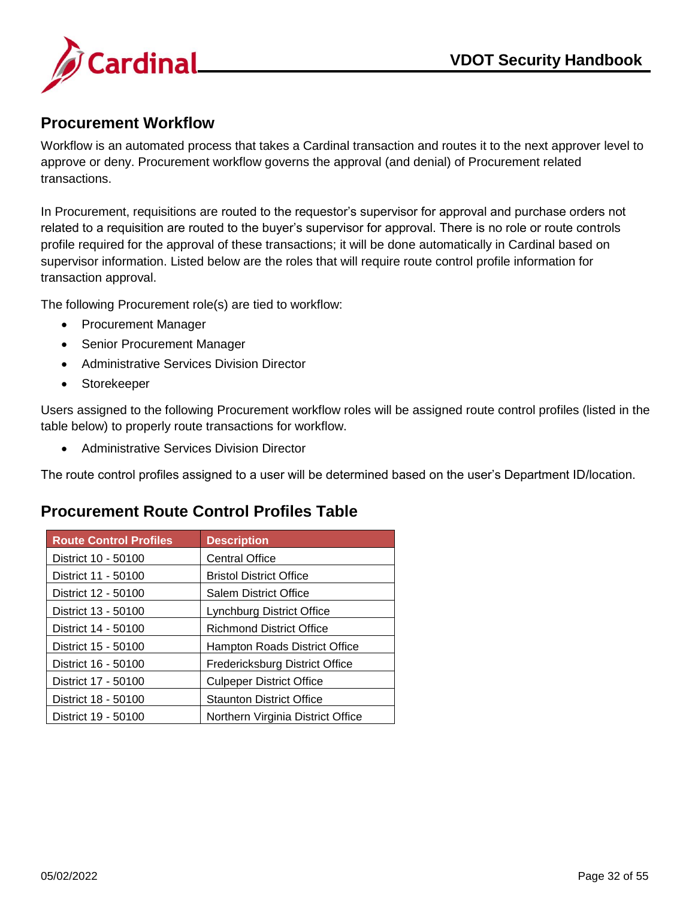## Procurement Workflow

Workflow is an automated process that takes a Cardinal transaction and routes it to the next approver level to approve or deny. Procurement workflow governs the approval (and denial) of Procurement related transactions.

In Procurement, requisitions are routed to the requestor's supervisor for approval and purchase orders not related to a requisition are routed to the buyer's supervisor for approval. There is no role or route controls profile required for the approval of these transactions; it will be done automatically in Cardinal based on supervisor information. Listed below are the roles that will require route control profile information for transaction approval.

The following Procurement role(s) are tied to workflow:

- Procurement Manager
- Senior Procurement Manager
- Administrative Services Division Director
- Storekeeper

Users assigned to the following Procurement workflow roles will be assigned route control profiles (listed in the table below) to properly route transactions for workflow.

- Administrative Services Division Director

The route control profiles assigned to a user will be determined based on the user's Department ID/location.

## Procurement Route Control Profiles Table

| Route Control Profiles | Description |
|---|---|
| District 10 - 50100 | Central Office |
| District 11 - 50100 | Bristol District Office |
| District 12 - 50100 | Salem District Office |
| District 13 - 50100 | Lynchburg District Office |
| District 14 - 50100 | Richmond District Office |
| District 15 - 50100 | Hampton Roads District Office |
| District 16 - 50100 | Fredericksburg District Office |
| District 17 - 50100 | Culpeper District Office |
| District 18 - 50100 | Staunton District Office |
| District 19 - 50100 | Northern Virginia District Office |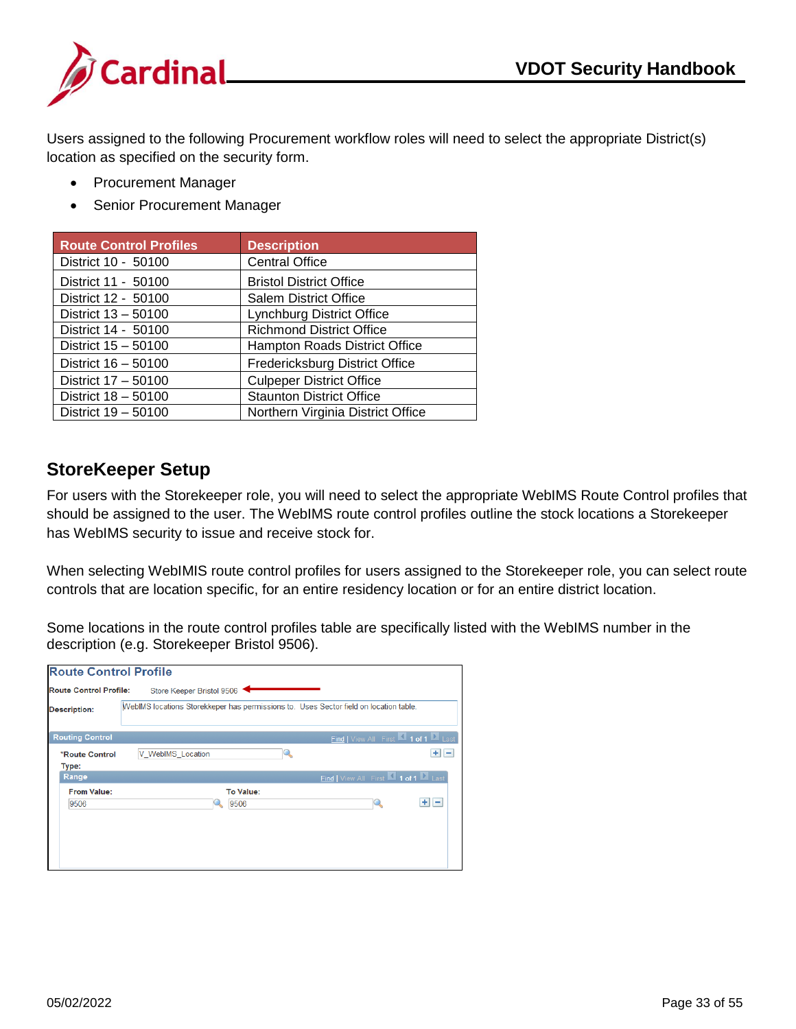Users assigned to the following Procurement workflow roles will need to select the appropriate District(s) location as specified on the security form.

- Procurement Manager
- Senior Procurement Manager

| Route Control Profiles | Description |
|---|---|
| District 10 - 50100 | Central Office |
| District 11 - 50100 | Bristol District Office |
| District 12 - 50100 | Salem District Office |
| District 13 – 50100 | Lynchburg District Office |
| District 14 - 50100 | Richmond District Office |
| District 15 – 50100 | Hampton Roads District Office |
| District 16 – 50100 | Fredericksburg District Office |
| District 17 – 50100 | Culpeper District Office |
| District 18 – 50100 | Staunton District Office |
| District 19 – 50100 | Northern Virginia District Office |

## StoreKeeper Setup

For users with the Storekeeper role, you will need to select the appropriate WebIMS Route Control profiles that should be assigned to the user. The WebIMS route control profiles outline the stock locations a Storekeeper has WebIMS security to issue and receive stock for.

When selecting WebIMIS route control profiles for users assigned to the Storekeeper role, you can select route controls that are location specific, for an entire residency location or for an entire district location.

Some locations in the route control profiles table are specifically listed with the WebIMS number in the description (e.g. Storekeeper Bristol 9506).

**Route Control Profile**

Route Control Profile: Store Keeper Bristol 9506

Description: WebIMS locations Storekkeper has permissions to. Uses Sector field on location table.

Routing Control

*Route Control Type: V_WebIMS_Location

Range

| From Value: | To Value: |
|---|---|
| 9506 | 9506 |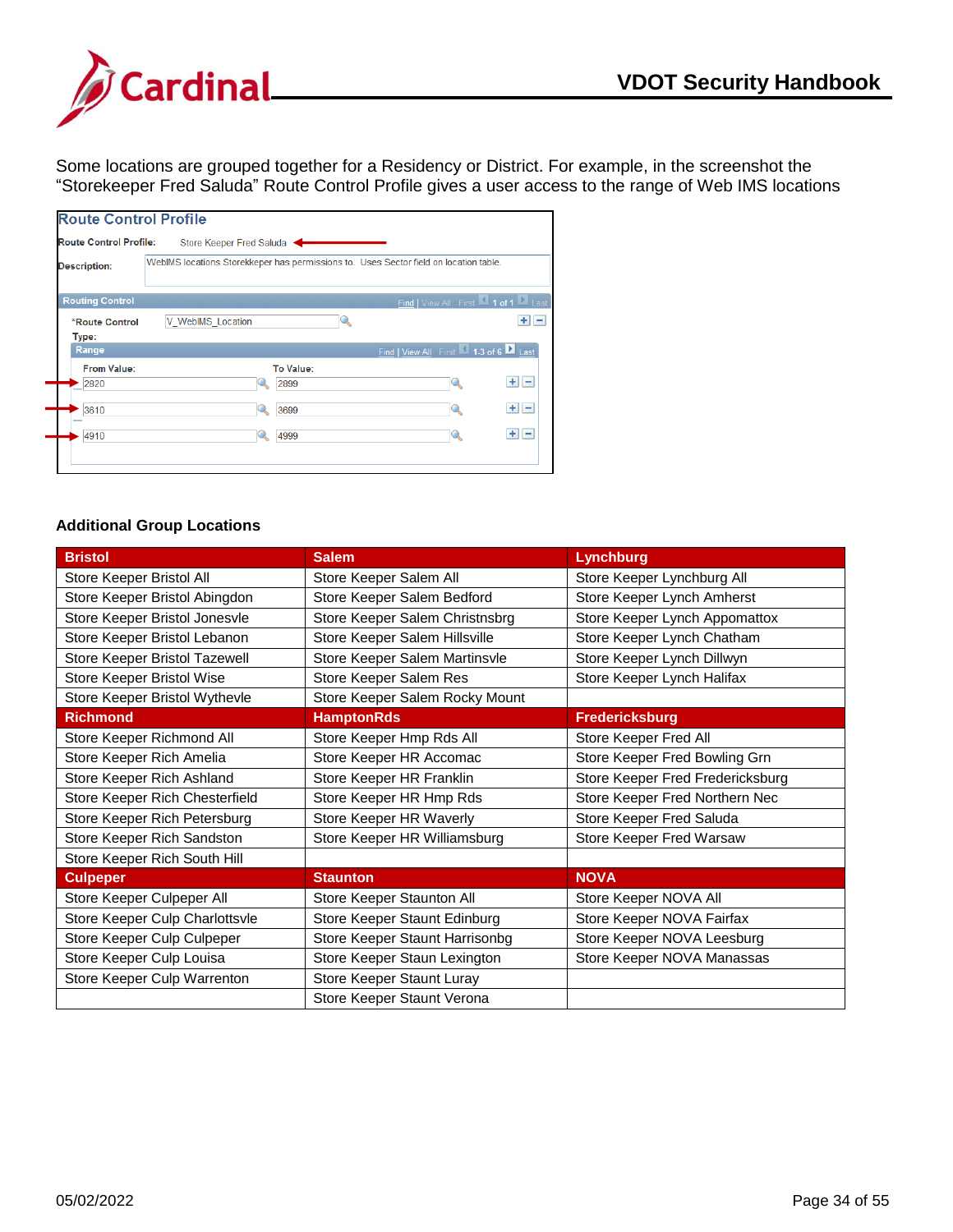Some locations are grouped together for a Residency or District. For example, in the screenshot the "Storekeeper Fred Saluda" Route Control Profile gives a user access to the range of Web IMS locations

**Route Control Profile**

Route Control Profile: Store Keeper Fred Saluda

Description: WebIMS locations Storekeeper has permissions to. Uses Sector field on location table.

Routing Control

*Route Control Type: V_WebIMS_Location

Range

| From Value: | To Value: |
|---|---|
| 2820 | 2899 |
| 3610 | 3699 |
| 4910 | 4999 |

### Additional Group Locations

| Bristol | Salem | Lynchburg |
|---|---|---|
| Store Keeper Bristol All | Store Keeper Salem All | Store Keeper Lynchburg All |
| Store Keeper Bristol Abingdon | Store Keeper Salem Bedford | Store Keeper Lynch Amherst |
| Store Keeper Bristol Jonesvle | Store Keeper Salem Christnsbrg | Store Keeper Lynch Appomattox |
| Store Keeper Bristol Lebanon | Store Keeper Salem Hillsville | Store Keeper Lynch Chatham |
| Store Keeper Bristol Tazewell | Store Keeper Salem Martinsvle | Store Keeper Lynch Dillwyn |
| Store Keeper Bristol Wise | Store Keeper Salem Res | Store Keeper Lynch Halifax |
| Store Keeper Bristol Wythevle | Store Keeper Salem Rocky Mount | |
| **Richmond** | **HamptonRds** | **Fredericksburg** |
| Store Keeper Richmond All | Store Keeper Hmp Rds All | Store Keeper Fred All |
| Store Keeper Rich Amelia | Store Keeper HR Accomac | Store Keeper Fred Bowling Grn |
| Store Keeper Rich Ashland | Store Keeper HR Franklin | Store Keeper Fred Fredericksburg |
| Store Keeper Rich Chesterfield | Store Keeper HR Hmp Rds | Store Keeper Fred Northern Nec |
| Store Keeper Rich Petersburg | Store Keeper HR Waverly | Store Keeper Fred Saluda |
| Store Keeper Rich Sandston | Store Keeper HR Williamsburg | Store Keeper Fred Warsaw |
| Store Keeper Rich South Hill | | |
| **Culpeper** | **Staunton** | **NOVA** |
| Store Keeper Culpeper All | Store Keeper Staunton All | Store Keeper NOVA All |
| Store Keeper Culp Charlottsvle | Store Keeper Staunt Edinburg | Store Keeper NOVA Fairfax |
| Store Keeper Culp Culpeper | Store Keeper Staunt Harrisonbg | Store Keeper NOVA Leesburg |
| Store Keeper Culp Louisa | Store Keeper Staun Lexington | Store Keeper NOVA Manassas |
| Store Keeper Culp Warrenton | Store Keeper Staunt Luray | |
| | Store Keeper Staunt Verona | |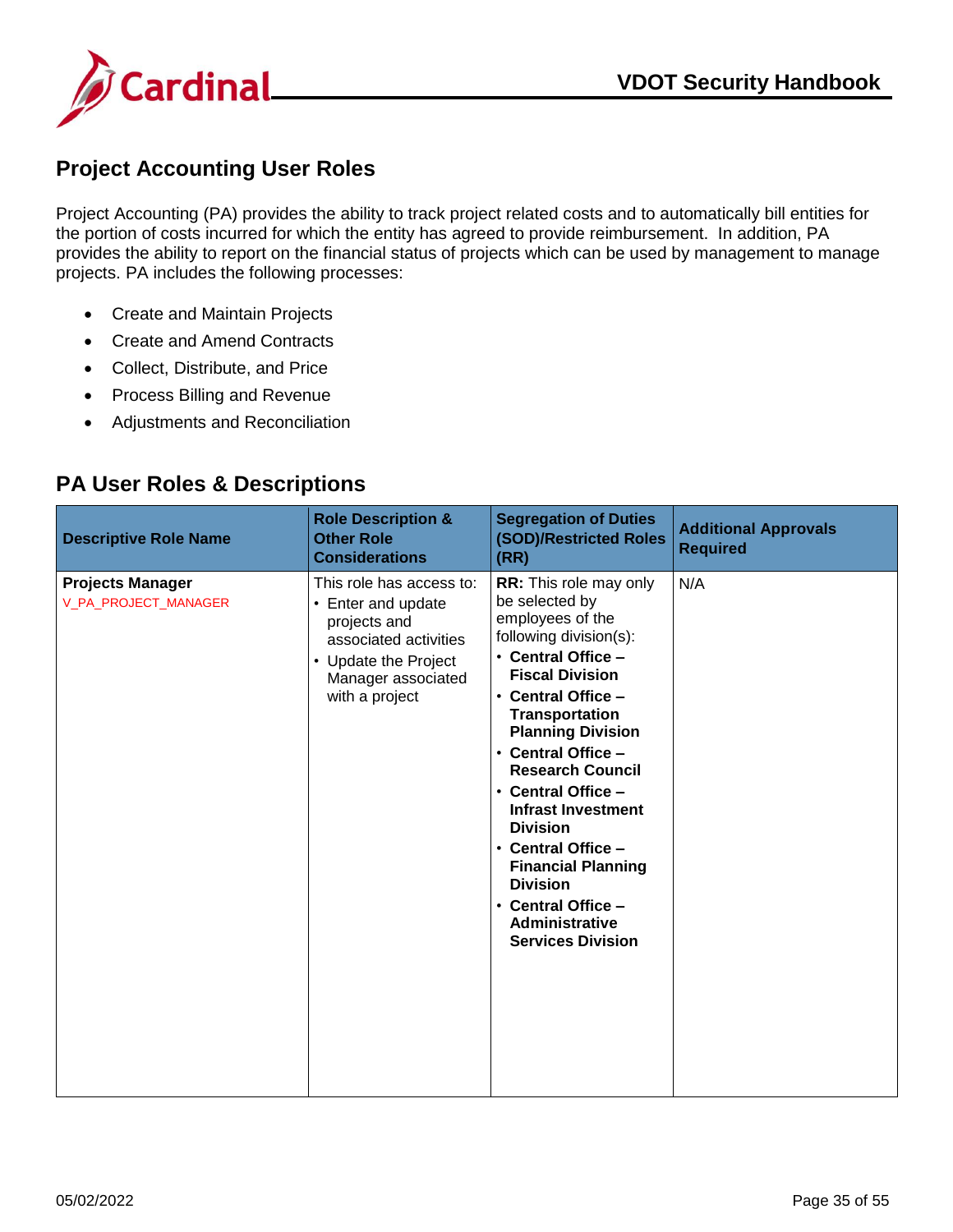## Project Accounting User Roles

Project Accounting (PA) provides the ability to track project related costs and to automatically bill entities for the portion of costs incurred for which the entity has agreed to provide reimbursement. In addition, PA provides the ability to report on the financial status of projects which can be used by management to manage projects. PA includes the following processes:

- Create and Maintain Projects
- Create and Amend Contracts
- Collect, Distribute, and Price
- Process Billing and Revenue
- Adjustments and Reconciliation

## PA User Roles & Descriptions

| Descriptive Role Name | Role Description & Other Role Considerations | Segregation of Duties (SOD)/Restricted Roles (RR) | Additional Approvals Required |
|---|---|---|---|
| **Projects Manager**<br>V_PA_PROJECT_MANAGER | This role has access to:<br>• Enter and update projects and associated activities<br>• Update the Project Manager associated with a project | **RR:** This role may only be selected by employees of the following division(s):<br>• **Central Office – Fiscal Division**<br>• **Central Office – Transportation Planning Division**<br>• **Central Office – Research Council**<br>• **Central Office – Infrast Investment Division**<br>• **Central Office – Financial Planning Division**<br>• **Central Office – Administrative Services Division** | N/A |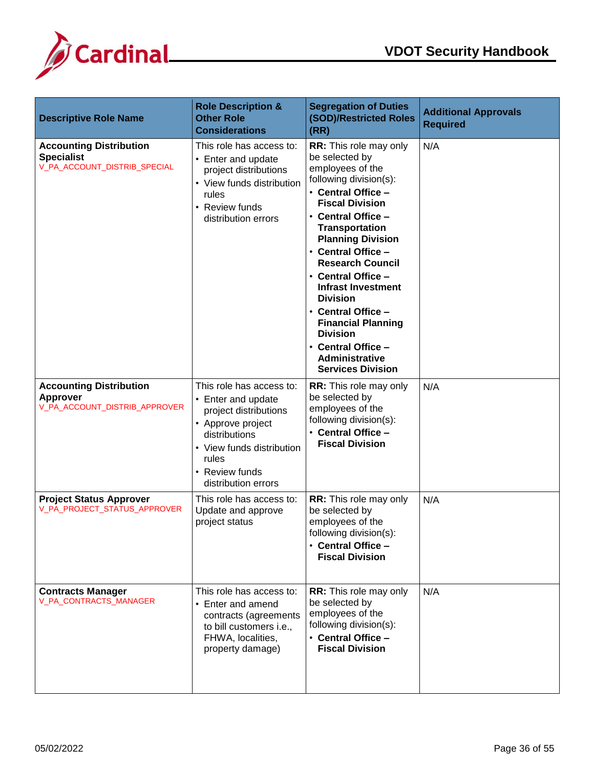| Descriptive Role Name | Role Description & Other Role Considerations | Segregation of Duties (SOD)/Restricted Roles (RR) | Additional Approvals Required |
|---|---|---|---|
| **Accounting Distribution Specialist** V_PA_ACCOUNT_DISTRIB_SPECIAL | This role has access to: • Enter and update project distributions • View funds distribution rules • Review funds distribution errors | **RR:** This role may only be selected by employees of the following division(s): • **Central Office – Fiscal Division** • **Central Office – Transportation Planning Division** • **Central Office – Research Council** • **Central Office – Infrast Investment Division** • **Central Office – Financial Planning Division** • **Central Office – Administrative Services Division** | N/A |
| **Accounting Distribution Approver** V_PA_ACCOUNT_DISTRIB_APPROVER | This role has access to: • Enter and update project distributions • Approve project distributions • View funds distribution rules • Review funds distribution errors | **RR:** This role may only be selected by employees of the following division(s): • **Central Office – Fiscal Division** | N/A |
| **Project Status Approver** V_PA_PROJECT_STATUS_APPROVER | This role has access to: Update and approve project status | **RR:** This role may only be selected by employees of the following division(s): • **Central Office – Fiscal Division** | N/A |
| **Contracts Manager** V_PA_CONTRACTS_MANAGER | This role has access to: • Enter and amend contracts (agreements to bill customers i.e., FHWA, localities, property damage) | **RR:** This role may only be selected by employees of the following division(s): • **Central Office – Fiscal Division** | N/A |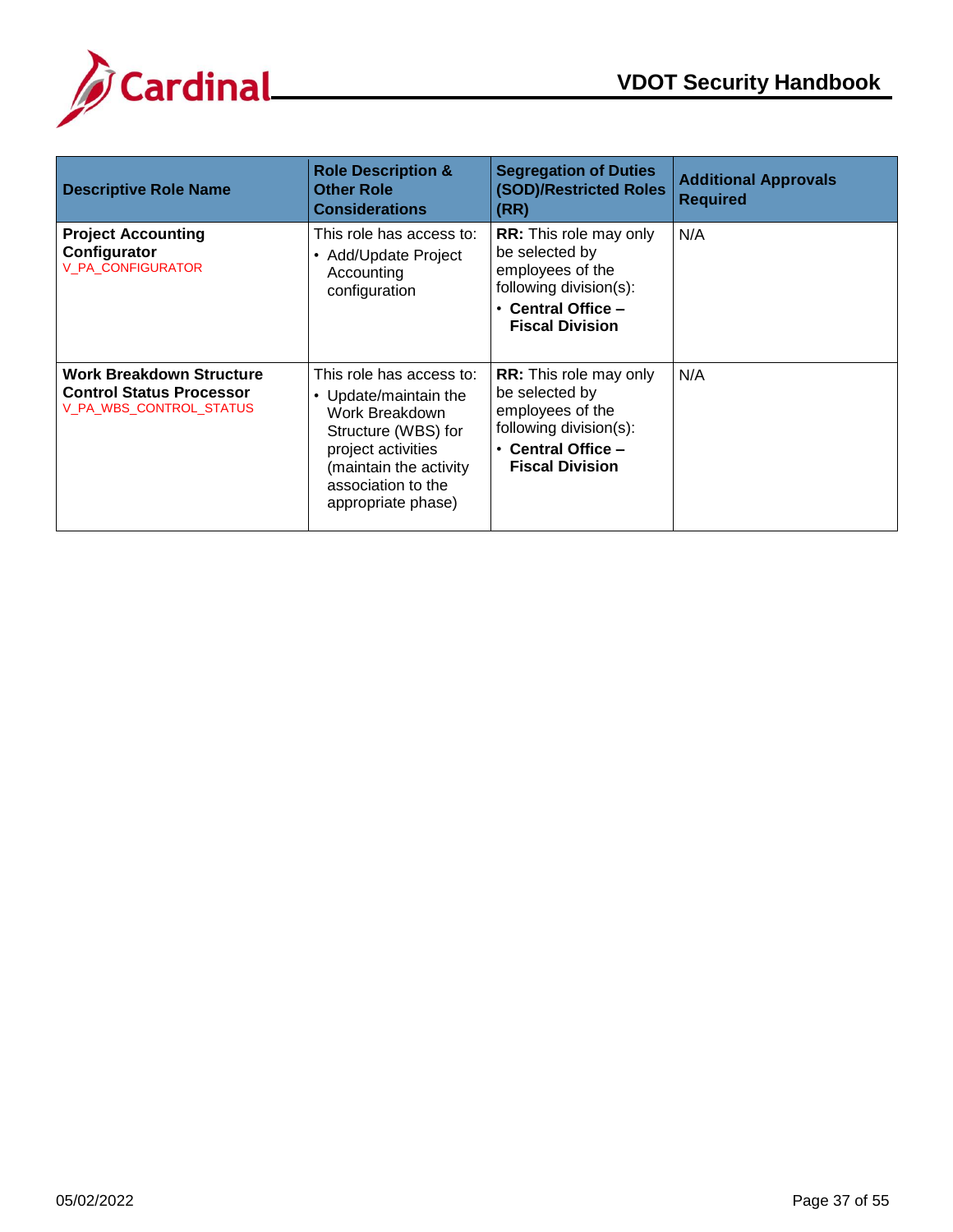| Descriptive Role Name | Role Description & Other Role Considerations | Segregation of Duties (SOD)/Restricted Roles (RR) | Additional Approvals Required |
|---|---|---|---|
| **Project Accounting Configurator**<br>V_PA_CONFIGURATOR | This role has access to:<br>• Add/Update Project Accounting configuration | **RR:** This role may only be selected by employees of the following division(s):<br>• **Central Office – Fiscal Division** | N/A |
| **Work Breakdown Structure Control Status Processor**<br>V_PA_WBS_CONTROL_STATUS | This role has access to:<br>• Update/maintain the Work Breakdown Structure (WBS) for project activities (maintain the activity association to the appropriate phase) | **RR:** This role may only be selected by employees of the following division(s):<br>• **Central Office – Fiscal Division** | N/A |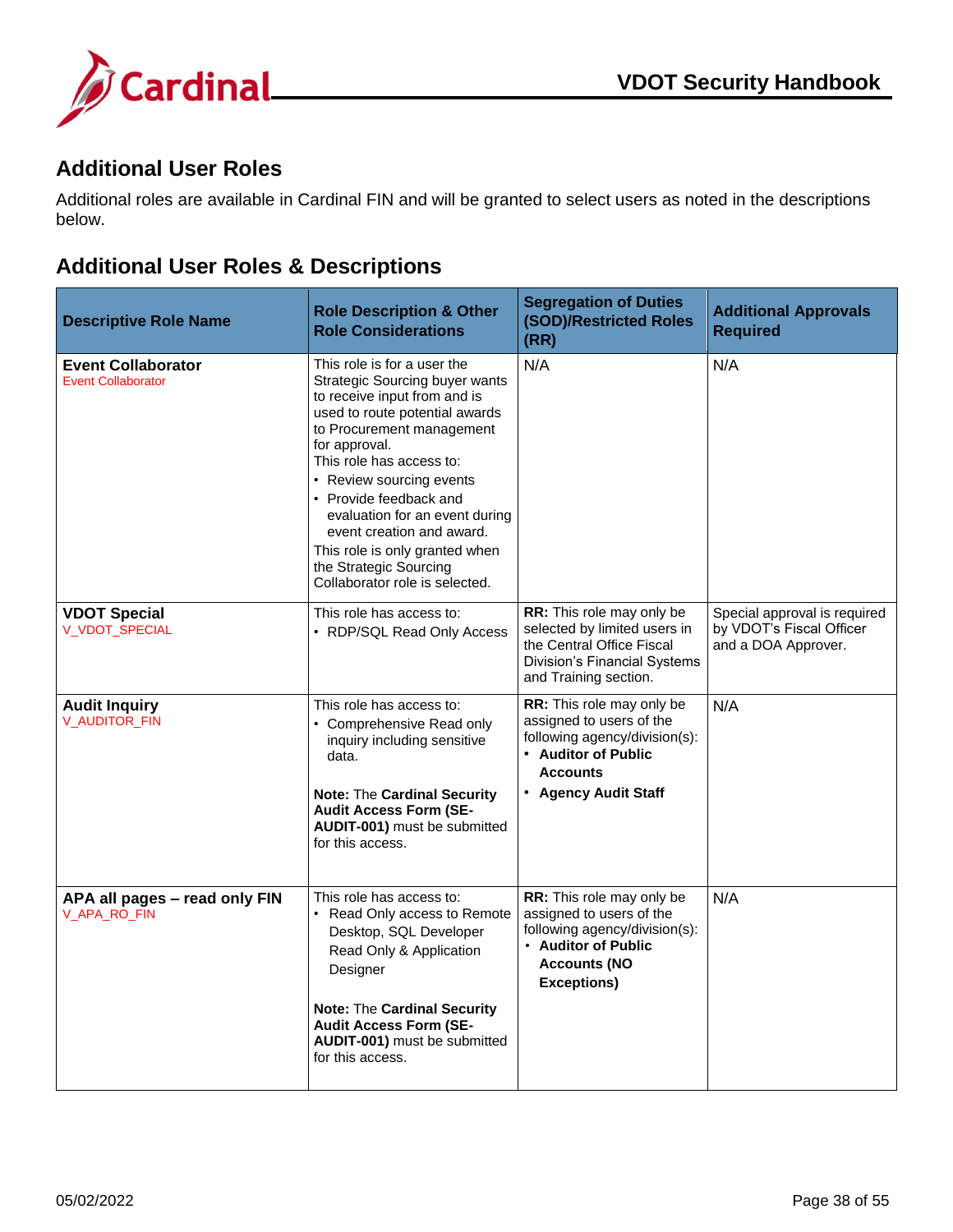## Additional User Roles

Additional roles are available in Cardinal FIN and will be granted to select users as noted in the descriptions below.

## Additional User Roles & Descriptions

| Descriptive Role Name | Role Description & Other Role Considerations | Segregation of Duties (SOD)/Restricted Roles (RR) | Additional Approvals Required |
|---|---|---|---|
| **Event Collaborator**<br>Event Collaborator | This role is for a user the Strategic Sourcing buyer wants to receive input from and is used to route potential awards to Procurement management for approval.<br>This role has access to:<br>• Review sourcing events<br>• Provide feedback and evaluation for an event during event creation and award.<br>This role is only granted when the Strategic Sourcing Collaborator role is selected. | N/A | N/A |
| **VDOT Special**<br>V_VDOT_SPECIAL | This role has access to:<br>• RDP/SQL Read Only Access | **RR:** This role may only be selected by limited users in the Central Office Fiscal Division's Financial Systems and Training section. | Special approval is required by VDOT's Fiscal Officer and a DOA Approver. |
| **Audit Inquiry**<br>V_AUDITOR_FIN | This role has access to:<br>• Comprehensive Read only inquiry including sensitive data.<br><br>**Note:** The **Cardinal Security Audit Access Form (SE-AUDIT-001)** must be submitted for this access. | **RR:** This role may only be assigned to users of the following agency/division(s):<br>• **Auditor of Public Accounts**<br>• **Agency Audit Staff** | N/A |
| **APA all pages – read only FIN**<br>V_APA_RO_FIN | This role has access to:<br>• Read Only access to Remote Desktop, SQL Developer Read Only & Application Designer<br><br>**Note:** The **Cardinal Security Audit Access Form (SE-AUDIT-001)** must be submitted for this access. | **RR:** This role may only be assigned to users of the following agency/division(s):<br>• **Auditor of Public Accounts (NO Exceptions)** | N/A |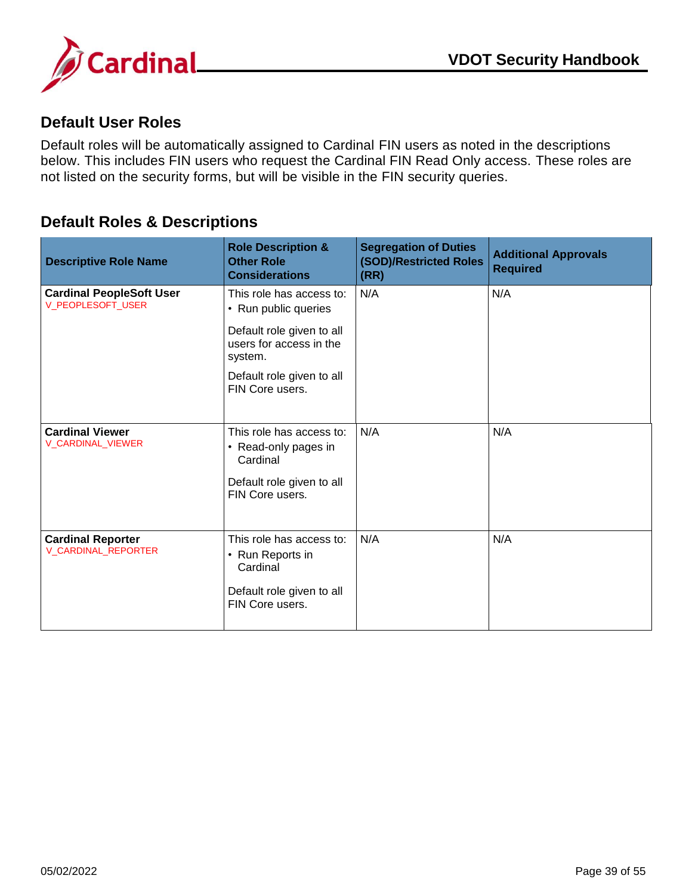## Default User Roles

Default roles will be automatically assigned to Cardinal FIN users as noted in the descriptions below. This includes FIN users who request the Cardinal FIN Read Only access. These roles are not listed on the security forms, but will be visible in the FIN security queries.

## Default Roles & Descriptions

| Descriptive Role Name | Role Description & Other Role Considerations | Segregation of Duties (SOD)/Restricted Roles (RR) | Additional Approvals Required |
|---|---|---|---|
| **Cardinal PeopleSoft User** <br> V_PEOPLESOFT_USER | This role has access to: <br> • Run public queries <br><br> Default role given to all users for access in the system. <br><br> Default role given to all FIN Core users. | N/A | N/A |
| **Cardinal Viewer** <br> V_CARDINAL_VIEWER | This role has access to: <br> • Read-only pages in Cardinal <br><br> Default role given to all FIN Core users. | N/A | N/A |
| **Cardinal Reporter** <br> V_CARDINAL_REPORTER | This role has access to: <br> • Run Reports in Cardinal <br><br> Default role given to all FIN Core users. | N/A | N/A |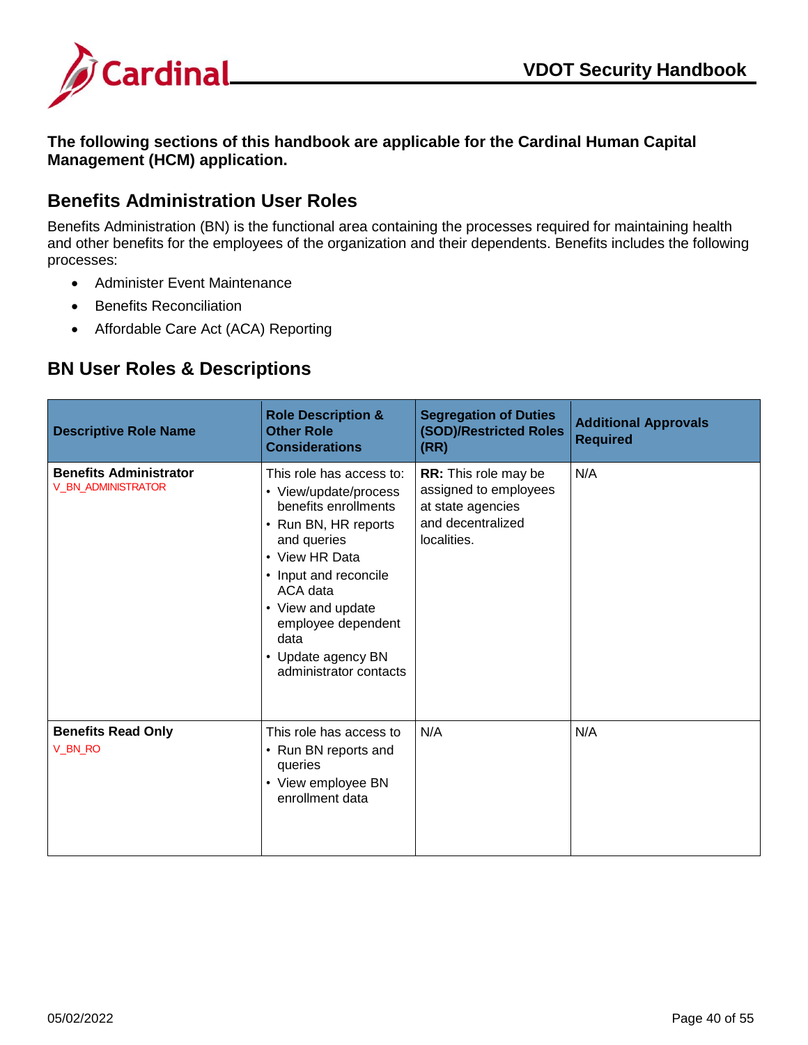**The following sections of this handbook are applicable for the Cardinal Human Capital Management (HCM) application.**

## Benefits Administration User Roles

Benefits Administration (BN) is the functional area containing the processes required for maintaining health and other benefits for the employees of the organization and their dependents. Benefits includes the following processes:

- Administer Event Maintenance
- Benefits Reconciliation
- Affordable Care Act (ACA) Reporting

## BN User Roles & Descriptions

| Descriptive Role Name | Role Description & Other Role Considerations | Segregation of Duties (SOD)/Restricted Roles (RR) | Additional Approvals Required |
|---|---|---|---|
| **Benefits Administrator**<br>V_BN_ADMINISTRATOR | This role has access to:<br>• View/update/process benefits enrollments<br>• Run BN, HR reports and queries<br>• View HR Data<br>• Input and reconcile ACA data<br>• View and update employee dependent data<br>• Update agency BN administrator contacts | **RR:** This role may be assigned to employees at state agencies and decentralized localities. | N/A |
| **Benefits Read Only**<br>V_BN_RO | This role has access to<br>• Run BN reports and queries<br>• View employee BN enrollment data | N/A | N/A |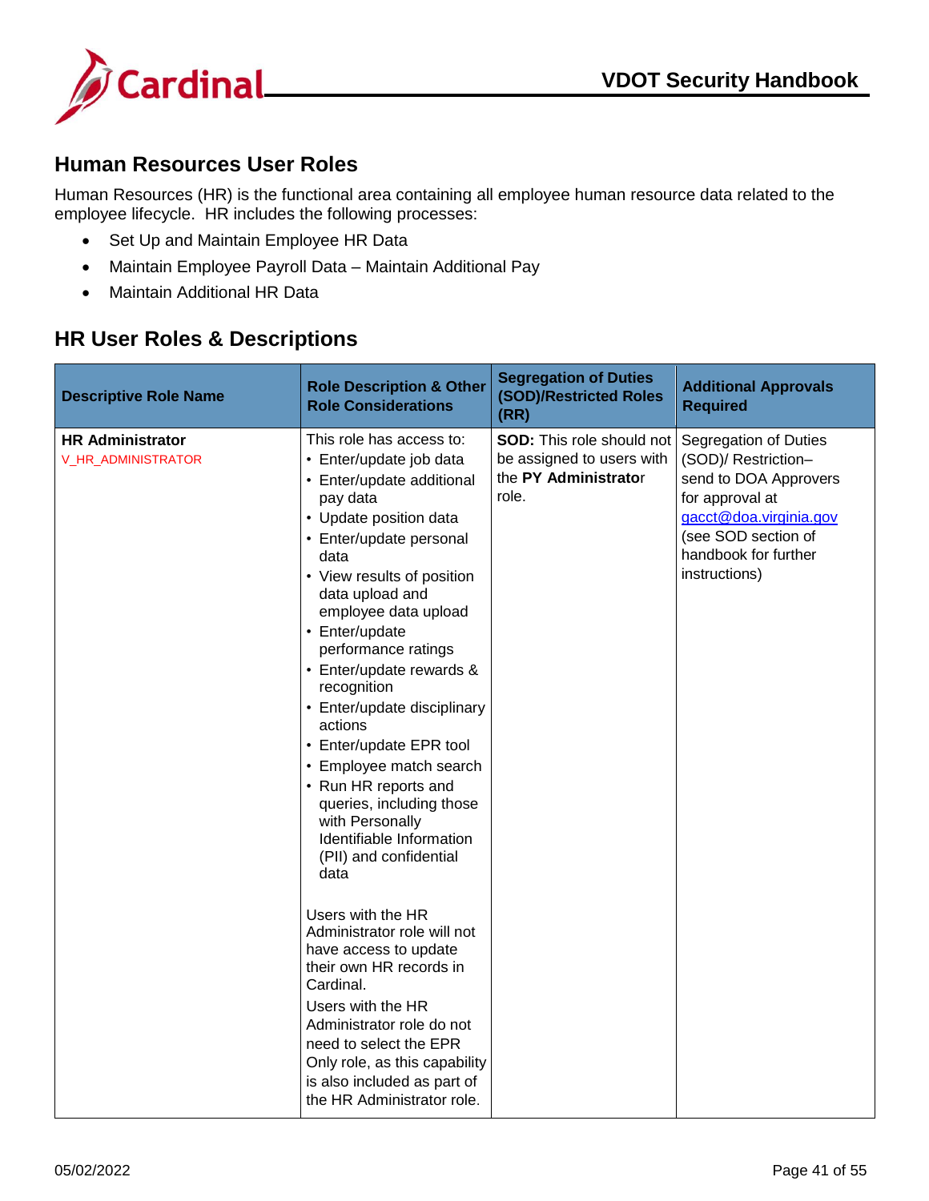## Human Resources User Roles

Human Resources (HR) is the functional area containing all employee human resource data related to the employee lifecycle. HR includes the following processes:

- Set Up and Maintain Employee HR Data
- Maintain Employee Payroll Data – Maintain Additional Pay
- Maintain Additional HR Data

## HR User Roles & Descriptions

| Descriptive Role Name | Role Description & Other Role Considerations | Segregation of Duties (SOD)/Restricted Roles (RR) | Additional Approvals Required |
|---|---|---|---|
| **HR Administrator**<br>V_HR_ADMINISTRATOR | This role has access to:<br>• Enter/update job data<br>• Enter/update additional pay data<br>• Update position data<br>• Enter/update personal data<br>• View results of position data upload and employee data upload<br>• Enter/update performance ratings<br>• Enter/update rewards & recognition<br>• Enter/update disciplinary actions<br>• Enter/update EPR tool<br>• Employee match search<br>• Run HR reports and queries, including those with Personally Identifiable Information (PII) and confidential data<br><br>Users with the HR Administrator role will not have access to update their own HR records in Cardinal.<br>Users with the HR Administrator role do not need to select the EPR Only role, as this capability is also included as part of the HR Administrator role. | **SOD:** This role should not be assigned to users with the **PY Administrator** role. | Segregation of Duties (SOD)/ Restriction– send to DOA Approvers for approval at gacct@doa.virginia.gov (see SOD section of handbook for further instructions) |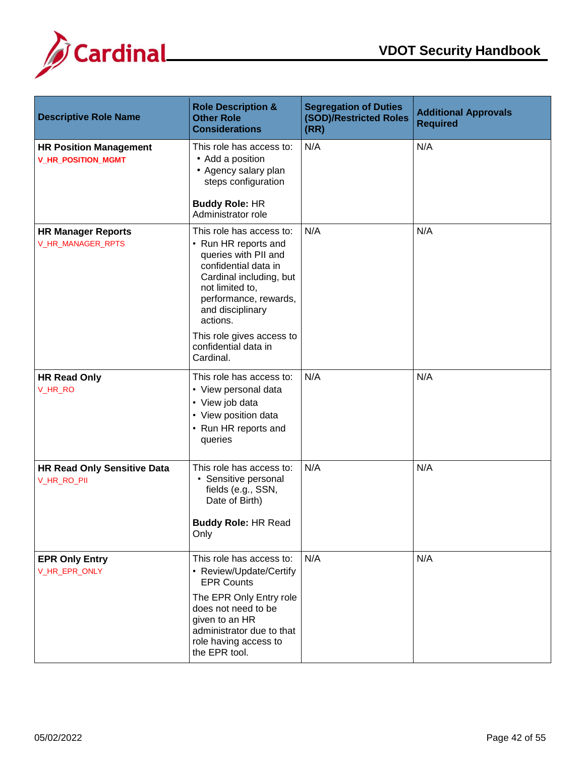| Descriptive Role Name | Role Description & Other Role Considerations | Segregation of Duties (SOD)/Restricted Roles (RR) | Additional Approvals Required |
|---|---|---|---|
| **HR Position Management**<br>V_HR_POSITION_MGMT | This role has access to:<br>• Add a position<br>• Agency salary plan steps configuration<br><br>**Buddy Role:** HR Administrator role | N/A | N/A |
| **HR Manager Reports**<br>V_HR_MANAGER_RPTS | This role has access to:<br>• Run HR reports and queries with PII and confidential data in Cardinal including, but not limited to, performance, rewards, and disciplinary actions.<br><br>This role gives access to confidential data in Cardinal. | N/A | N/A |
| **HR Read Only**<br>V_HR_RO | This role has access to:<br>• View personal data<br>• View job data<br>• View position data<br>• Run HR reports and queries | N/A | N/A |
| **HR Read Only Sensitive Data**<br>V_HR_RO_PII | This role has access to:<br>• Sensitive personal fields (e.g., SSN, Date of Birth)<br><br>**Buddy Role:** HR Read Only | N/A | N/A |
| **EPR Only Entry**<br>V_HR_EPR_ONLY | This role has access to:<br>• Review/Update/Certify EPR Counts<br><br>The EPR Only Entry role does not need to be given to an HR administrator due to that role having access to the EPR tool. | N/A | N/A |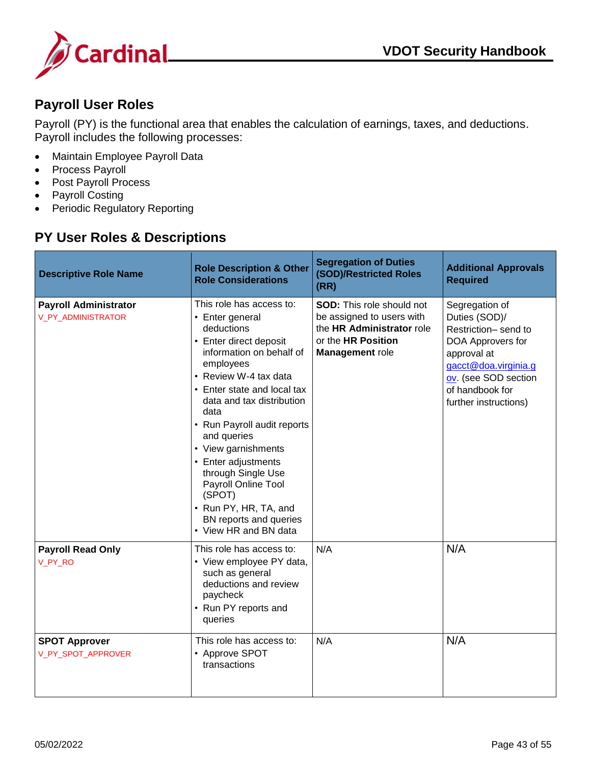## Payroll User Roles

Payroll (PY) is the functional area that enables the calculation of earnings, taxes, and deductions. Payroll includes the following processes:

- Maintain Employee Payroll Data
- Process Payroll
- Post Payroll Process
- Payroll Costing
- Periodic Regulatory Reporting

## PY User Roles & Descriptions

| Descriptive Role Name | Role Description & Other Role Considerations | Segregation of Duties (SOD)/Restricted Roles (RR) | Additional Approvals Required |
|---|---|---|---|
| **Payroll Administrator**<br>V_PY_ADMINISTRATOR | This role has access to:<br>• Enter general deductions<br>• Enter direct deposit information on behalf of employees<br>• Review W-4 tax data<br>• Enter state and local tax data and tax distribution data<br>• Run Payroll audit reports and queries<br>• View garnishments<br>• Enter adjustments through Single Use Payroll Online Tool (SPOT)<br>• Run PY, HR, TA, and BN reports and queries<br>• View HR and BN data | **SOD:** This role should not be assigned to users with the **HR Administrator** role or the **HR Position Management** role | Segregation of Duties (SOD)/ Restriction– send to DOA Approvers for approval at gacct@doa.virginia.gov. (see SOD section of handbook for further instructions) |
| **Payroll Read Only**<br>V_PY_RO | This role has access to:<br>• View employee PY data, such as general deductions and review paycheck<br>• Run PY reports and queries | N/A | N/A |
| **SPOT Approver**<br>V_PY_SPOT_APPROVER | This role has access to:<br>• Approve SPOT transactions | N/A | N/A |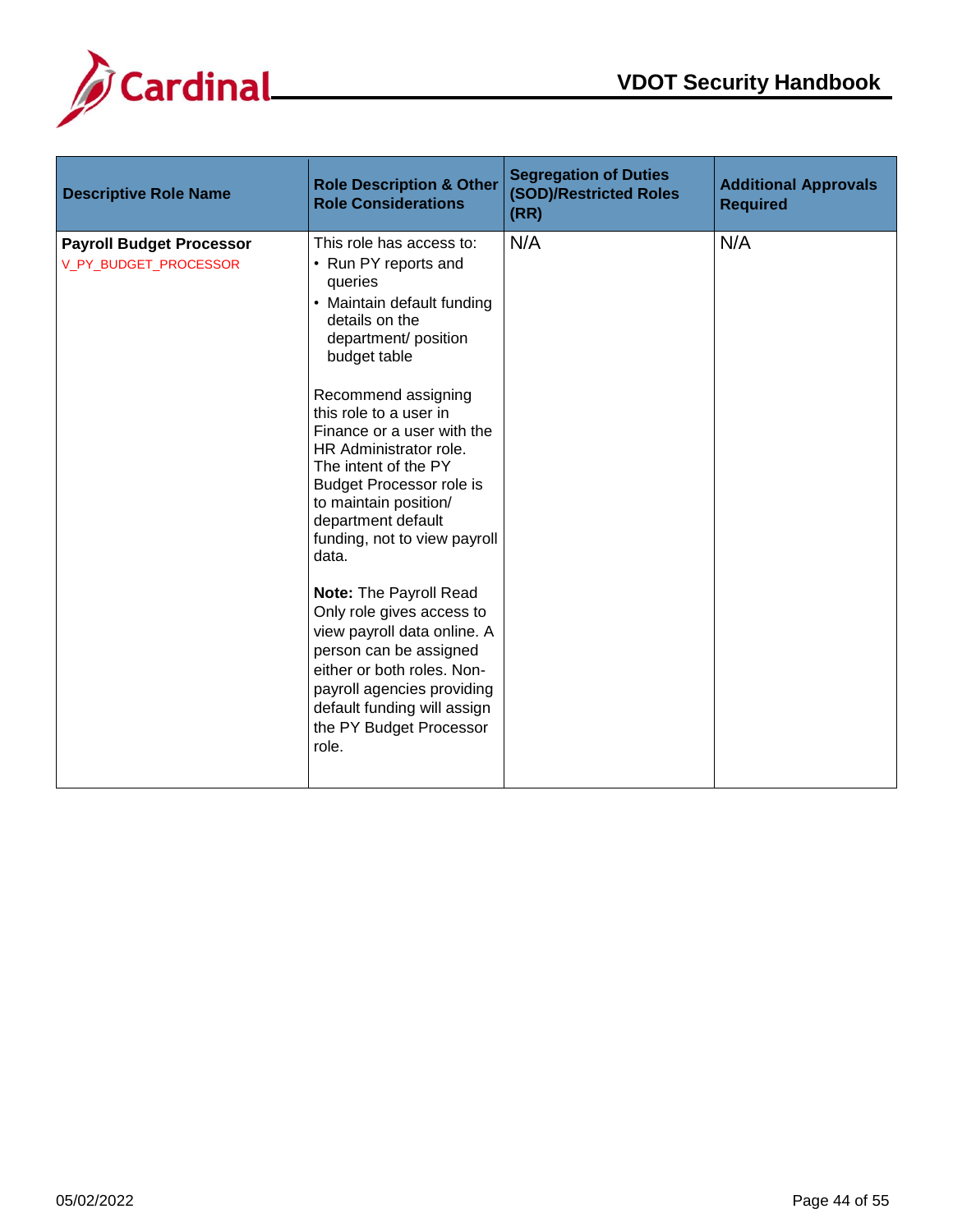| Descriptive Role Name | Role Description & Other Role Considerations | Segregation of Duties (SOD)/Restricted Roles (RR) | Additional Approvals Required |
|---|---|---|---|
| **Payroll Budget Processor**<br>V_PY_BUDGET_PROCESSOR | This role has access to:<br>• Run PY reports and queries<br>• Maintain default funding details on the department/ position budget table<br><br>Recommend assigning this role to a user in Finance or a user with the HR Administrator role. The intent of the PY Budget Processor role is to maintain position/ department default funding, not to view payroll data.<br><br>**Note:** The Payroll Read Only role gives access to view payroll data online. A person can be assigned either or both roles. Non-payroll agencies providing default funding will assign the PY Budget Processor role. | N/A | N/A |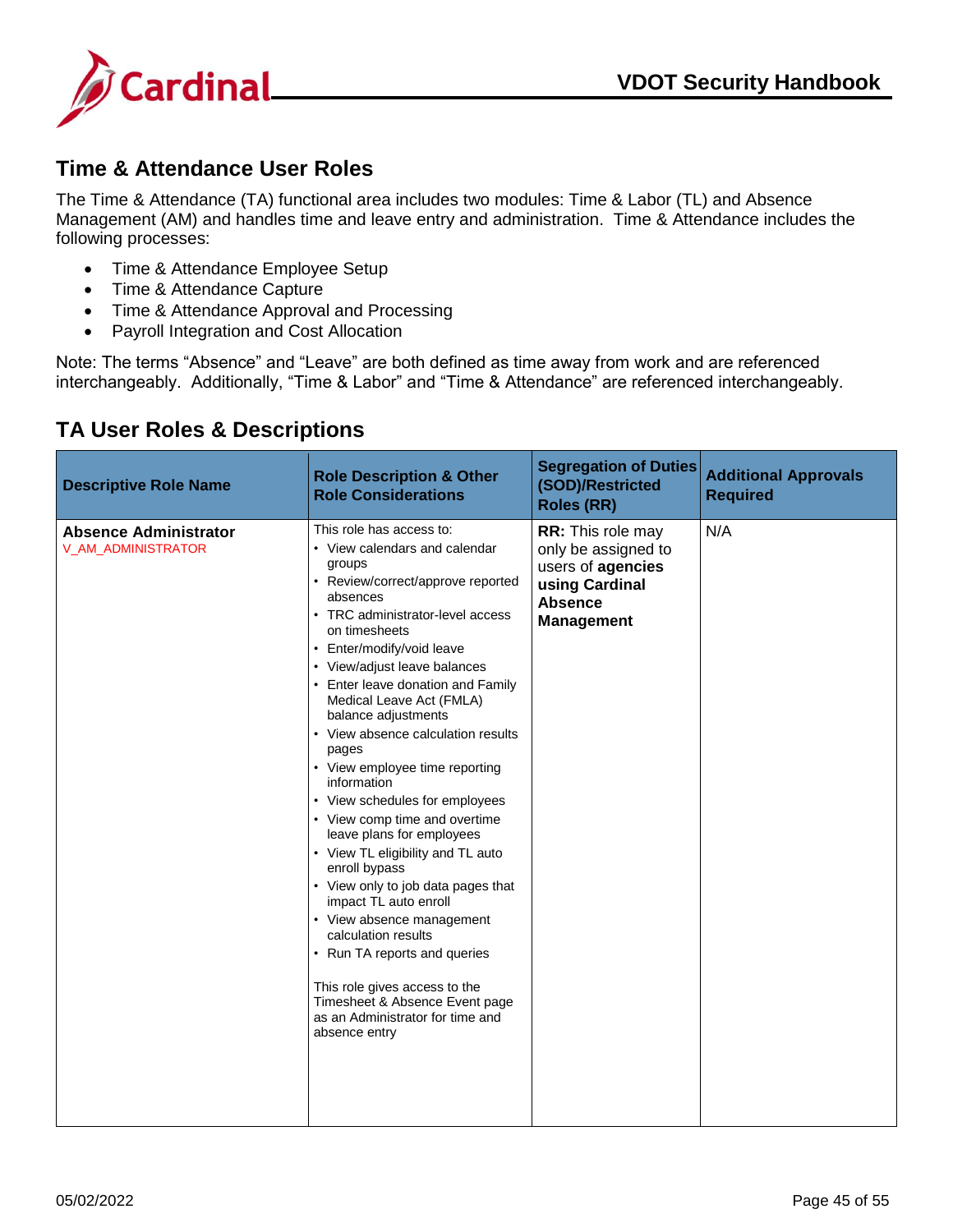## Time & Attendance User Roles

The Time & Attendance (TA) functional area includes two modules: Time & Labor (TL) and Absence Management (AM) and handles time and leave entry and administration. Time & Attendance includes the following processes:

- Time & Attendance Employee Setup
- Time & Attendance Capture
- Time & Attendance Approval and Processing
- Payroll Integration and Cost Allocation

Note: The terms "Absence" and "Leave" are both defined as time away from work and are referenced interchangeably. Additionally, "Time & Labor" and "Time & Attendance" are referenced interchangeably.

## TA User Roles & Descriptions

| Descriptive Role Name | Role Description & Other Role Considerations | Segregation of Duties (SOD)/Restricted Roles (RR) | Additional Approvals Required |
|---|---|---|---|
| **Absence Administrator**<br>V_AM_ADMINISTRATOR | This role has access to:<br>• View calendars and calendar groups<br>• Review/correct/approve reported absences<br>• TRC administrator-level access on timesheets<br>• Enter/modify/void leave<br>• View/adjust leave balances<br>• Enter leave donation and Family Medical Leave Act (FMLA) balance adjustments<br>• View absence calculation results pages<br>• View employee time reporting information<br>• View schedules for employees<br>• View comp time and overtime leave plans for employees<br>• View TL eligibility and TL auto enroll bypass<br>• View only to job data pages that impact TL auto enroll<br>• View absence management calculation results<br>• Run TA reports and queries<br><br>This role gives access to the Timesheet & Absence Event page as an Administrator for time and absence entry | **RR:** This role may only be assigned to users of **agencies using Cardinal Absence Management** | N/A |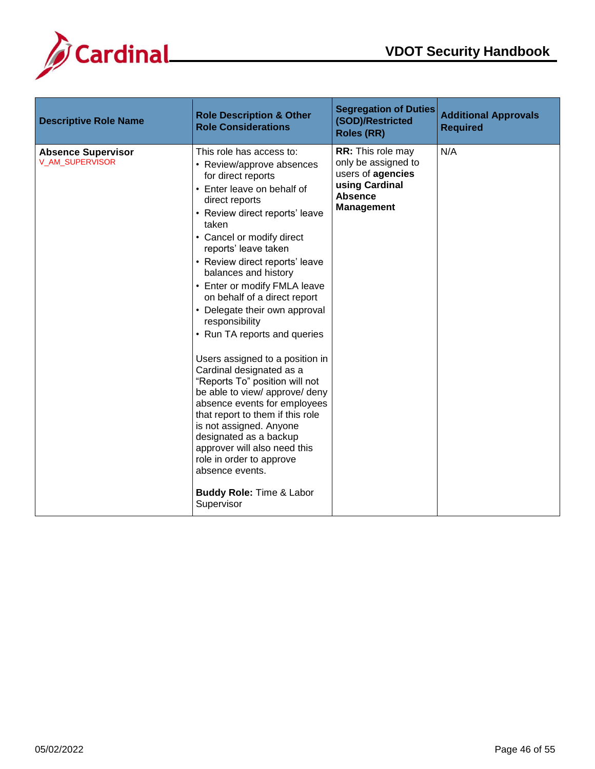| Descriptive Role Name | Role Description & Other Role Considerations | Segregation of Duties (SOD)/Restricted Roles (RR) | Additional Approvals Required |
|---|---|---|---|
| **Absence Supervisor**<br>V_AM_SUPERVISOR | This role has access to:<br>• Review/approve absences for direct reports<br>• Enter leave on behalf of direct reports<br>• Review direct reports' leave taken<br>• Cancel or modify direct reports' leave taken<br>• Review direct reports' leave balances and history<br>• Enter or modify FMLA leave on behalf of a direct report<br>• Delegate their own approval responsibility<br>• Run TA reports and queries<br><br>Users assigned to a position in Cardinal designated as a "Reports To" position will not be able to view/ approve/ deny absence events for employees that report to them if this role is not assigned. Anyone designated as a backup approver will also need this role in order to approve absence events.<br><br>**Buddy Role:** Time & Labor Supervisor | **RR:** This role may only be assigned to users of **agencies using Cardinal Absence Management** | N/A |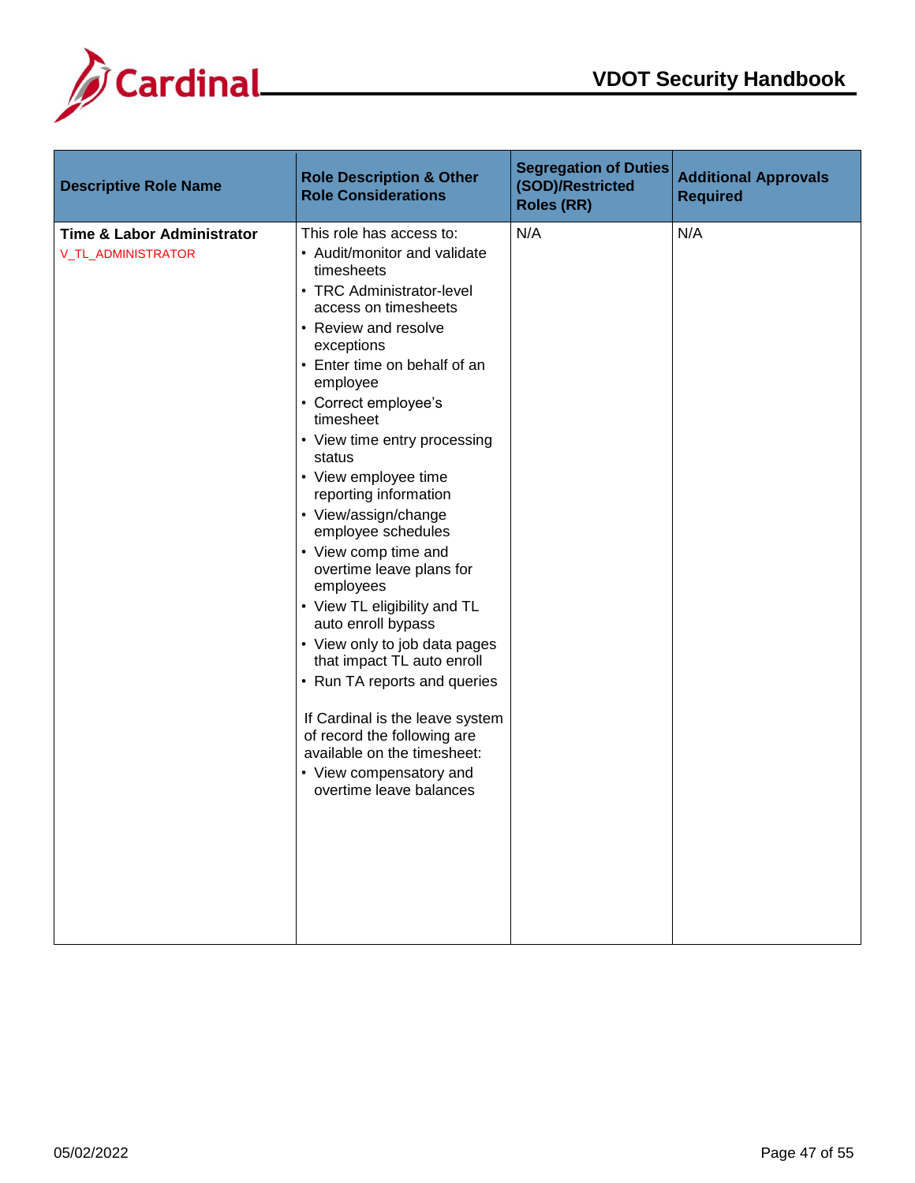| Descriptive Role Name | Role Description & Other Role Considerations | Segregation of Duties (SOD)/Restricted Roles (RR) | Additional Approvals Required |
|---|---|---|---|
| **Time & Labor Administrator**<br>V_TL_ADMINISTRATOR | This role has access to:<br>• Audit/monitor and validate timesheets<br>• TRC Administrator-level access on timesheets<br>• Review and resolve exceptions<br>• Enter time on behalf of an employee<br>• Correct employee's timesheet<br>• View time entry processing status<br>• View employee time reporting information<br>• View/assign/change employee schedules<br>• View comp time and overtime leave plans for employees<br>• View TL eligibility and TL auto enroll bypass<br>• View only to job data pages that impact TL auto enroll<br>• Run TA reports and queries<br><br>If Cardinal is the leave system of record the following are available on the timesheet:<br>• View compensatory and overtime leave balances | N/A | N/A |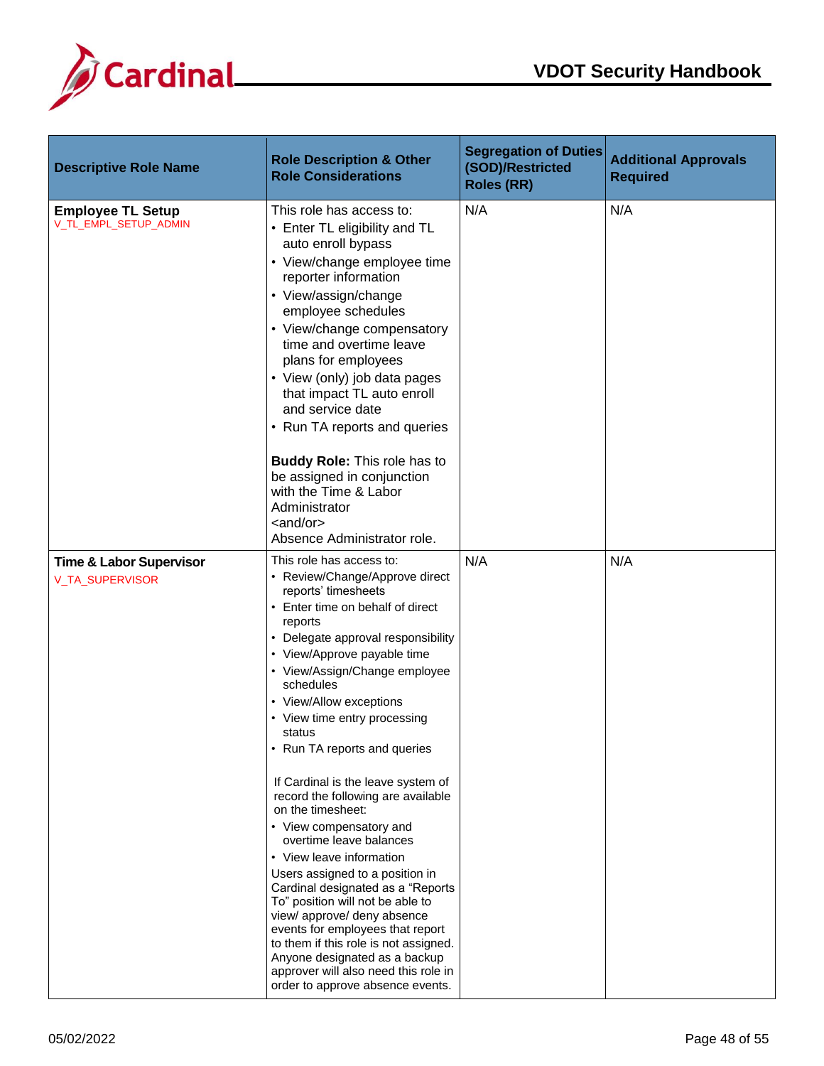| Descriptive Role Name | Role Description & Other Role Considerations | Segregation of Duties (SOD)/Restricted Roles (RR) | Additional Approvals Required |
|---|---|---|---|
| **Employee TL Setup**<br>V_TL_EMPL_SETUP_ADMIN | This role has access to:<br>• Enter TL eligibility and TL auto enroll bypass<br>• View/change employee time reporter information<br>• View/assign/change employee schedules<br>• View/change compensatory time and overtime leave plans for employees<br>• View (only) job data pages that impact TL auto enroll and service date<br>• Run TA reports and queries<br><br>**Buddy Role:** This role has to be assigned in conjunction with the Time & Labor Administrator<br><and/or><br>Absence Administrator role. | N/A | N/A |
| **Time & Labor Supervisor**<br>V_TA_SUPERVISOR | This role has access to:<br>• Review/Change/Approve direct reports' timesheets<br>• Enter time on behalf of direct reports<br>• Delegate approval responsibility<br>• View/Approve payable time<br>• View/Assign/Change employee schedules<br>• View/Allow exceptions<br>• View time entry processing status<br>• Run TA reports and queries<br><br>If Cardinal is the leave system of record the following are available on the timesheet:<br>• View compensatory and overtime leave balances<br>• View leave information<br>Users assigned to a position in Cardinal designated as a "Reports To" position will not be able to view/ approve/ deny absence events for employees that report to them if this role is not assigned. Anyone designated as a backup approver will also need this role in order to approve absence events. | N/A | N/A |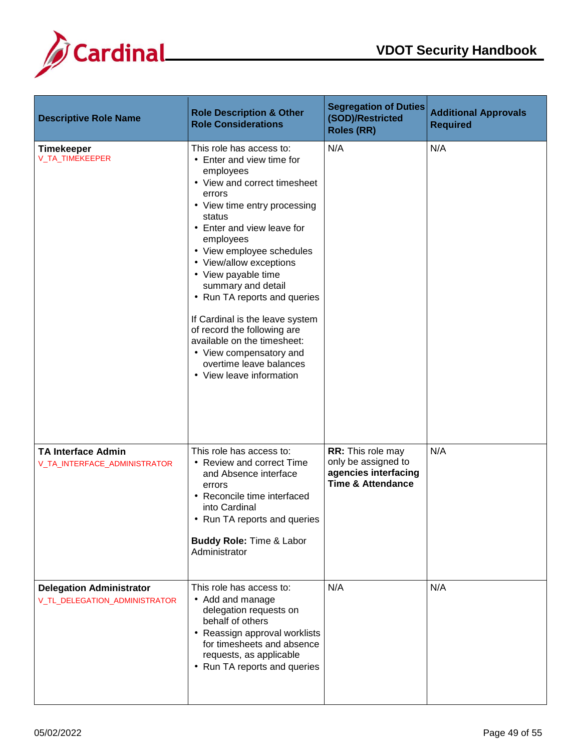| Descriptive Role Name | Role Description & Other Role Considerations | Segregation of Duties (SOD)/Restricted Roles (RR) | Additional Approvals Required |
|---|---|---|---|
| **Timekeeper**<br>V_TA_TIMEKEEPER | This role has access to:<br>• Enter and view time for employees<br>• View and correct timesheet errors<br>• View time entry processing status<br>• Enter and view leave for employees<br>• View employee schedules<br>• View/allow exceptions<br>• View payable time summary and detail<br>• Run TA reports and queries<br><br>If Cardinal is the leave system of record the following are available on the timesheet:<br>• View compensatory and overtime leave balances<br>• View leave information | N/A | N/A |
| **TA Interface Admin**<br>V_TA_INTERFACE_ADMINISTRATOR | This role has access to:<br>• Review and correct Time and Absence interface errors<br>• Reconcile time interfaced into Cardinal<br>• Run TA reports and queries<br><br>**Buddy Role:** Time & Labor Administrator | **RR:** This role may only be assigned to **agencies interfacing Time & Attendance** | N/A |
| **Delegation Administrator**<br>V_TL_DELEGATION_ADMINISTRATOR | This role has access to:<br>• Add and manage delegation requests on behalf of others<br>• Reassign approval worklists for timesheets and absence requests, as applicable<br>• Run TA reports and queries | N/A | N/A |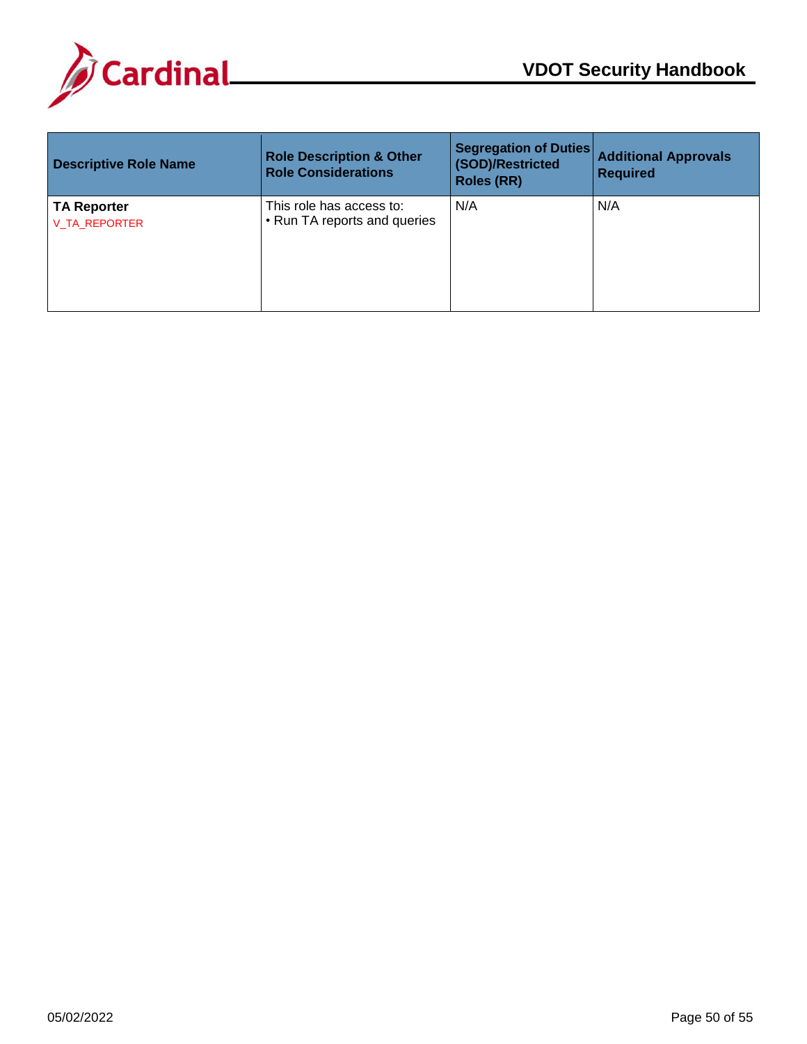| Descriptive Role Name | Role Description & Other Role Considerations | Segregation of Duties (SOD)/Restricted Roles (RR) | Additional Approvals Required |
|---|---|---|---|
| **TA Reporter**<br>V_TA_REPORTER | This role has access to:<br>• Run TA reports and queries | N/A | N/A |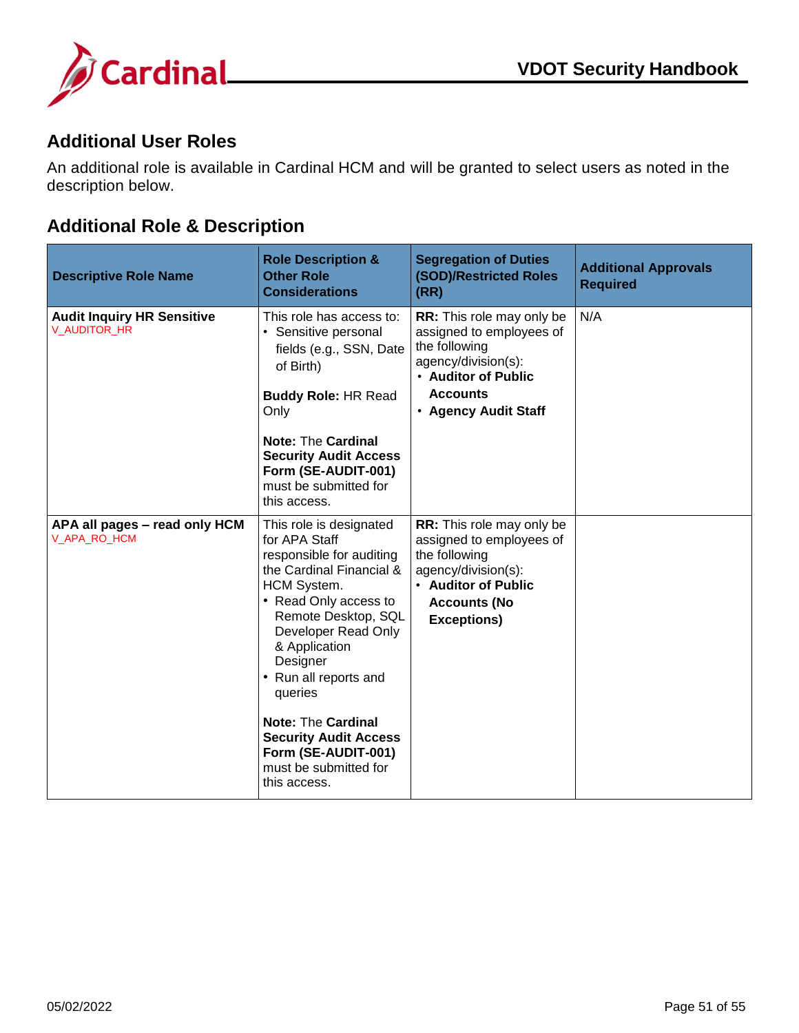## Additional User Roles

An additional role is available in Cardinal HCM and will be granted to select users as noted in the description below.

## Additional Role & Description

| Descriptive Role Name | Role Description & Other Role Considerations | Segregation of Duties (SOD)/Restricted Roles (RR) | Additional Approvals Required |
|---|---|---|---|
| **Audit Inquiry HR Sensitive**<br>V_AUDITOR_HR | This role has access to:<br>• Sensitive personal fields (e.g., SSN, Date of Birth)<br><br>**Buddy Role:** HR Read Only<br><br>**Note:** The **Cardinal Security Audit Access Form (SE-AUDIT-001)** must be submitted for this access. | **RR:** This role may only be assigned to employees of the following agency/division(s):<br>• **Auditor of Public Accounts**<br>• **Agency Audit Staff** | N/A |
| **APA all pages – read only HCM**<br>V_APA_RO_HCM | This role is designated for APA Staff responsible for auditing the Cardinal Financial & HCM System.<br>• Read Only access to Remote Desktop, SQL Developer Read Only & Application Designer<br>• Run all reports and queries<br><br>**Note:** The **Cardinal Security Audit Access Form (SE-AUDIT-001)** must be submitted for this access. | **RR:** This role may only be assigned to employees of the following agency/division(s):<br>• **Auditor of Public Accounts (No Exceptions)** | |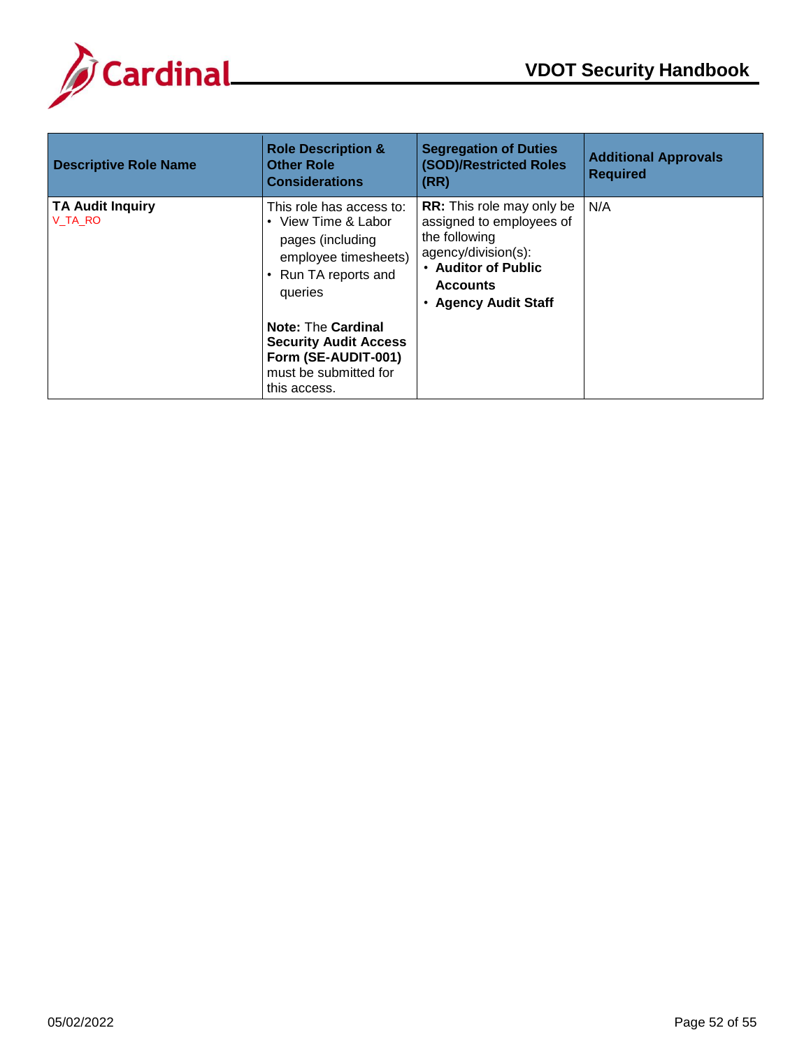| Descriptive Role Name | Role Description & Other Role Considerations | Segregation of Duties (SOD)/Restricted Roles (RR) | Additional Approvals Required |
|---|---|---|---|
| **TA Audit Inquiry**<br>V_TA_RO | This role has access to:<br>• View Time & Labor pages (including employee timesheets)<br>• Run TA reports and queries<br><br>**Note:** The **Cardinal Security Audit Access Form (SE-AUDIT-001)** must be submitted for this access. | **RR:** This role may only be assigned to employees of the following agency/division(s):<br>• **Auditor of Public Accounts**<br>• **Agency Audit Staff** | N/A |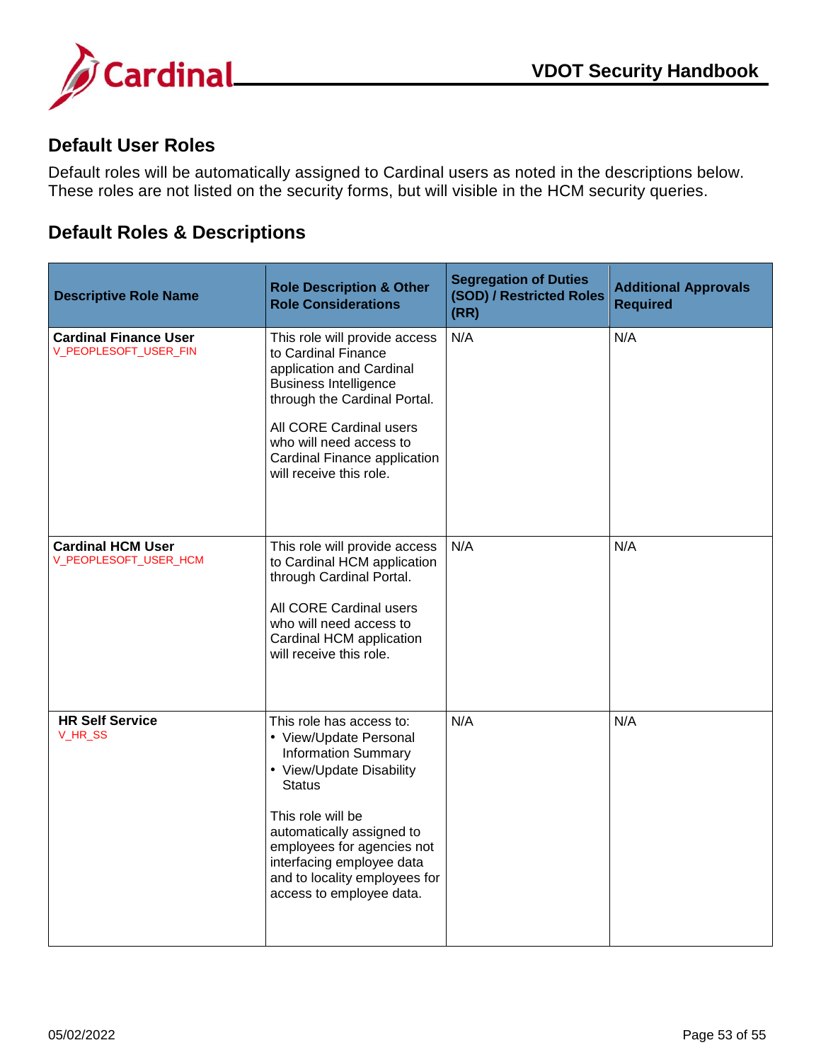## Default User Roles

Default roles will be automatically assigned to Cardinal users as noted in the descriptions below. These roles are not listed on the security forms, but will visible in the HCM security queries.

## Default Roles & Descriptions

| Descriptive Role Name | Role Description & Other Role Considerations | Segregation of Duties (SOD) / Restricted Roles (RR) | Additional Approvals Required |
|---|---|---|---|
| **Cardinal Finance User**<br>V_PEOPLESOFT_USER_FIN | This role will provide access to Cardinal Finance application and Cardinal Business Intelligence through the Cardinal Portal.<br><br>All CORE Cardinal users who will need access to Cardinal Finance application will receive this role. | N/A | N/A |
| **Cardinal HCM User**<br>V_PEOPLESOFT_USER_HCM | This role will provide access to Cardinal HCM application through Cardinal Portal.<br><br>All CORE Cardinal users who will need access to Cardinal HCM application will receive this role. | N/A | N/A |
| **HR Self Service**<br>V_HR_SS | This role has access to:<br>• View/Update Personal Information Summary<br>• View/Update Disability Status<br><br>This role will be automatically assigned to employees for agencies not interfacing employee data and to locality employees for access to employee data. | N/A | N/A |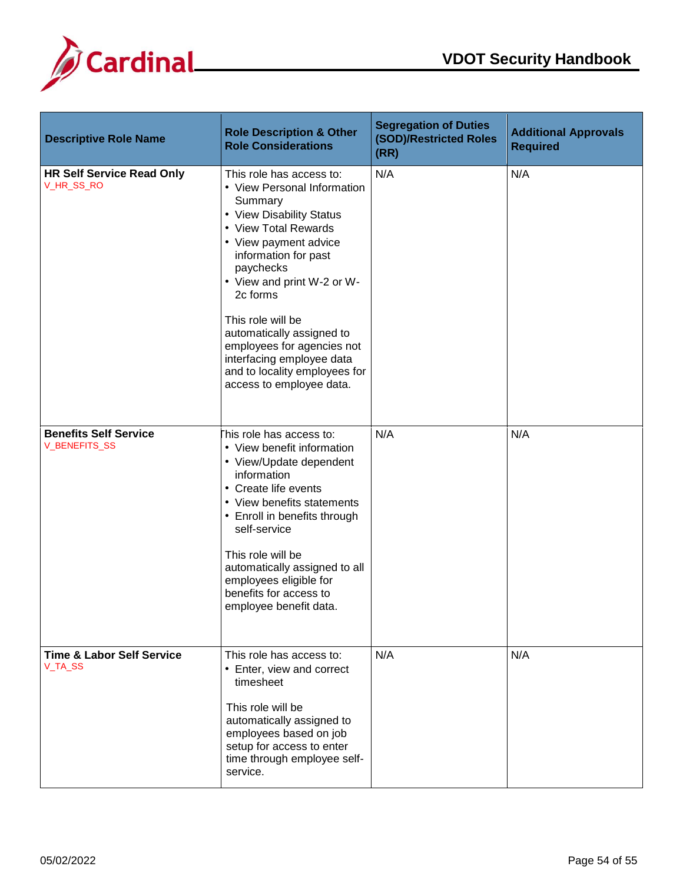| Descriptive Role Name | Role Description & Other Role Considerations | Segregation of Duties (SOD)/Restricted Roles (RR) | Additional Approvals Required |
|---|---|---|---|
| **HR Self Service Read Only**<br>V_HR_SS_RO | This role has access to:<br>• View Personal Information Summary<br>• View Disability Status<br>• View Total Rewards<br>• View payment advice information for past paychecks<br>• View and print W-2 or W-2c forms<br><br>This role will be automatically assigned to employees for agencies not interfacing employee data and to locality employees for access to employee data. | N/A | N/A |
| **Benefits Self Service**<br>V_BENEFITS_SS | This role has access to:<br>• View benefit information<br>• View/Update dependent information<br>• Create life events<br>• View benefits statements<br>• Enroll in benefits through self-service<br><br>This role will be automatically assigned to all employees eligible for benefits for access to employee benefit data. | N/A | N/A |
| **Time & Labor Self Service**<br>V_TA_SS | This role has access to:<br>• Enter, view and correct timesheet<br><br>This role will be automatically assigned to employees based on job setup for access to enter time through employee self-service. | N/A | N/A |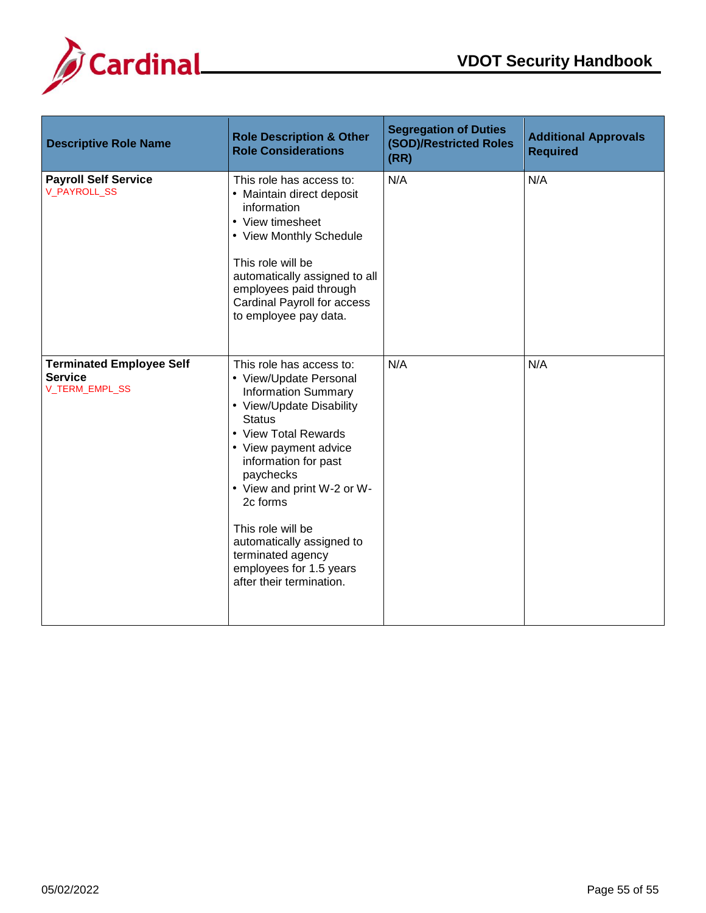| Descriptive Role Name | Role Description & Other Role Considerations | Segregation of Duties (SOD)/Restricted Roles (RR) | Additional Approvals Required |
|---|---|---|---|
| **Payroll Self Service**<br>V_PAYROLL_SS | This role has access to:<br>• Maintain direct deposit information<br>• View timesheet<br>• View Monthly Schedule<br><br>This role will be automatically assigned to all employees paid through Cardinal Payroll for access to employee pay data. | N/A | N/A |
| **Terminated Employee Self Service**<br>V_TERM_EMPL_SS | This role has access to:<br>• View/Update Personal Information Summary<br>• View/Update Disability Status<br>• View Total Rewards<br>• View payment advice information for past paychecks<br>• View and print W-2 or W-2c forms<br><br>This role will be automatically assigned to terminated agency employees for 1.5 years after their termination. | N/A | N/A |